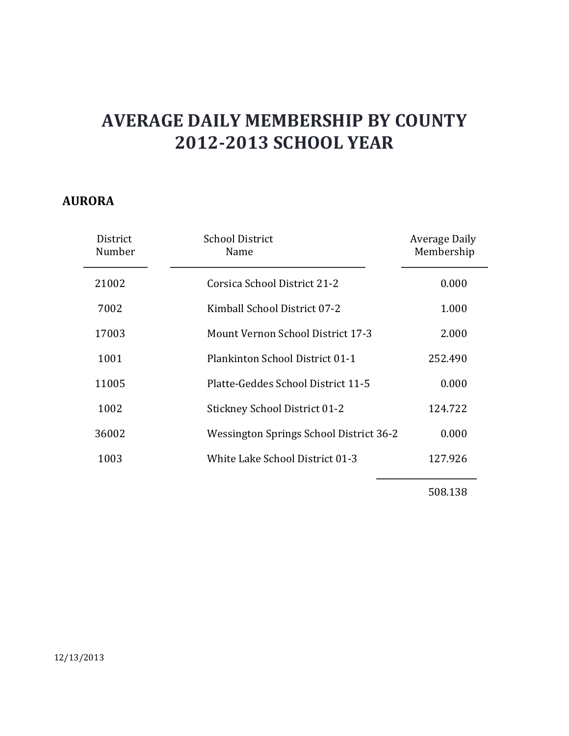# AVERAGE DAILY MEMBERSHIP BY COUNTY
# 2012-2013 SCHOOL YEAR

**AURORA**

| District Number | School District Name | Average Daily Membership |
|---|---|---|
| 21002 | Corsica School District 21-2 | 0.000 |
| 7002 | Kimball School District 07-2 | 1.000 |
| 17003 | Mount Vernon School District 17-3 | 2.000 |
| 1001 | Plankinton School District 01-1 | 252.490 |
| 11005 | Platte-Geddes School District 11-5 | 0.000 |
| 1002 | Stickney School District 01-2 | 124.722 |
| 36002 | Wessington Springs School District 36-2 | 0.000 |
| 1003 | White Lake School District 01-3 | 127.926 |
| | | 508.138 |

12/13/2013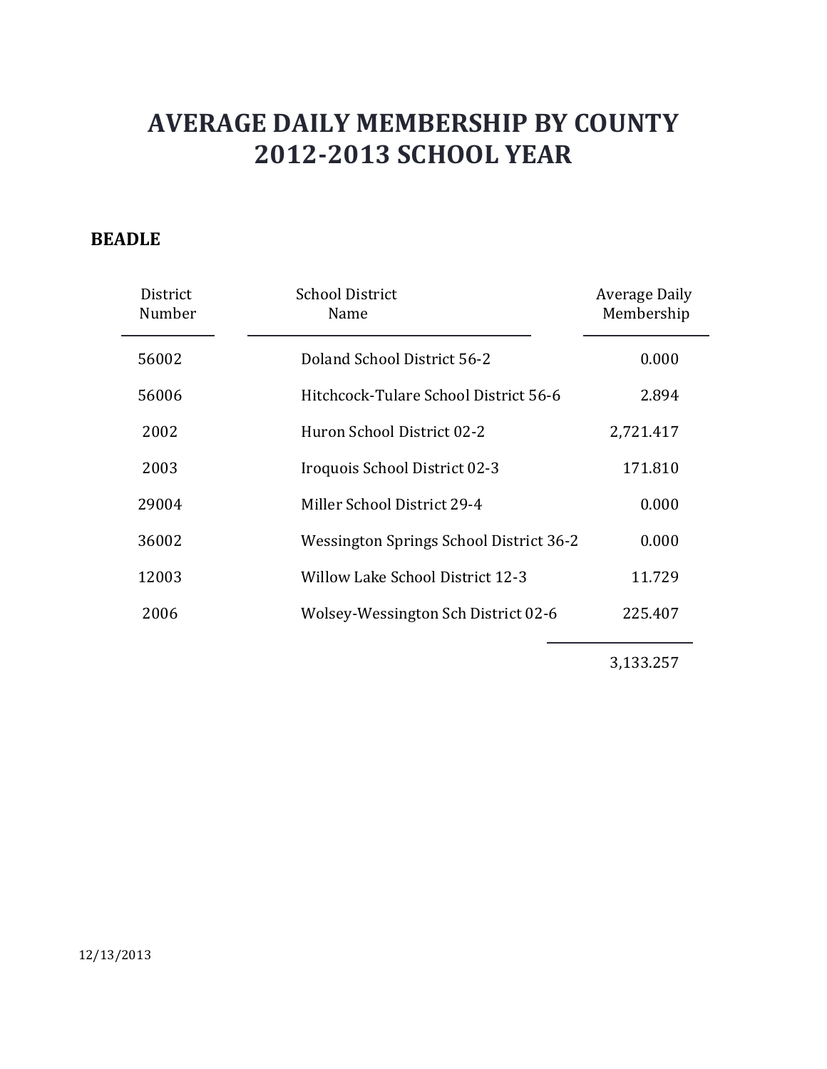# AVERAGE DAILY MEMBERSHIP BY COUNTY
# 2012-2013 SCHOOL YEAR

## BEADLE

| District Number | School District Name | Average Daily Membership |
|---|---|---|
| 56002 | Doland School District 56-2 | 0.000 |
| 56006 | Hitchcock-Tulare School District 56-6 | 2.894 |
| 2002 | Huron School District 02-2 | 2,721.417 |
| 2003 | Iroquois School District 02-3 | 171.810 |
| 29004 | Miller School District 29-4 | 0.000 |
| 36002 | Wessington Springs School District 36-2 | 0.000 |
| 12003 | Willow Lake School District 12-3 | 11.729 |
| 2006 | Wolsey-Wessington Sch District 02-6 | 225.407 |
| | | 3,133.257 |

12/13/2013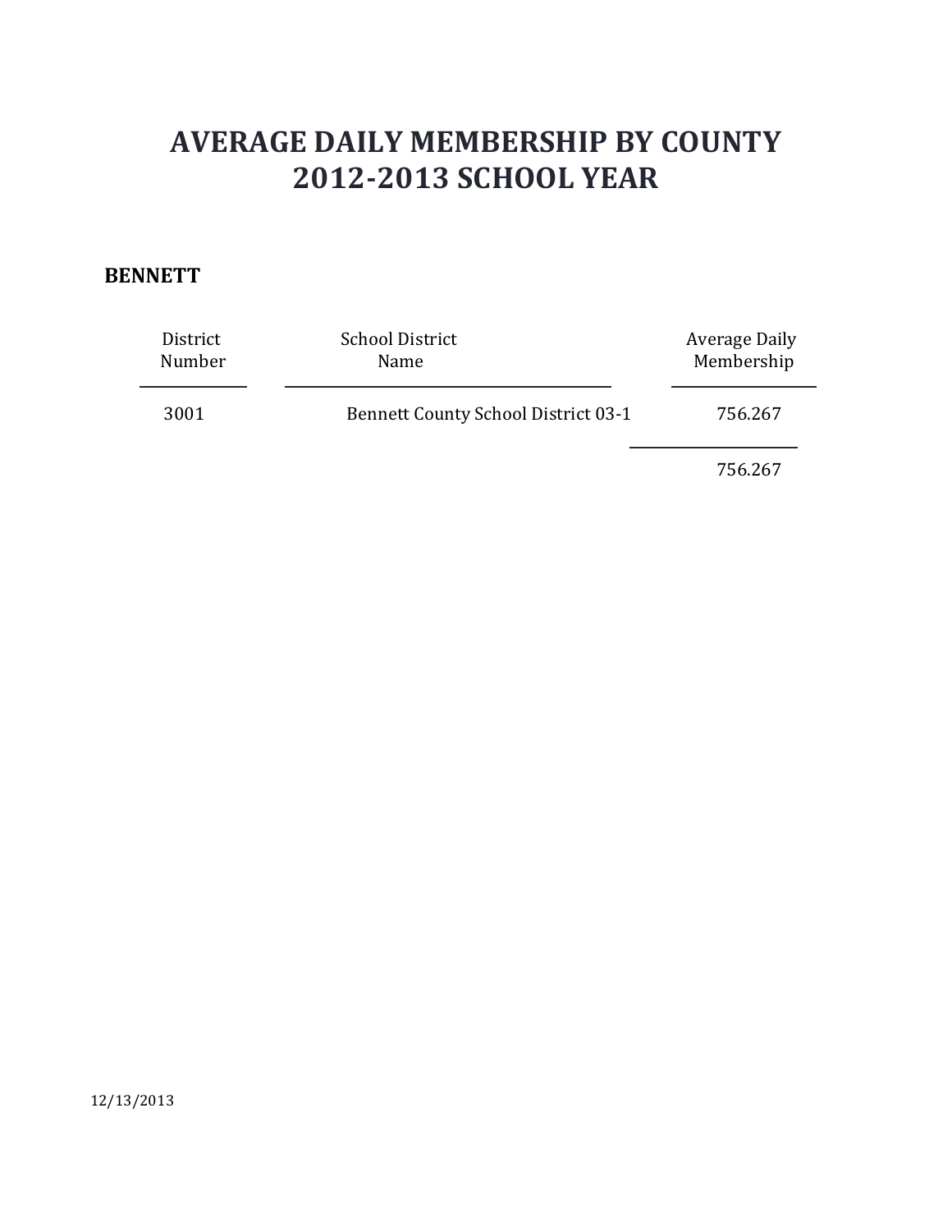# AVERAGE DAILY MEMBERSHIP BY COUNTY
# 2012-2013 SCHOOL YEAR

**BENNETT**

| District Number | School District Name | Average Daily Membership |
|---|---|---|
| 3001 | Bennett County School District 03-1 | 756.267 |
| | | 756.267 |

12/13/2013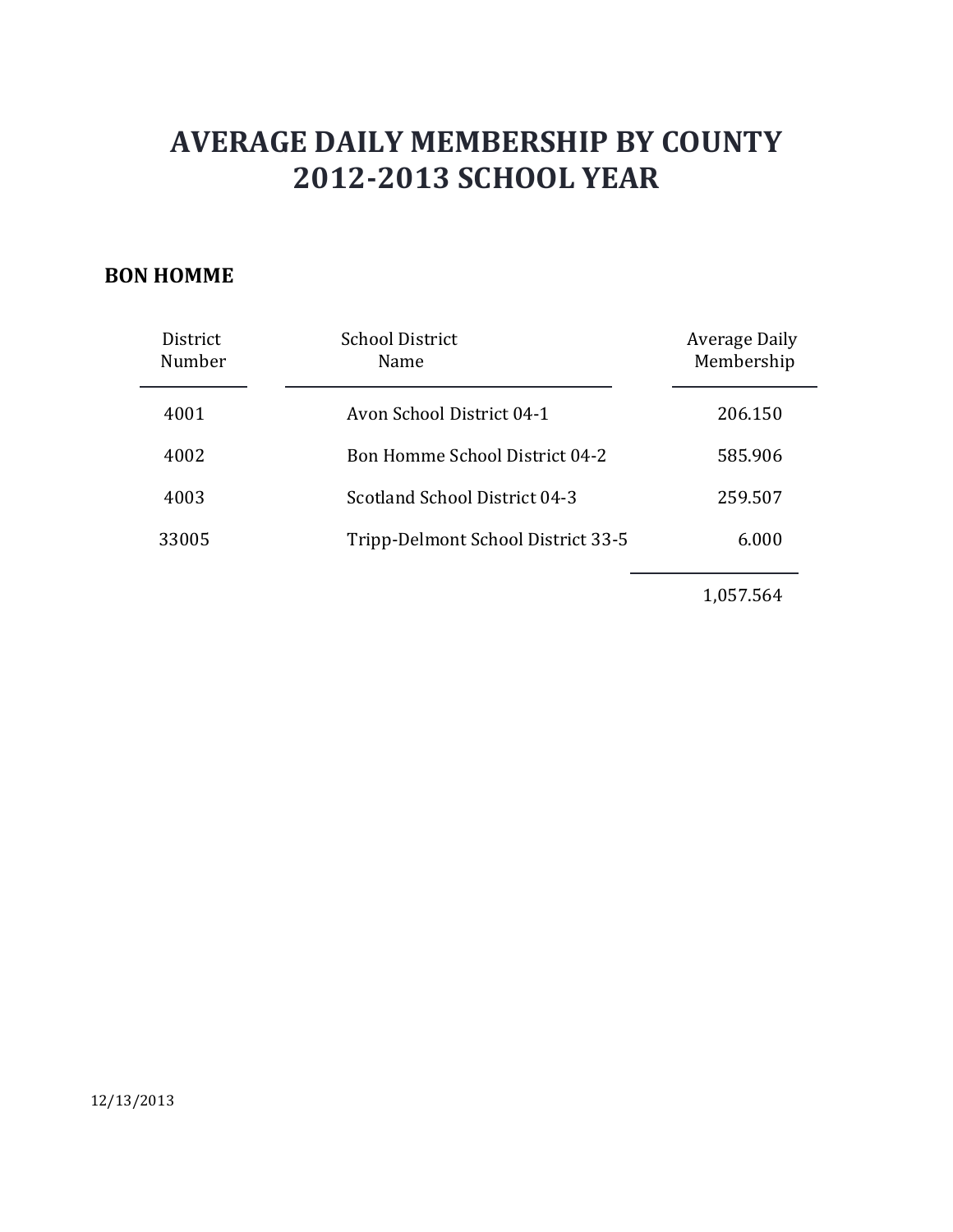# AVERAGE DAILY MEMBERSHIP BY COUNTY
# 2012-2013 SCHOOL YEAR

## BON HOMME

| District Number | School District Name | Average Daily Membership |
|---|---|---|
| 4001 | Avon School District 04-1 | 206.150 |
| 4002 | Bon Homme School District 04-2 | 585.906 |
| 4003 | Scotland School District 04-3 | 259.507 |
| 33005 | Tripp-Delmont School District 33-5 | 6.000 |
| | | 1,057.564 |

12/13/2013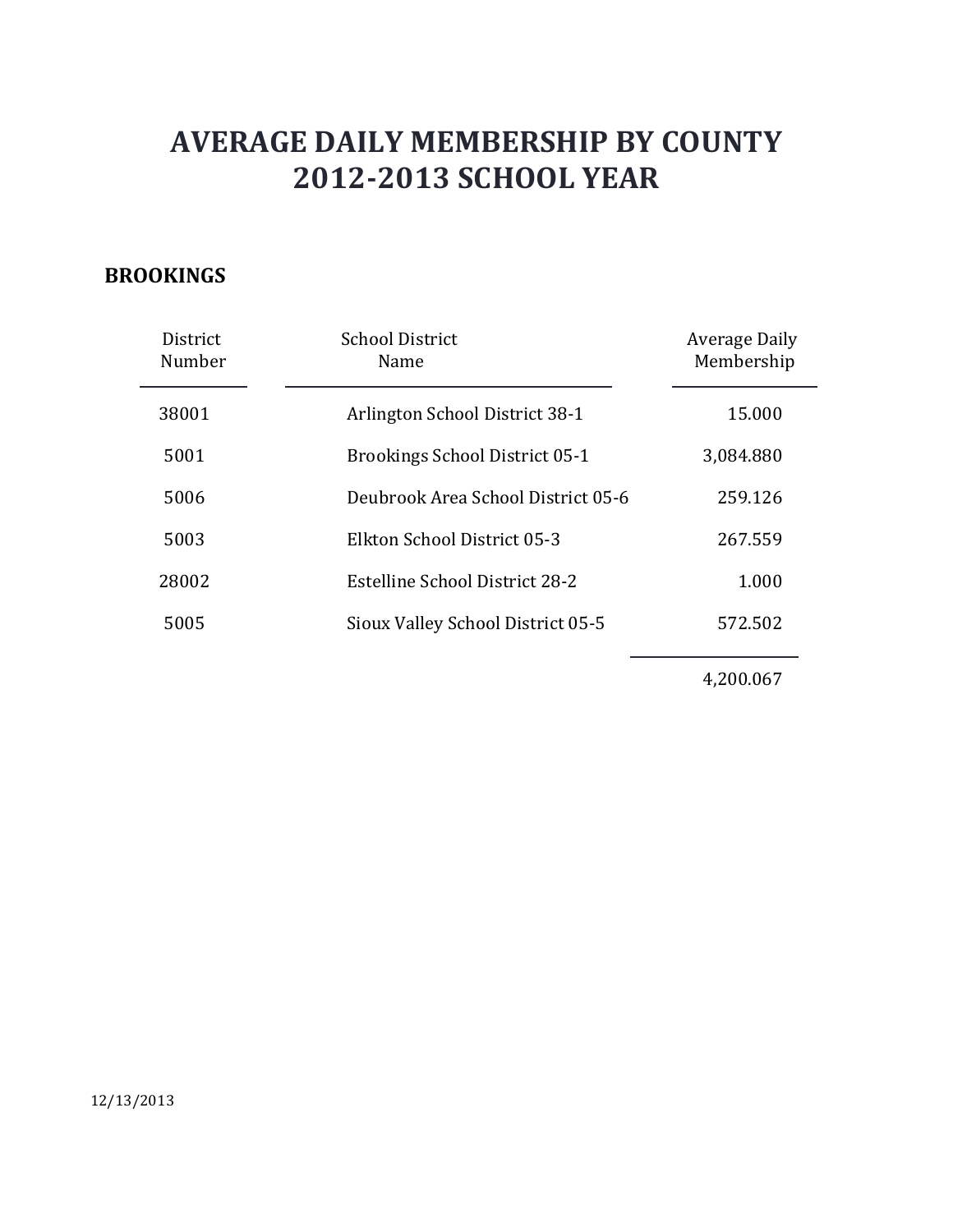# AVERAGE DAILY MEMBERSHIP BY COUNTY
# 2012-2013 SCHOOL YEAR

## BROOKINGS

| District Number | School District Name | Average Daily Membership |
|---|---|---|
| 38001 | Arlington School District 38-1 | 15.000 |
| 5001 | Brookings School District 05-1 | 3,084.880 |
| 5006 | Deubrook Area School District 05-6 | 259.126 |
| 5003 | Elkton School District 05-3 | 267.559 |
| 28002 | Estelline School District 28-2 | 1.000 |
| 5005 | Sioux Valley School District 05-5 | 572.502 |
| | | 4,200.067 |

12/13/2013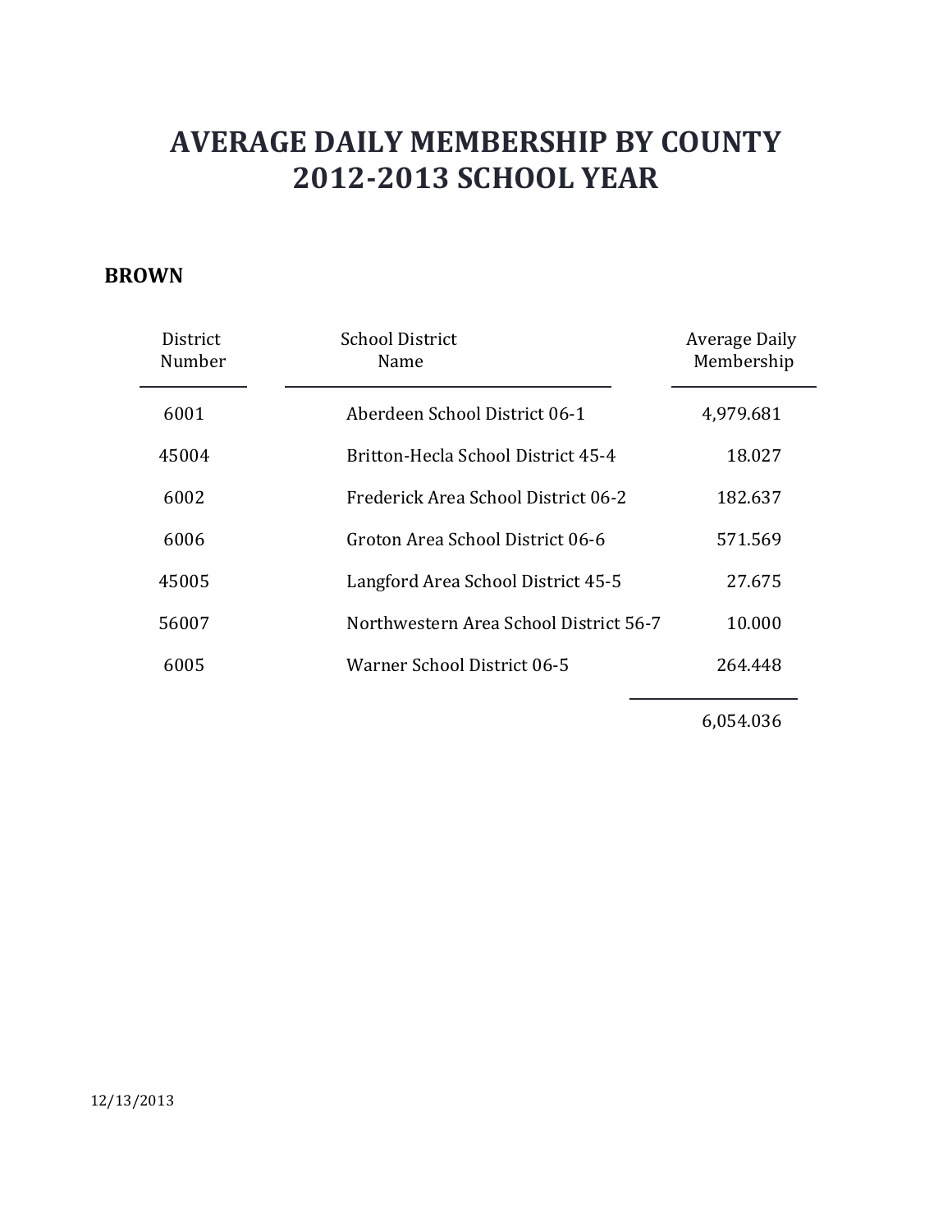# AVERAGE DAILY MEMBERSHIP BY COUNTY
# 2012-2013 SCHOOL YEAR

**BROWN**

| District Number | School District Name | Average Daily Membership |
| --- | --- | --- |
| 6001 | Aberdeen School District 06-1 | 4,979.681 |
| 45004 | Britton-Hecla School District 45-4 | 18.027 |
| 6002 | Frederick Area School District 06-2 | 182.637 |
| 6006 | Groton Area School District 06-6 | 571.569 |
| 45005 | Langford Area School District 45-5 | 27.675 |
| 56007 | Northwestern Area School District 56-7 | 10.000 |
| 6005 | Warner School District 06-5 | 264.448 |
| | | 6,054.036 |

12/13/2013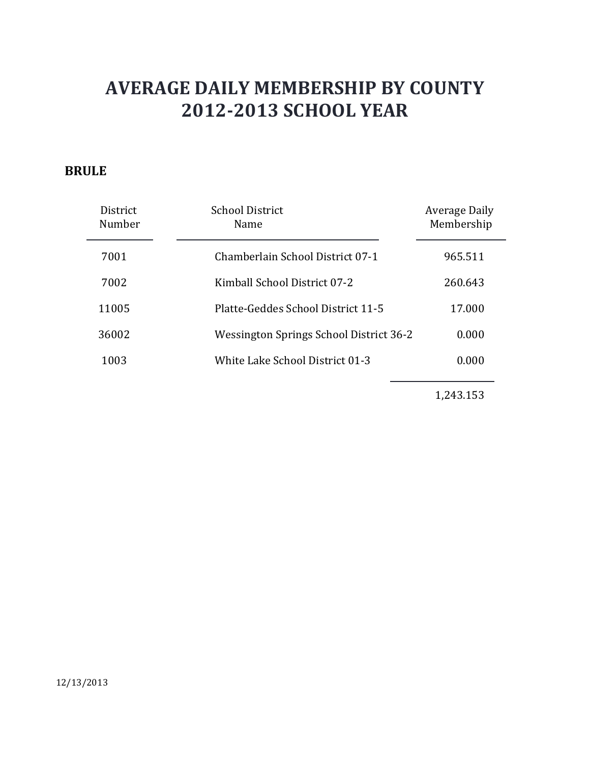# AVERAGE DAILY MEMBERSHIP BY COUNTY
# 2012-2013 SCHOOL YEAR

**BRULE**

| District Number | School District Name | Average Daily Membership |
|---|---|---|
| 7001 | Chamberlain School District 07-1 | 965.511 |
| 7002 | Kimball School District 07-2 | 260.643 |
| 11005 | Platte-Geddes School District 11-5 | 17.000 |
| 36002 | Wessington Springs School District 36-2 | 0.000 |
| 1003 | White Lake School District 01-3 | 0.000 |
| | | 1,243.153 |

12/13/2013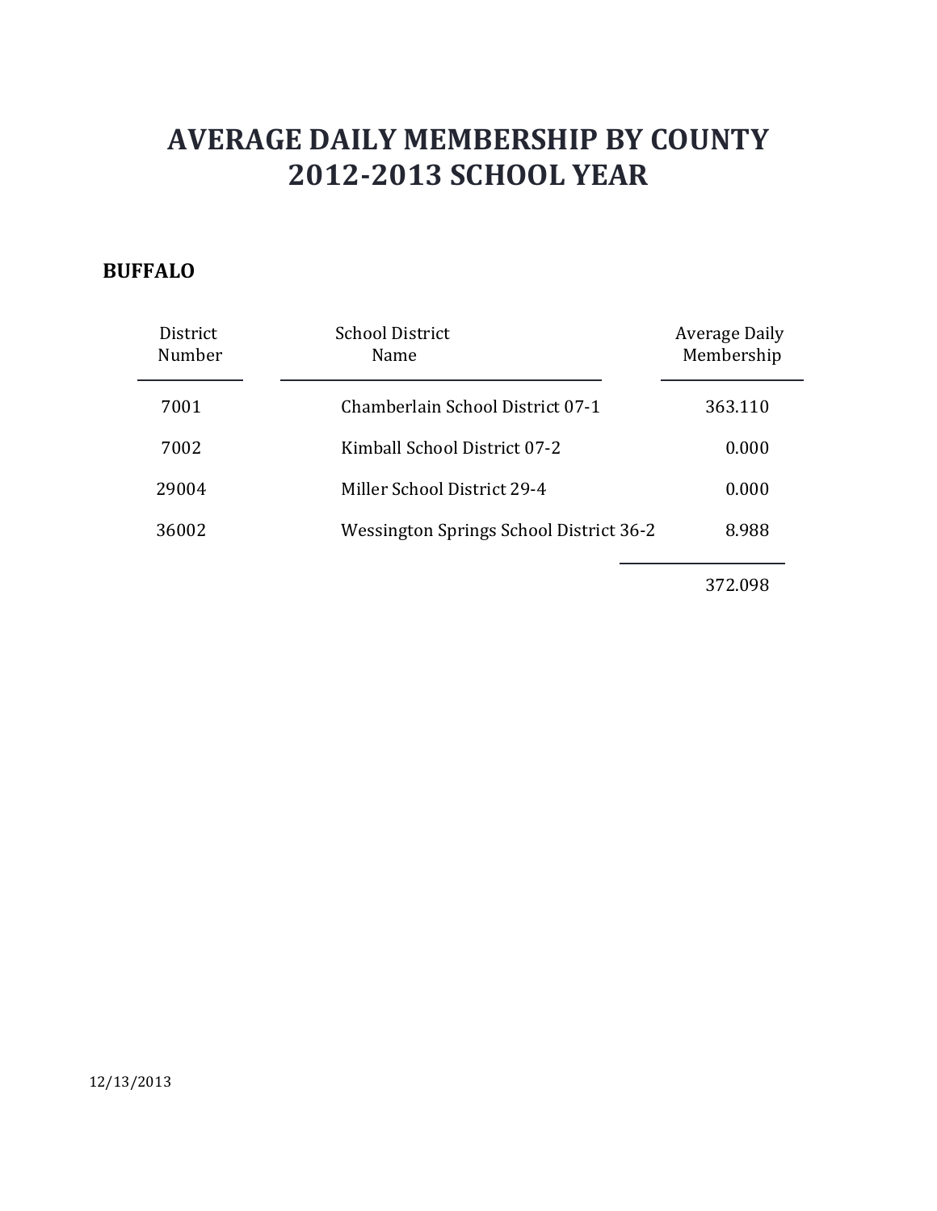# AVERAGE DAILY MEMBERSHIP BY COUNTY
# 2012-2013 SCHOOL YEAR

**BUFFALO**

| District Number | School District Name | Average Daily Membership |
|---|---|---|
| 7001 | Chamberlain School District 07-1 | 363.110 |
| 7002 | Kimball School District 07-2 | 0.000 |
| 29004 | Miller School District 29-4 | 0.000 |
| 36002 | Wessington Springs School District 36-2 | 8.988 |
| | | 372.098 |

12/13/2013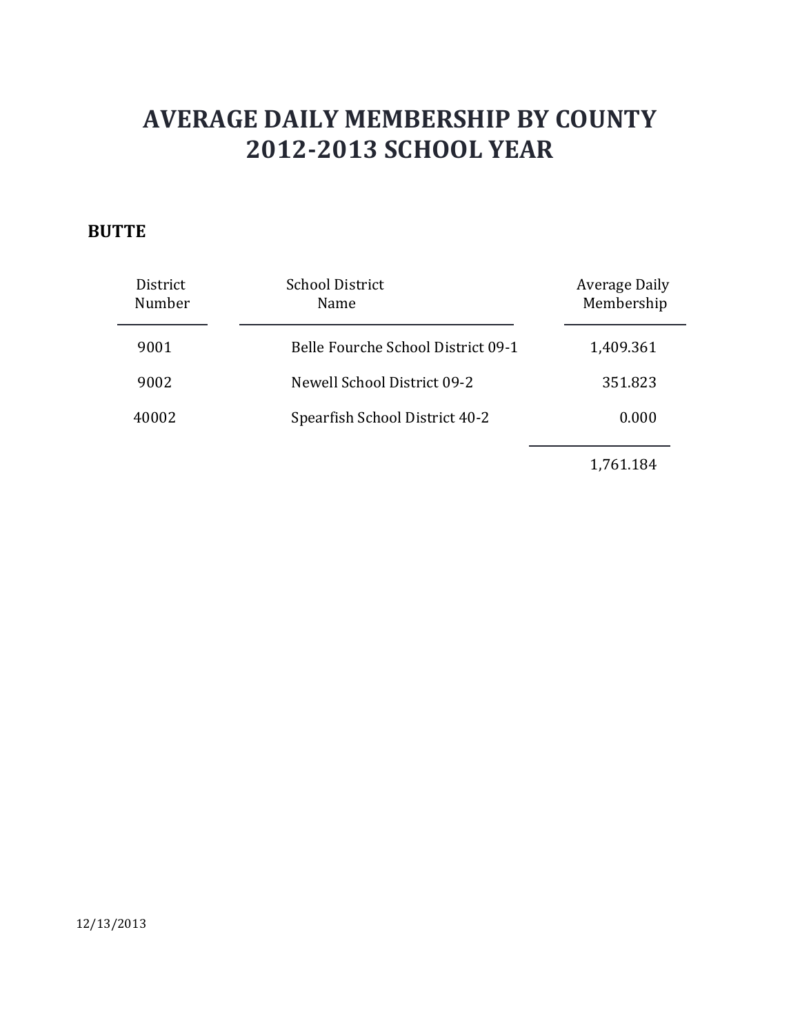# AVERAGE DAILY MEMBERSHIP BY COUNTY
# 2012-2013 SCHOOL YEAR

**BUTTE**

| District Number | School District Name | Average Daily Membership |
|---|---|---|
| 9001 | Belle Fourche School District 09-1 | 1,409.361 |
| 9002 | Newell School District 09-2 | 351.823 |
| 40002 | Spearfish School District 40-2 | 0.000 |
| | | 1,761.184 |

12/13/2013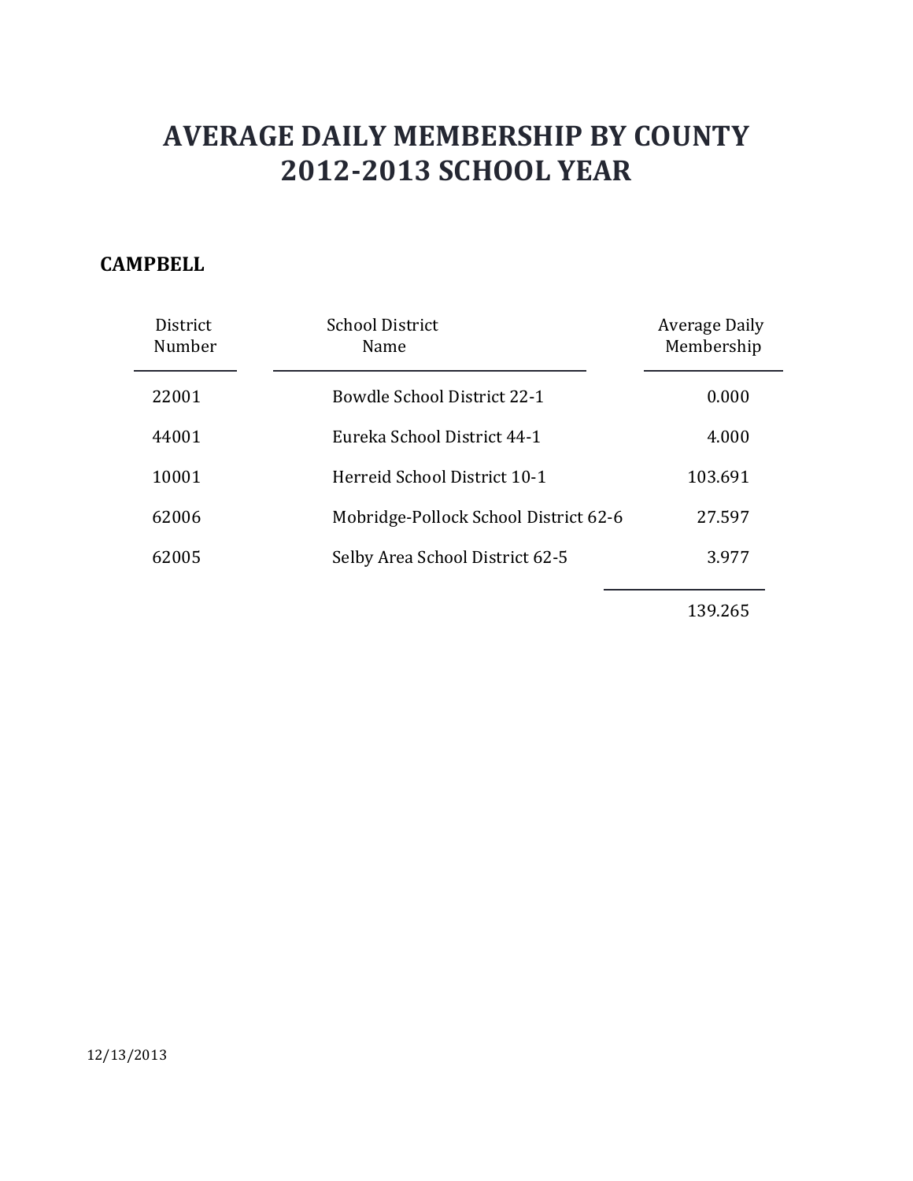# AVERAGE DAILY MEMBERSHIP BY COUNTY
# 2012-2013 SCHOOL YEAR

**CAMPBELL**

| District Number | School District Name | Average Daily Membership |
|---|---|---|
| 22001 | Bowdle School District 22-1 | 0.000 |
| 44001 | Eureka School District 44-1 | 4.000 |
| 10001 | Herreid School District 10-1 | 103.691 |
| 62006 | Mobridge-Pollock School District 62-6 | 27.597 |
| 62005 | Selby Area School District 62-5 | 3.977 |
| | | 139.265 |

12/13/2013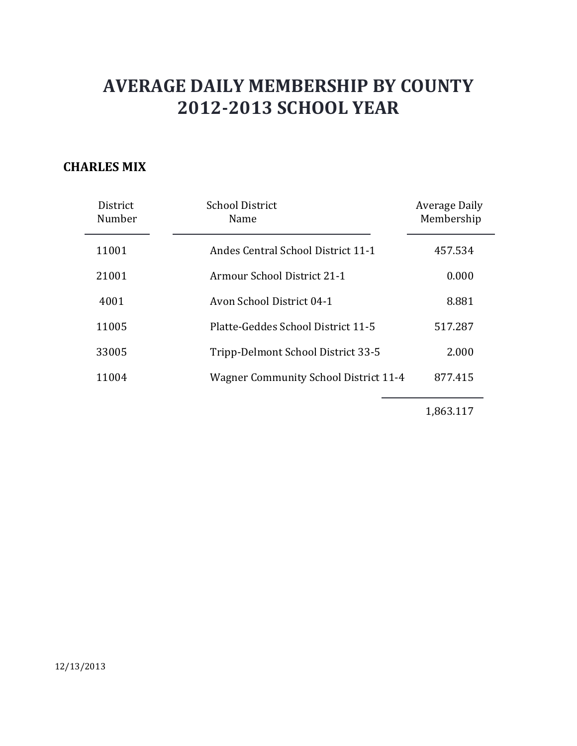# AVERAGE DAILY MEMBERSHIP BY COUNTY
# 2012-2013 SCHOOL YEAR

**CHARLES MIX**

| District Number | School District Name | Average Daily Membership |
|---|---|---|
| 11001 | Andes Central School District 11-1 | 457.534 |
| 21001 | Armour School District 21-1 | 0.000 |
| 4001 | Avon School District 04-1 | 8.881 |
| 11005 | Platte-Geddes School District 11-5 | 517.287 |
| 33005 | Tripp-Delmont School District 33-5 | 2.000 |
| 11004 | Wagner Community School District 11-4 | 877.415 |
| | | 1,863.117 |

12/13/2013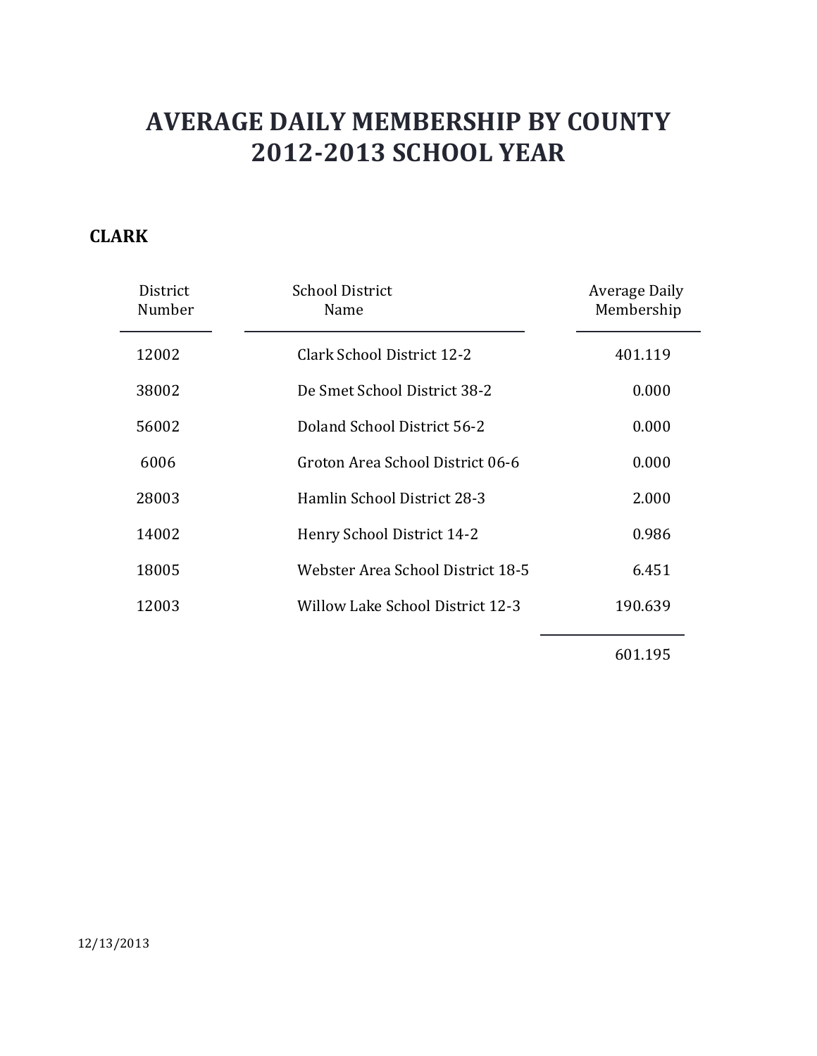# AVERAGE DAILY MEMBERSHIP BY COUNTY
# 2012-2013 SCHOOL YEAR

## CLARK

| District Number | School District Name | Average Daily Membership |
|---|---|---|
| 12002 | Clark School District 12-2 | 401.119 |
| 38002 | De Smet School District 38-2 | 0.000 |
| 56002 | Doland School District 56-2 | 0.000 |
| 6006 | Groton Area School District 06-6 | 0.000 |
| 28003 | Hamlin School District 28-3 | 2.000 |
| 14002 | Henry School District 14-2 | 0.986 |
| 18005 | Webster Area School District 18-5 | 6.451 |
| 12003 | Willow Lake School District 12-3 | 190.639 |
| | | 601.195 |

12/13/2013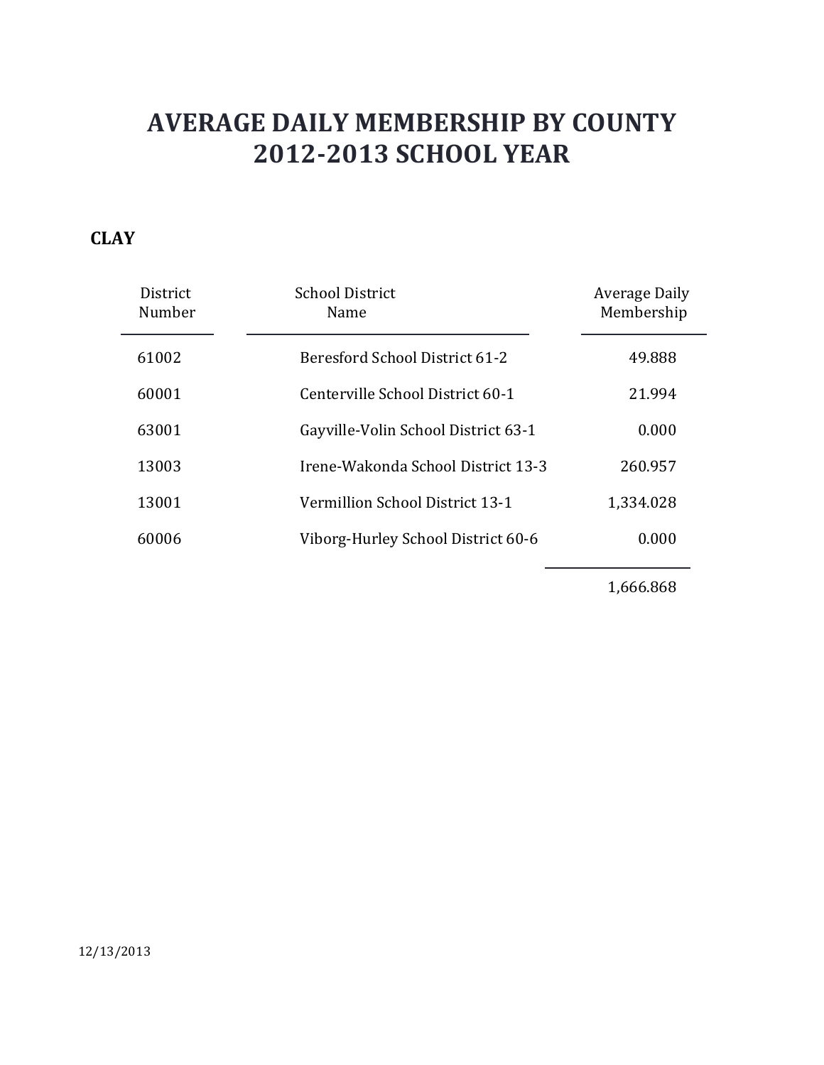# AVERAGE DAILY MEMBERSHIP BY COUNTY
# 2012-2013 SCHOOL YEAR

**CLAY**

| District Number | School District Name | Average Daily Membership |
|---|---|---|
| 61002 | Beresford School District 61-2 | 49.888 |
| 60001 | Centerville School District 60-1 | 21.994 |
| 63001 | Gayville-Volin School District 63-1 | 0.000 |
| 13003 | Irene-Wakonda School District 13-3 | 260.957 |
| 13001 | Vermillion School District 13-1 | 1,334.028 |
| 60006 | Viborg-Hurley School District 60-6 | 0.000 |
| | | 1,666.868 |

12/13/2013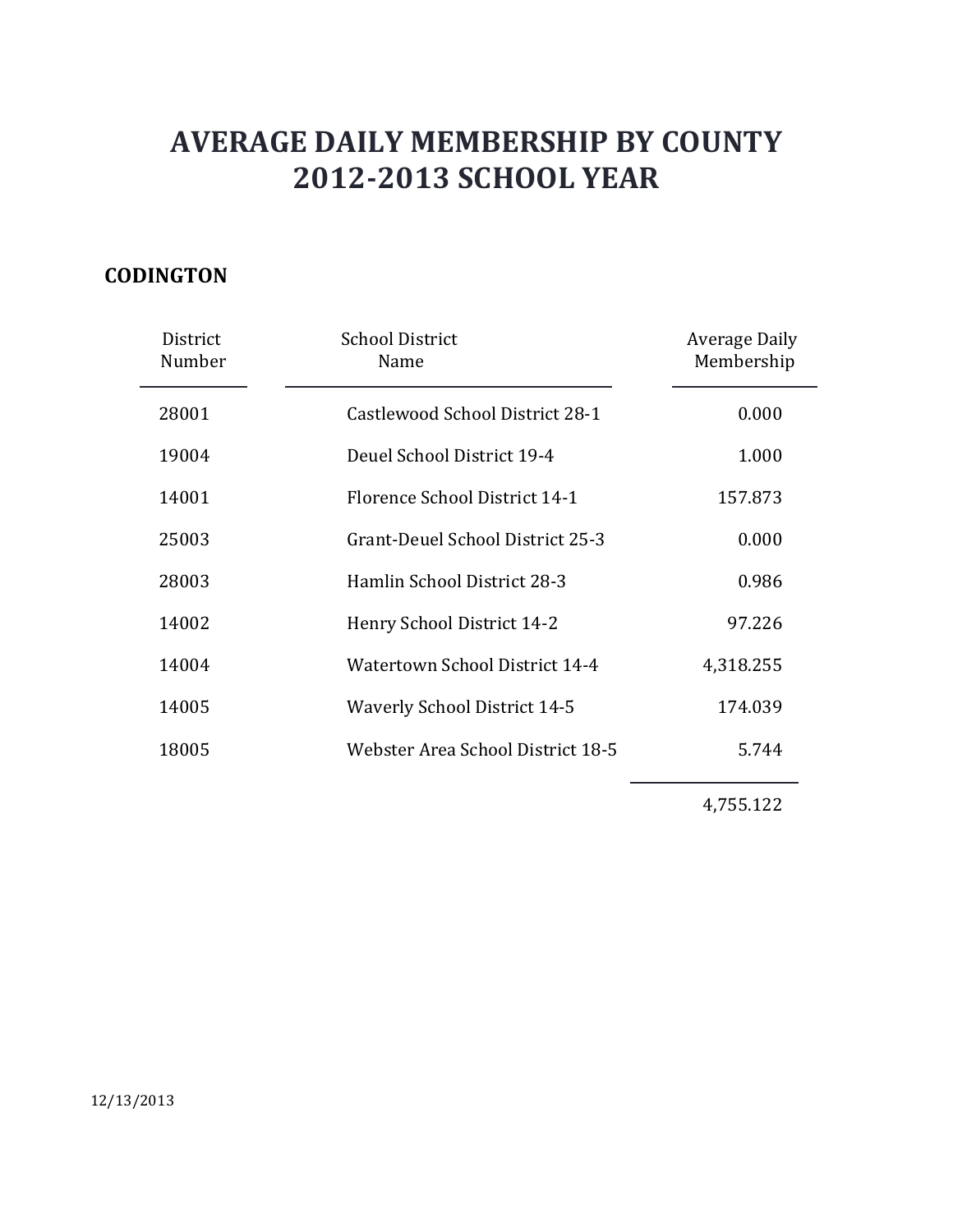# AVERAGE DAILY MEMBERSHIP BY COUNTY 2012-2013 SCHOOL YEAR

## CODINGTON

| District Number | School District Name | Average Daily Membership |
|---|---|---|
| 28001 | Castlewood School District 28-1 | 0.000 |
| 19004 | Deuel School District 19-4 | 1.000 |
| 14001 | Florence School District 14-1 | 157.873 |
| 25003 | Grant-Deuel School District 25-3 | 0.000 |
| 28003 | Hamlin School District 28-3 | 0.986 |
| 14002 | Henry School District 14-2 | 97.226 |
| 14004 | Watertown School District 14-4 | 4,318.255 |
| 14005 | Waverly School District 14-5 | 174.039 |
| 18005 | Webster Area School District 18-5 | 5.744 |
| | | 4,755.122 |

12/13/2013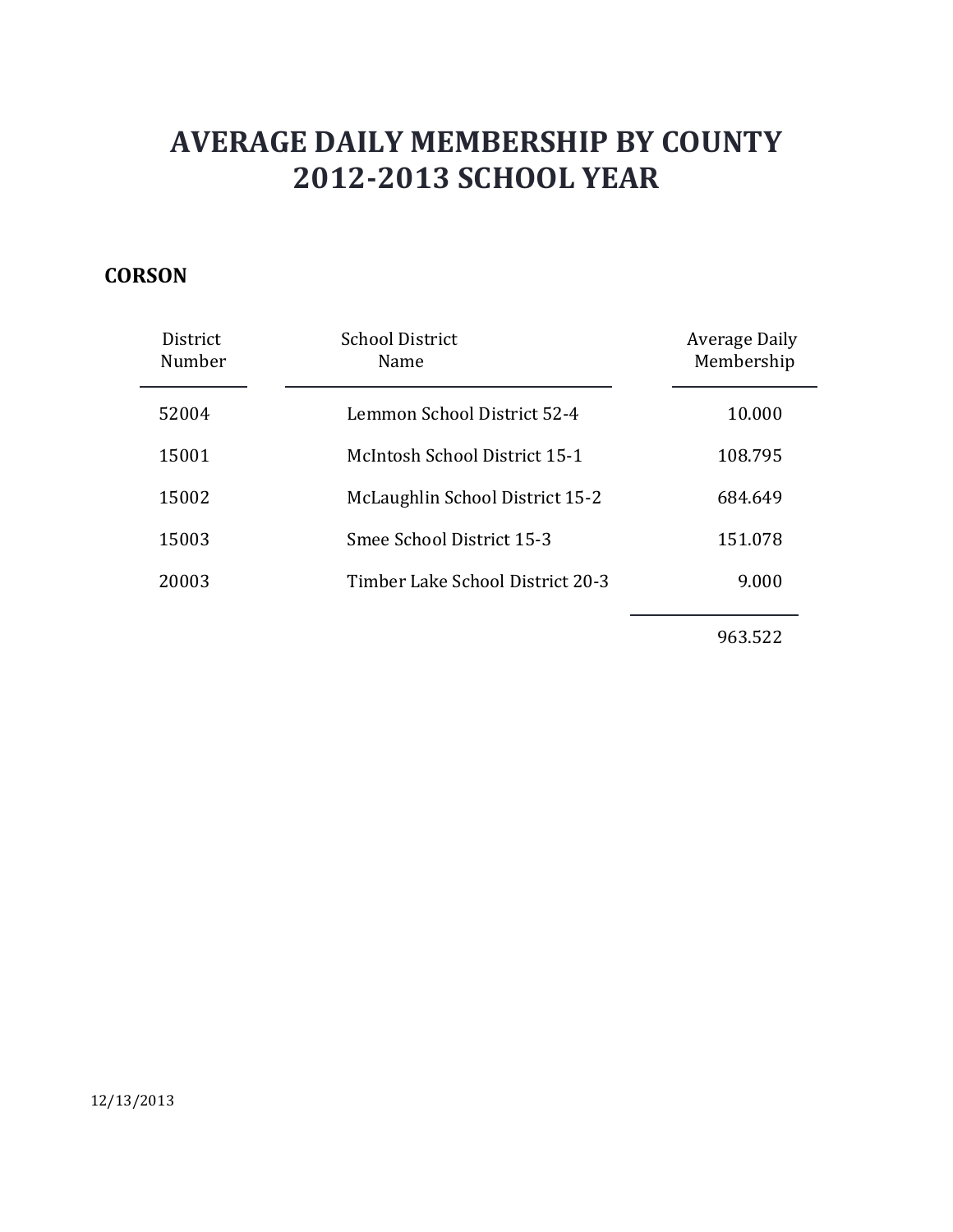# AVERAGE DAILY MEMBERSHIP BY COUNTY
# 2012-2013 SCHOOL YEAR

## CORSON

| District Number | School District Name | Average Daily Membership |
|---|---|---|
| 52004 | Lemmon School District 52-4 | 10.000 |
| 15001 | McIntosh School District 15-1 | 108.795 |
| 15002 | McLaughlin School District 15-2 | 684.649 |
| 15003 | Smee School District 15-3 | 151.078 |
| 20003 | Timber Lake School District 20-3 | 9.000 |
| | | 963.522 |

12/13/2013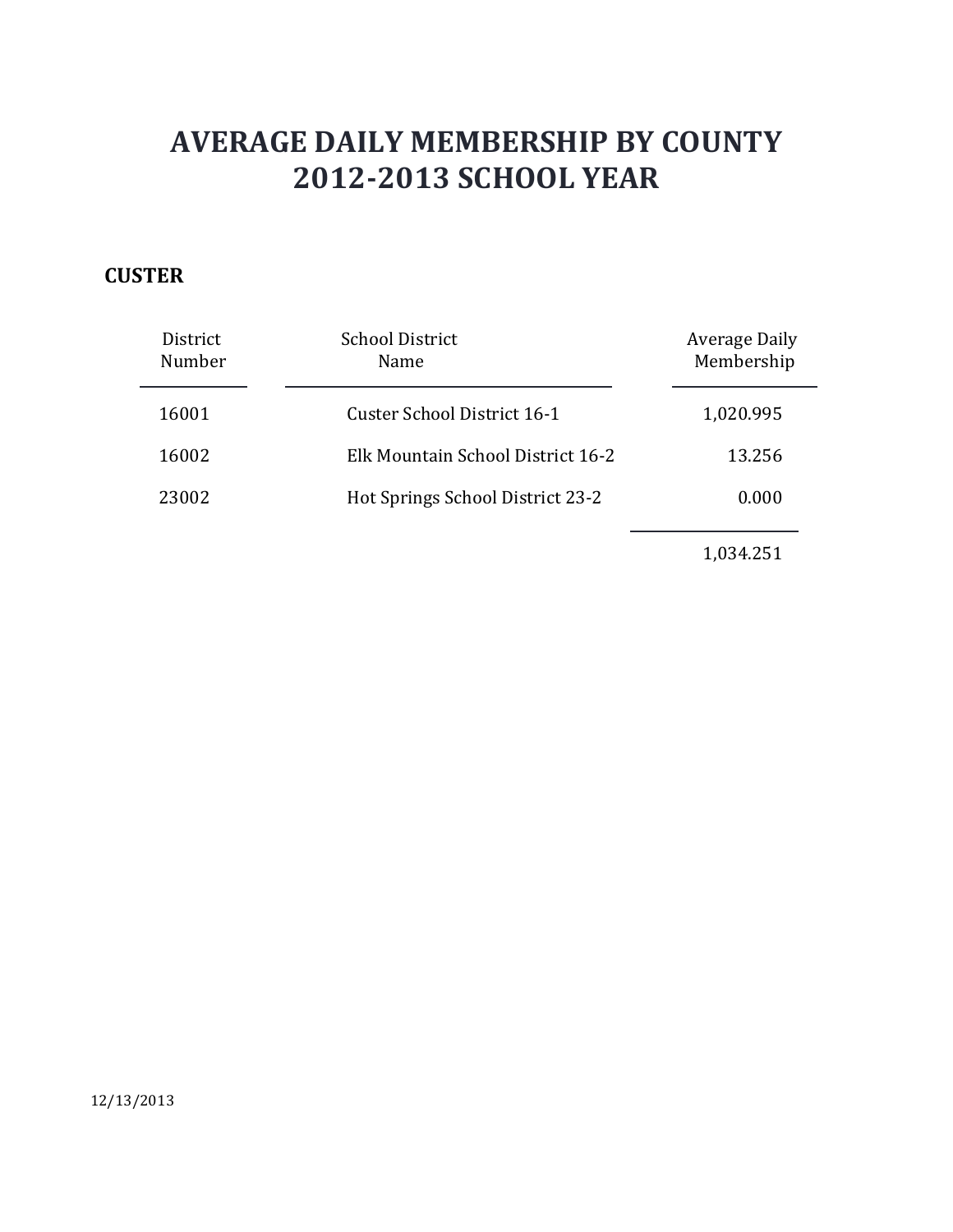# AVERAGE DAILY MEMBERSHIP BY COUNTY
# 2012-2013 SCHOOL YEAR

## CUSTER

| District Number | School District Name | Average Daily Membership |
|---|---|---|
| 16001 | Custer School District 16-1 | 1,020.995 |
| 16002 | Elk Mountain School District 16-2 | 13.256 |
| 23002 | Hot Springs School District 23-2 | 0.000 |
| | | 1,034.251 |

12/13/2013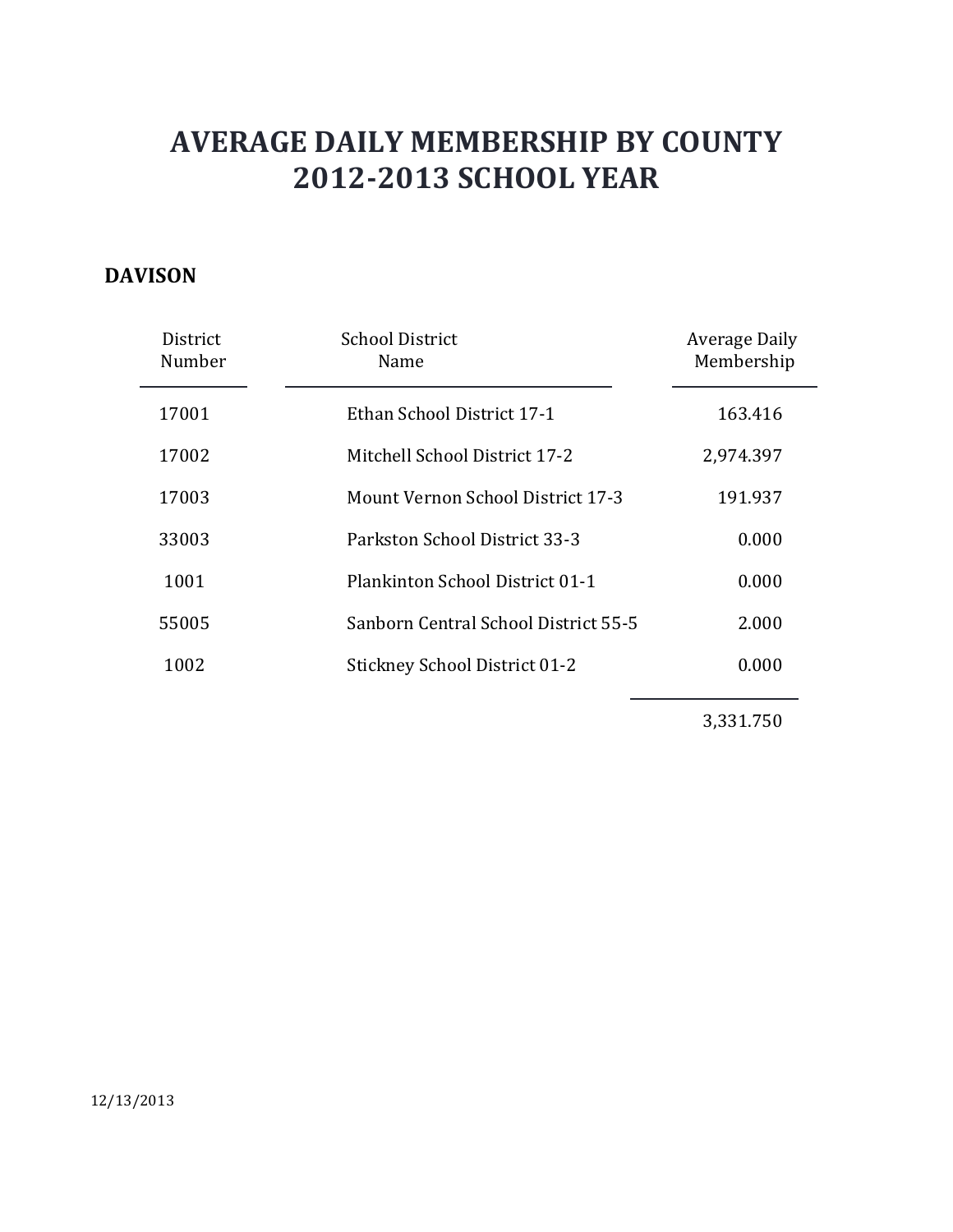# AVERAGE DAILY MEMBERSHIP BY COUNTY
# 2012-2013 SCHOOL YEAR

## DAVISON

| District Number | School District Name | Average Daily Membership |
|---|---|---|
| 17001 | Ethan School District 17-1 | 163.416 |
| 17002 | Mitchell School District 17-2 | 2,974.397 |
| 17003 | Mount Vernon School District 17-3 | 191.937 |
| 33003 | Parkston School District 33-3 | 0.000 |
| 1001 | Plankinton School District 01-1 | 0.000 |
| 55005 | Sanborn Central School District 55-5 | 2.000 |
| 1002 | Stickney School District 01-2 | 0.000 |
| | | 3,331.750 |

12/13/2013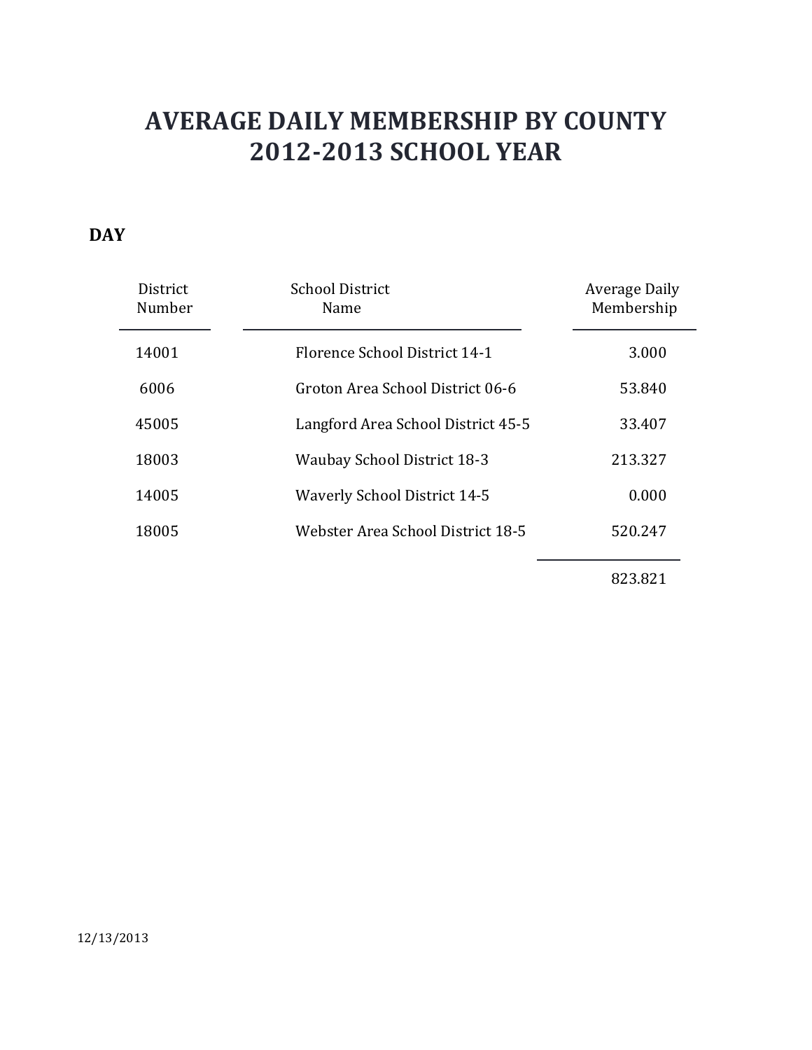# AVERAGE DAILY MEMBERSHIP BY COUNTY
# 2012-2013 SCHOOL YEAR

**DAY**

| District Number | School District Name | Average Daily Membership |
|---|---|---|
| 14001 | Florence School District 14-1 | 3.000 |
| 6006 | Groton Area School District 06-6 | 53.840 |
| 45005 | Langford Area School District 45-5 | 33.407 |
| 18003 | Waubay School District 18-3 | 213.327 |
| 14005 | Waverly School District 14-5 | 0.000 |
| 18005 | Webster Area School District 18-5 | 520.247 |
| | | 823.821 |

12/13/2013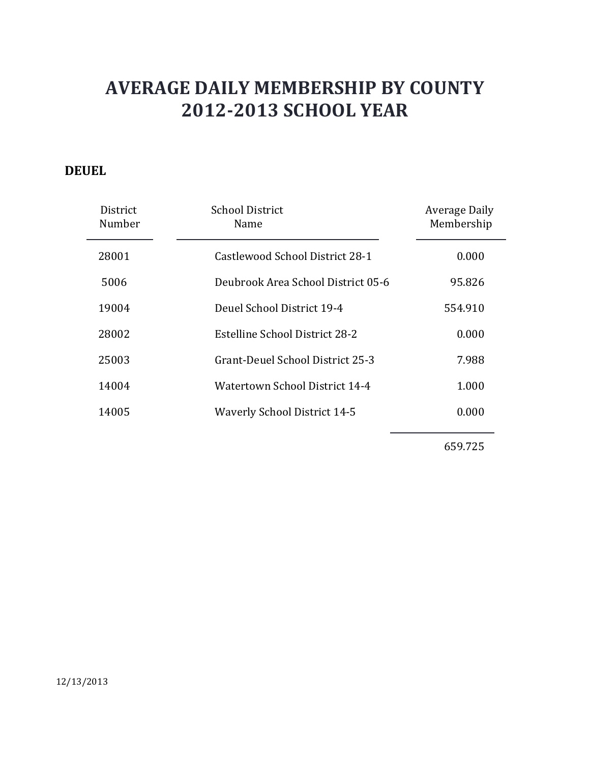# AVERAGE DAILY MEMBERSHIP BY COUNTY
# 2012-2013 SCHOOL YEAR

**DEUEL**

| District Number | School District Name | Average Daily Membership |
|---|---|---|
| 28001 | Castlewood School District 28-1 | 0.000 |
| 5006 | Deubrook Area School District 05-6 | 95.826 |
| 19004 | Deuel School District 19-4 | 554.910 |
| 28002 | Estelline School District 28-2 | 0.000 |
| 25003 | Grant-Deuel School District 25-3 | 7.988 |
| 14004 | Watertown School District 14-4 | 1.000 |
| 14005 | Waverly School District 14-5 | 0.000 |
| | | 659.725 |

12/13/2013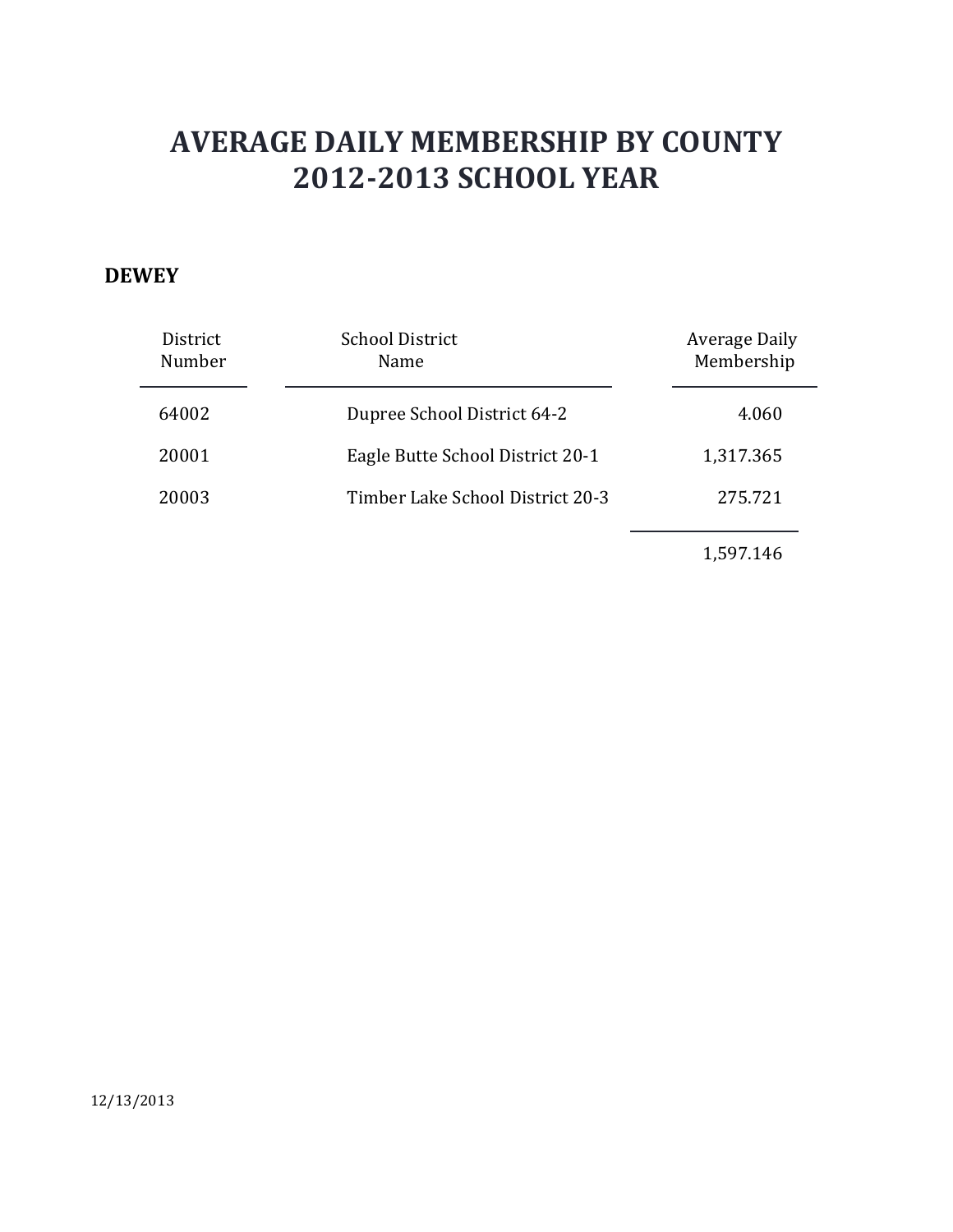# AVERAGE DAILY MEMBERSHIP BY COUNTY
# 2012-2013 SCHOOL YEAR

**DEWEY**

| District Number | School District Name | Average Daily Membership |
|---|---|---|
| 64002 | Dupree School District 64-2 | 4.060 |
| 20001 | Eagle Butte School District 20-1 | 1,317.365 |
| 20003 | Timber Lake School District 20-3 | 275.721 |
| | | 1,597.146 |

12/13/2013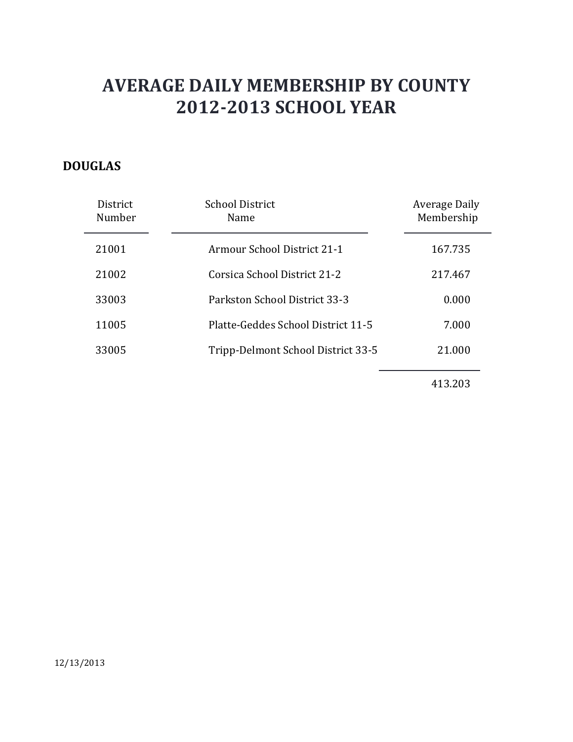# AVERAGE DAILY MEMBERSHIP BY COUNTY
# 2012-2013 SCHOOL YEAR

## DOUGLAS

| District Number | School District Name | Average Daily Membership |
|---|---|---|
| 21001 | Armour School District 21-1 | 167.735 |
| 21002 | Corsica School District 21-2 | 217.467 |
| 33003 | Parkston School District 33-3 | 0.000 |
| 11005 | Platte-Geddes School District 11-5 | 7.000 |
| 33005 | Tripp-Delmont School District 33-5 | 21.000 |
| | | 413.203 |

12/13/2013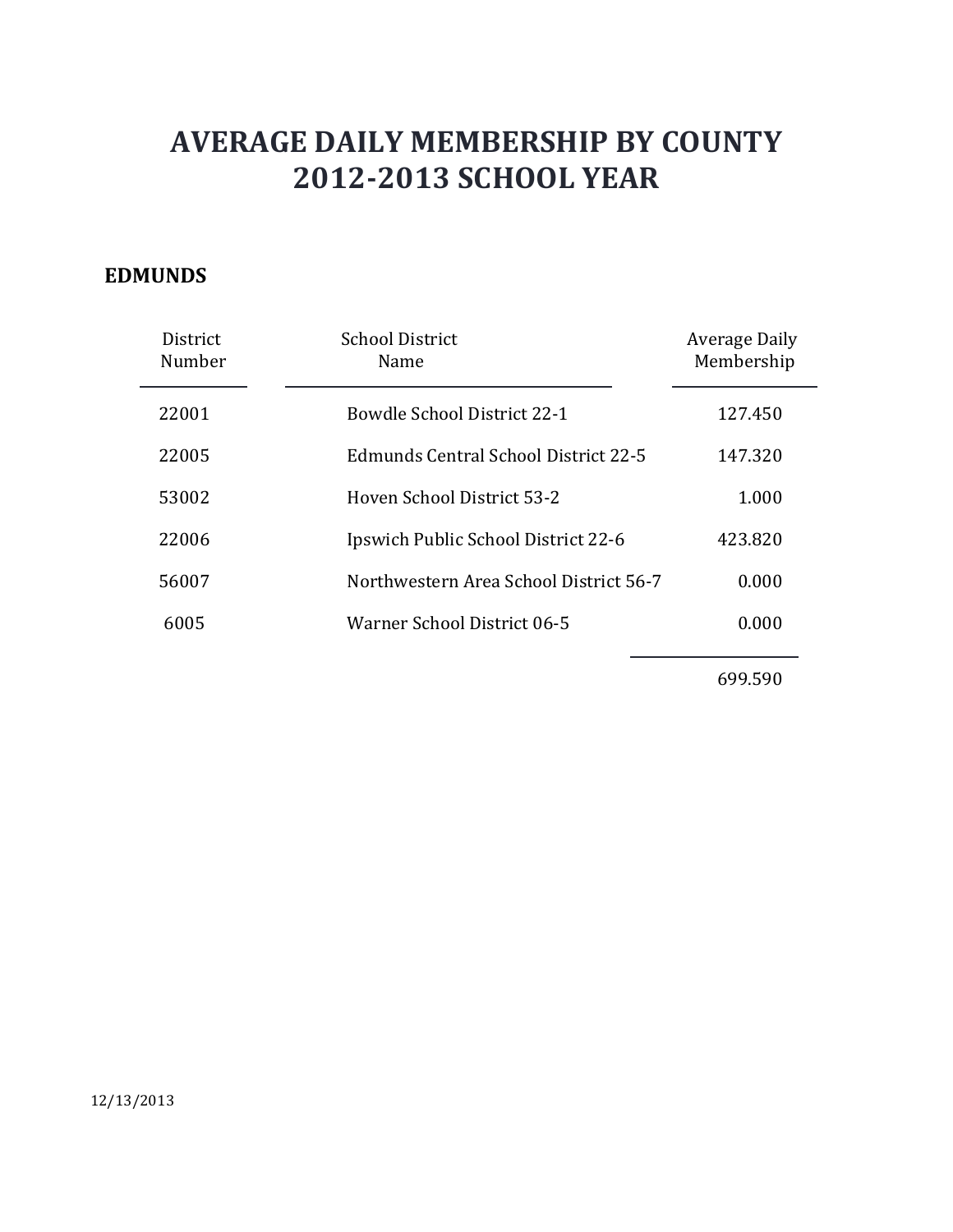# AVERAGE DAILY MEMBERSHIP BY COUNTY
# 2012-2013 SCHOOL YEAR

**EDMUNDS**

| District Number | School District Name | Average Daily Membership |
|---|---|---|
| 22001 | Bowdle School District 22-1 | 127.450 |
| 22005 | Edmunds Central School District 22-5 | 147.320 |
| 53002 | Hoven School District 53-2 | 1.000 |
| 22006 | Ipswich Public School District 22-6 | 423.820 |
| 56007 | Northwestern Area School District 56-7 | 0.000 |
| 6005 | Warner School District 06-5 | 0.000 |
| | | 699.590 |

12/13/2013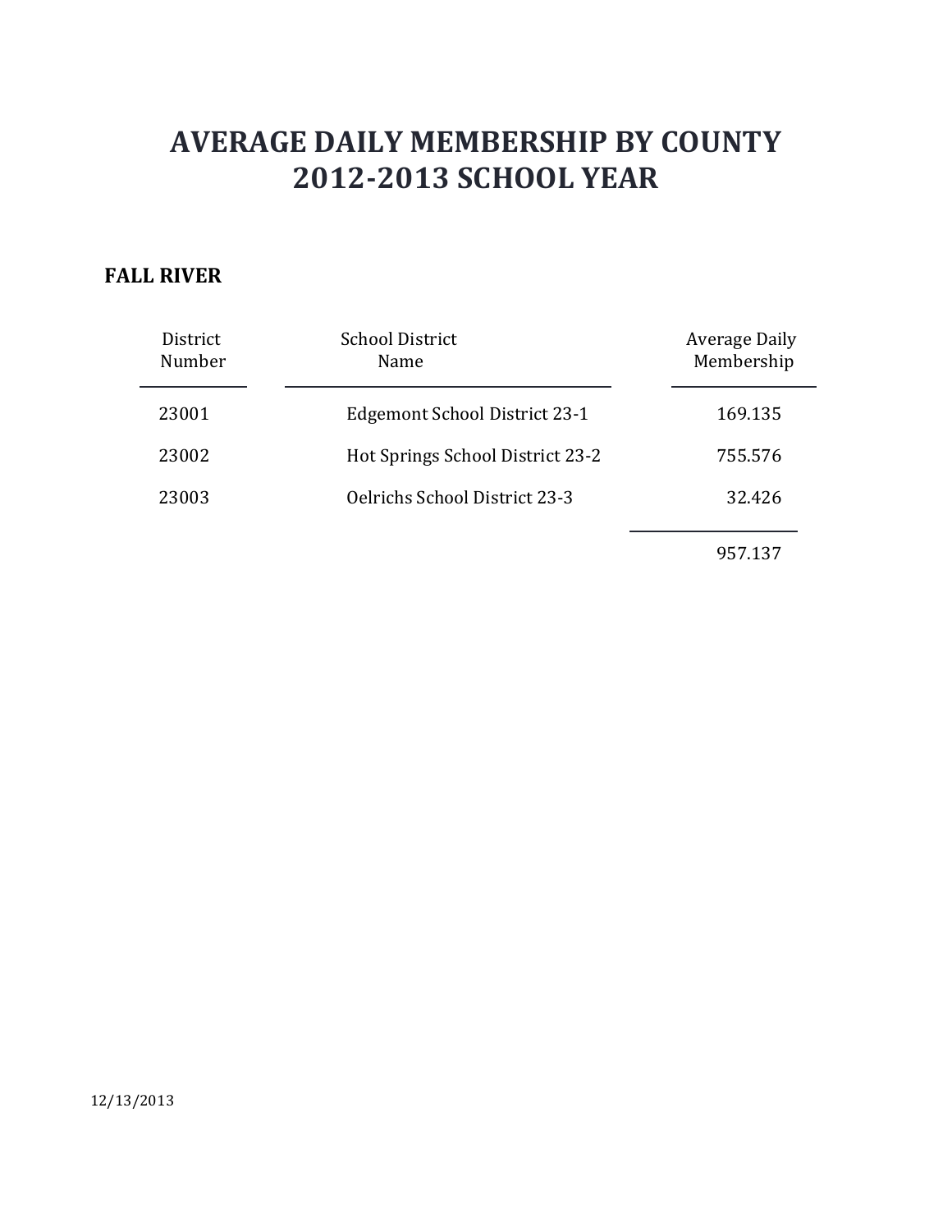# AVERAGE DAILY MEMBERSHIP BY COUNTY
# 2012-2013 SCHOOL YEAR

**FALL RIVER**

| District Number | School District Name | Average Daily Membership |
|---|---|---|
| 23001 | Edgemont School District 23-1 | 169.135 |
| 23002 | Hot Springs School District 23-2 | 755.576 |
| 23003 | Oelrichs School District 23-3 | 32.426 |
| | | 957.137 |

12/13/2013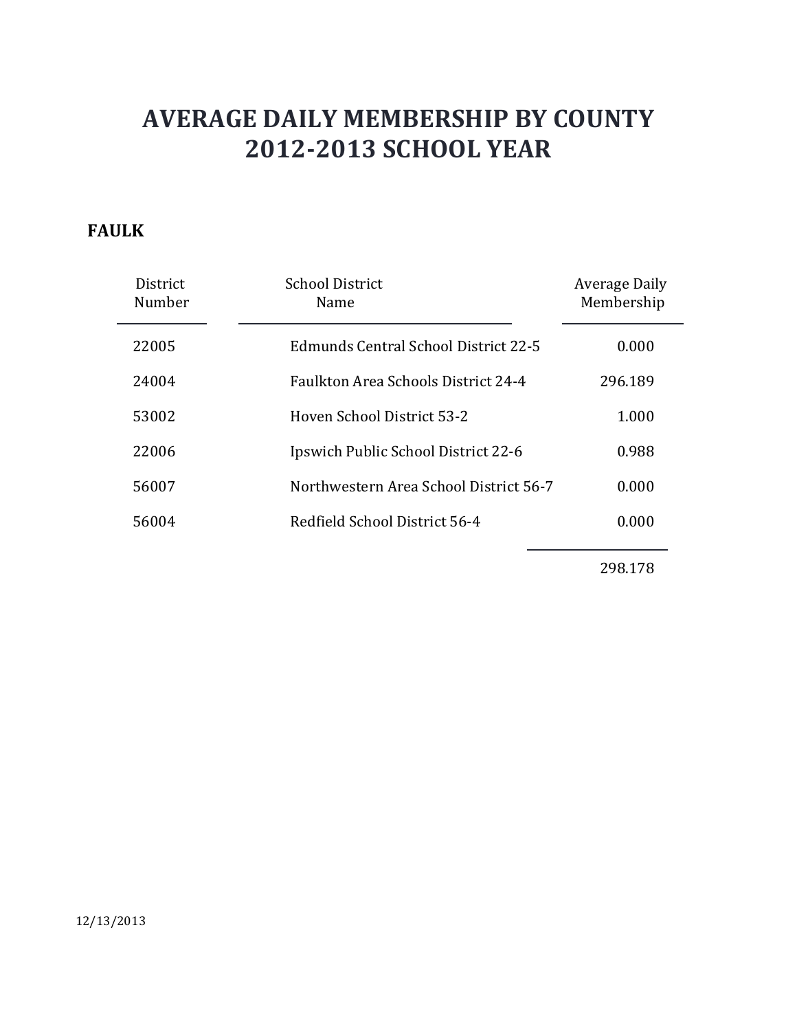# AVERAGE DAILY MEMBERSHIP BY COUNTY
# 2012-2013 SCHOOL YEAR

**FAULK**

| District Number | School District Name | Average Daily Membership |
|---|---|---|
| 22005 | Edmunds Central School District 22-5 | 0.000 |
| 24004 | Faulkton Area Schools District 24-4 | 296.189 |
| 53002 | Hoven School District 53-2 | 1.000 |
| 22006 | Ipswich Public School District 22-6 | 0.988 |
| 56007 | Northwestern Area School District 56-7 | 0.000 |
| 56004 | Redfield School District 56-4 | 0.000 |
| | | 298.178 |

12/13/2013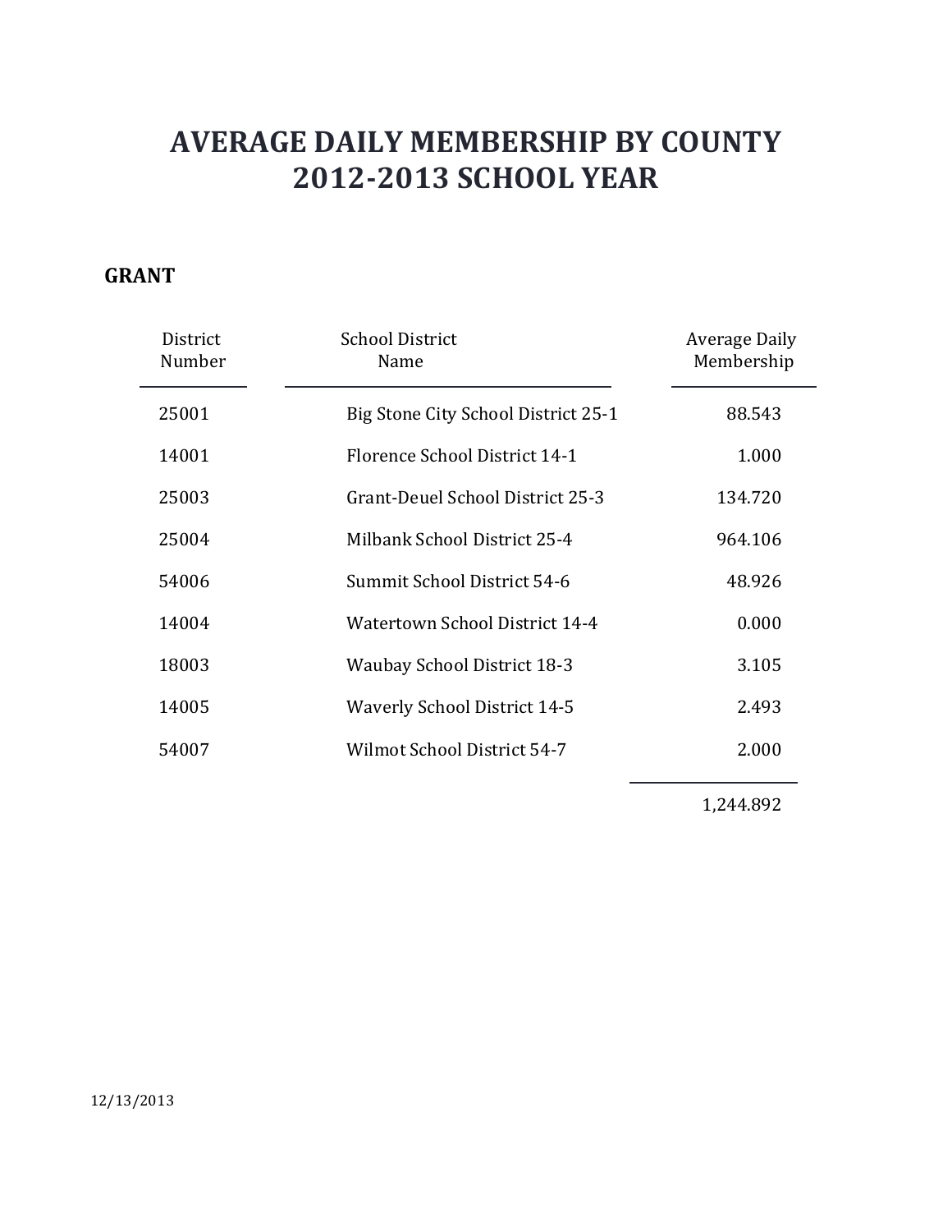# AVERAGE DAILY MEMBERSHIP BY COUNTY
# 2012-2013 SCHOOL YEAR

**GRANT**

| District Number | School District Name | Average Daily Membership |
|---|---|---|
| 25001 | Big Stone City School District 25-1 | 88.543 |
| 14001 | Florence School District 14-1 | 1.000 |
| 25003 | Grant-Deuel School District 25-3 | 134.720 |
| 25004 | Milbank School District 25-4 | 964.106 |
| 54006 | Summit School District 54-6 | 48.926 |
| 14004 | Watertown School District 14-4 | 0.000 |
| 18003 | Waubay School District 18-3 | 3.105 |
| 14005 | Waverly School District 14-5 | 2.493 |
| 54007 | Wilmot School District 54-7 | 2.000 |
| | | 1,244.892 |

12/13/2013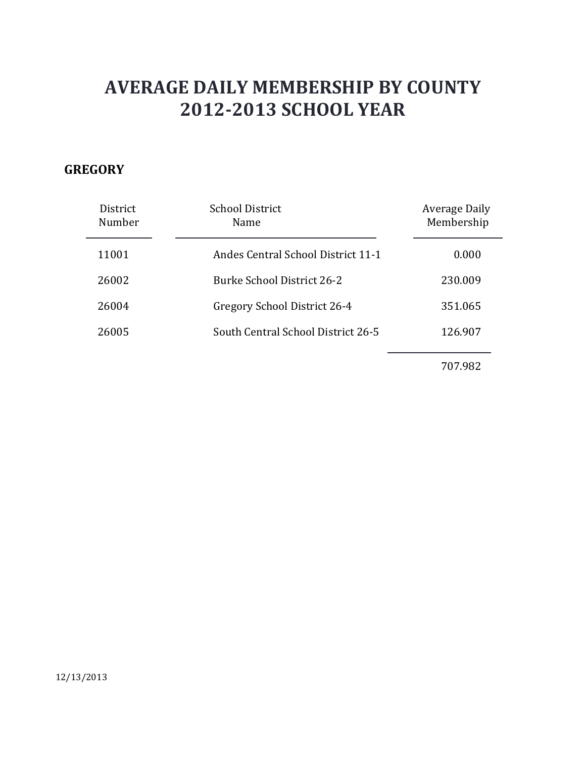# AVERAGE DAILY MEMBERSHIP BY COUNTY
# 2012-2013 SCHOOL YEAR

**GREGORY**

| District Number | School District Name | Average Daily Membership |
|---|---|---|
| 11001 | Andes Central School District 11-1 | 0.000 |
| 26002 | Burke School District 26-2 | 230.009 |
| 26004 | Gregory School District 26-4 | 351.065 |
| 26005 | South Central School District 26-5 | 126.907 |
| | | 707.982 |

12/13/2013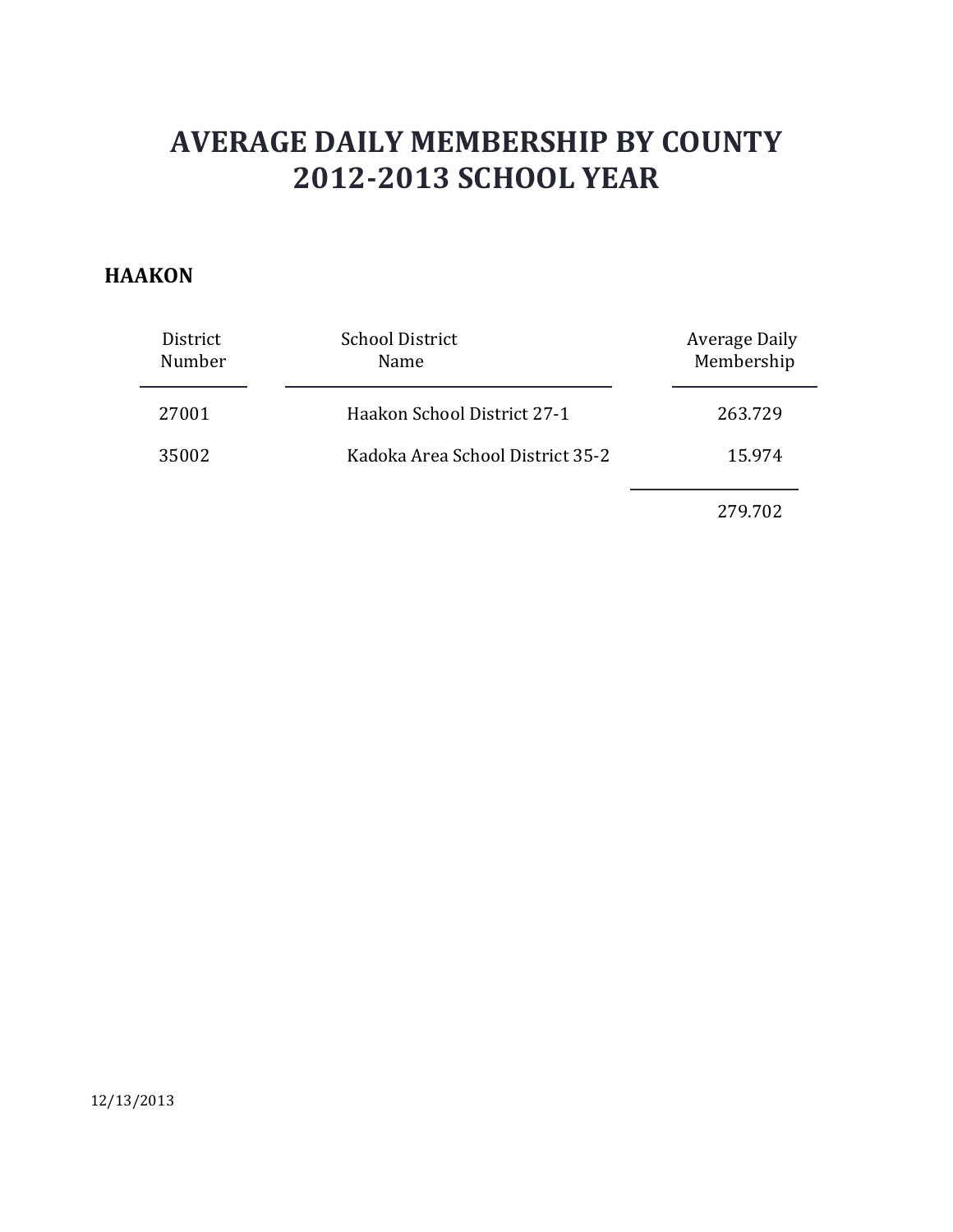# AVERAGE DAILY MEMBERSHIP BY COUNTY
# 2012-2013 SCHOOL YEAR

**HAAKON**

| District Number | School District Name | Average Daily Membership |
|---|---|---|
| 27001 | Haakon School District 27-1 | 263.729 |
| 35002 | Kadoka Area School District 35-2 | 15.974 |
| | | 279.702 |

12/13/2013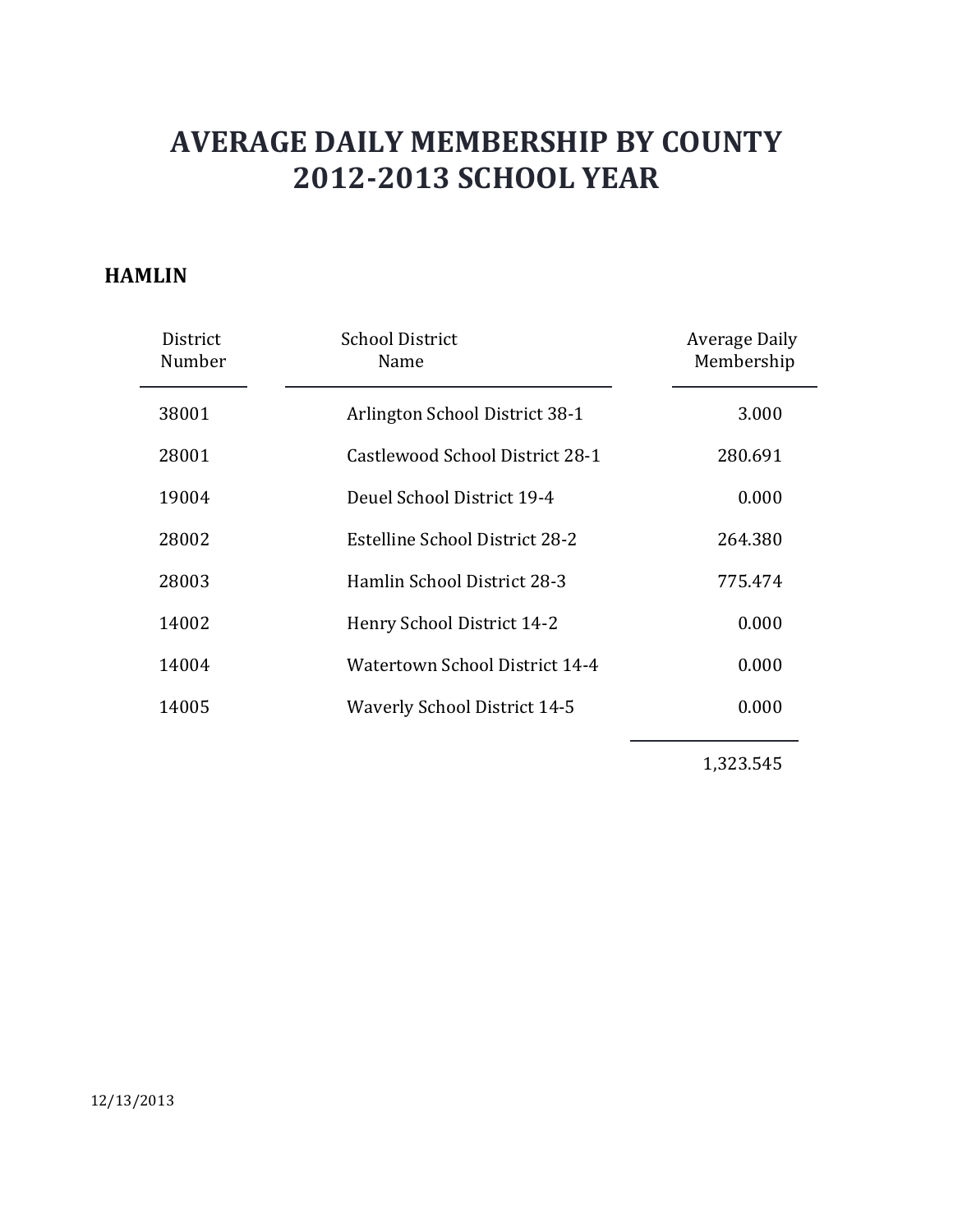# AVERAGE DAILY MEMBERSHIP BY COUNTY
# 2012-2013 SCHOOL YEAR

## HAMLIN

| District Number | School District Name | Average Daily Membership |
|---|---|---|
| 38001 | Arlington School District 38-1 | 3.000 |
| 28001 | Castlewood School District 28-1 | 280.691 |
| 19004 | Deuel School District 19-4 | 0.000 |
| 28002 | Estelline School District 28-2 | 264.380 |
| 28003 | Hamlin School District 28-3 | 775.474 |
| 14002 | Henry School District 14-2 | 0.000 |
| 14004 | Watertown School District 14-4 | 0.000 |
| 14005 | Waverly School District 14-5 | 0.000 |
| | | 1,323.545 |

12/13/2013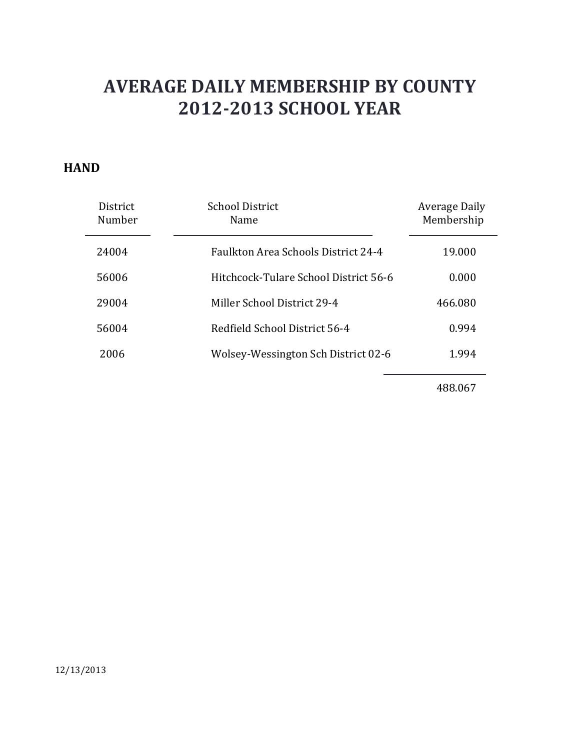# AVERAGE DAILY MEMBERSHIP BY COUNTY
# 2012-2013 SCHOOL YEAR

## HAND

| District Number | School District Name | Average Daily Membership |
|---|---|---|
| 24004 | Faulkton Area Schools District 24-4 | 19.000 |
| 56006 | Hitchcock-Tulare School District 56-6 | 0.000 |
| 29004 | Miller School District 29-4 | 466.080 |
| 56004 | Redfield School District 56-4 | 0.994 |
| 2006 | Wolsey-Wessington Sch District 02-6 | 1.994 |
| | | 488.067 |

12/13/2013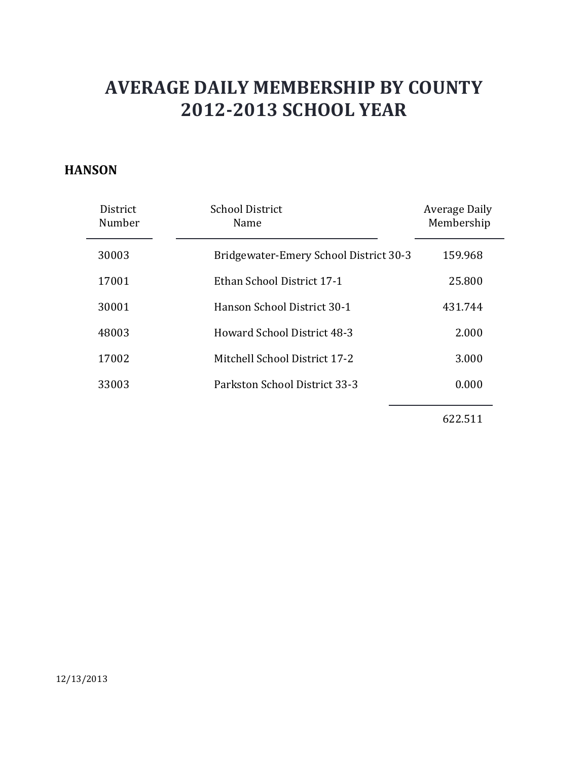# AVERAGE DAILY MEMBERSHIP BY COUNTY
# 2012-2013 SCHOOL YEAR

## HANSON

| District Number | School District Name | Average Daily Membership |
|---|---|---|
| 30003 | Bridgewater-Emery School District 30-3 | 159.968 |
| 17001 | Ethan School District 17-1 | 25.800 |
| 30001 | Hanson School District 30-1 | 431.744 |
| 48003 | Howard School District 48-3 | 2.000 |
| 17002 | Mitchell School District 17-2 | 3.000 |
| 33003 | Parkston School District 33-3 | 0.000 |
| | | 622.511 |

12/13/2013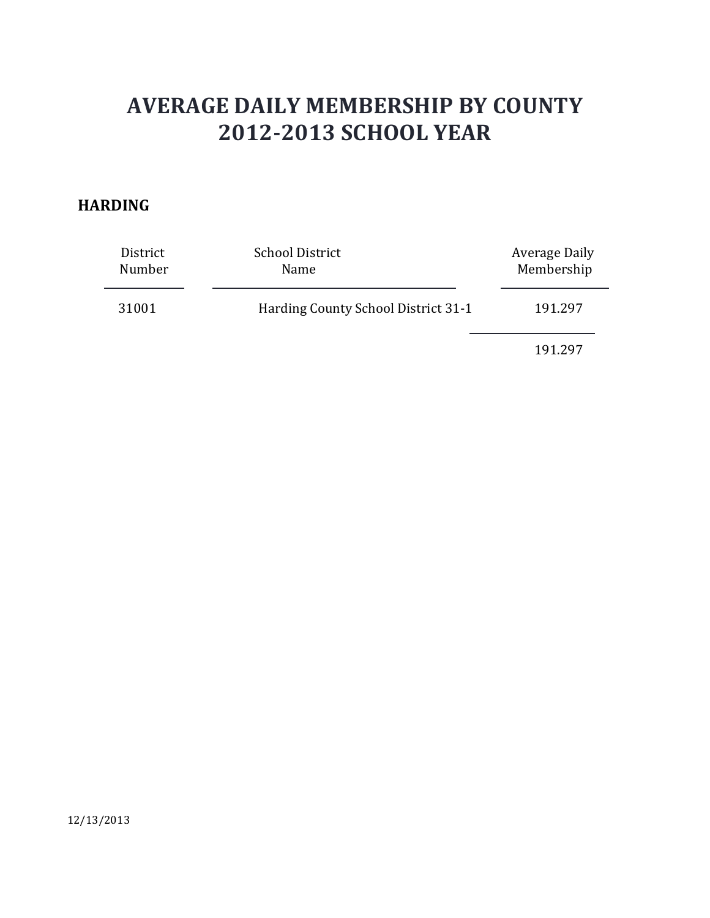# AVERAGE DAILY MEMBERSHIP BY COUNTY
# 2012-2013 SCHOOL YEAR

## HARDING

| District Number | School District Name | Average Daily Membership |
|---|---|---|
| 31001 | Harding County School District 31-1 | 191.297 |
| | | 191.297 |

12/13/2013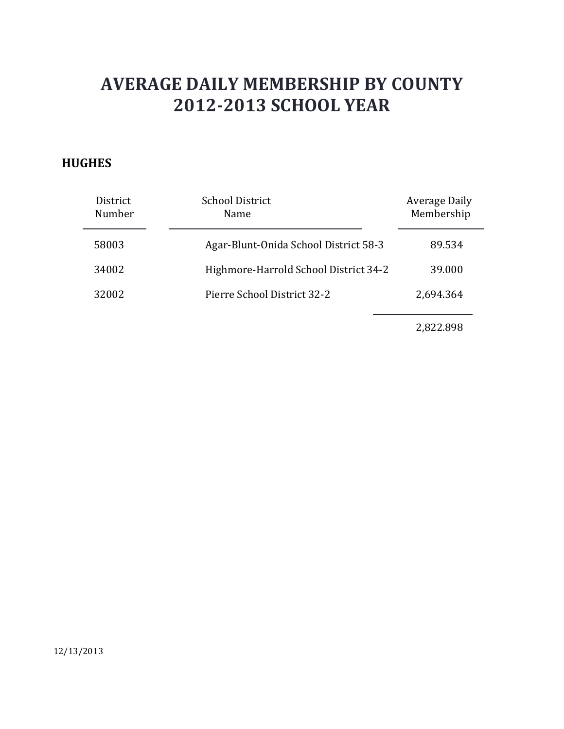# AVERAGE DAILY MEMBERSHIP BY COUNTY
# 2012-2013 SCHOOL YEAR

## HUGHES

| District Number | School District Name | Average Daily Membership |
|---|---|---|
| 58003 | Agar-Blunt-Onida School District 58-3 | 89.534 |
| 34002 | Highmore-Harrold School District 34-2 | 39.000 |
| 32002 | Pierre School District 32-2 | 2,694.364 |
| | | 2,822.898 |

12/13/2013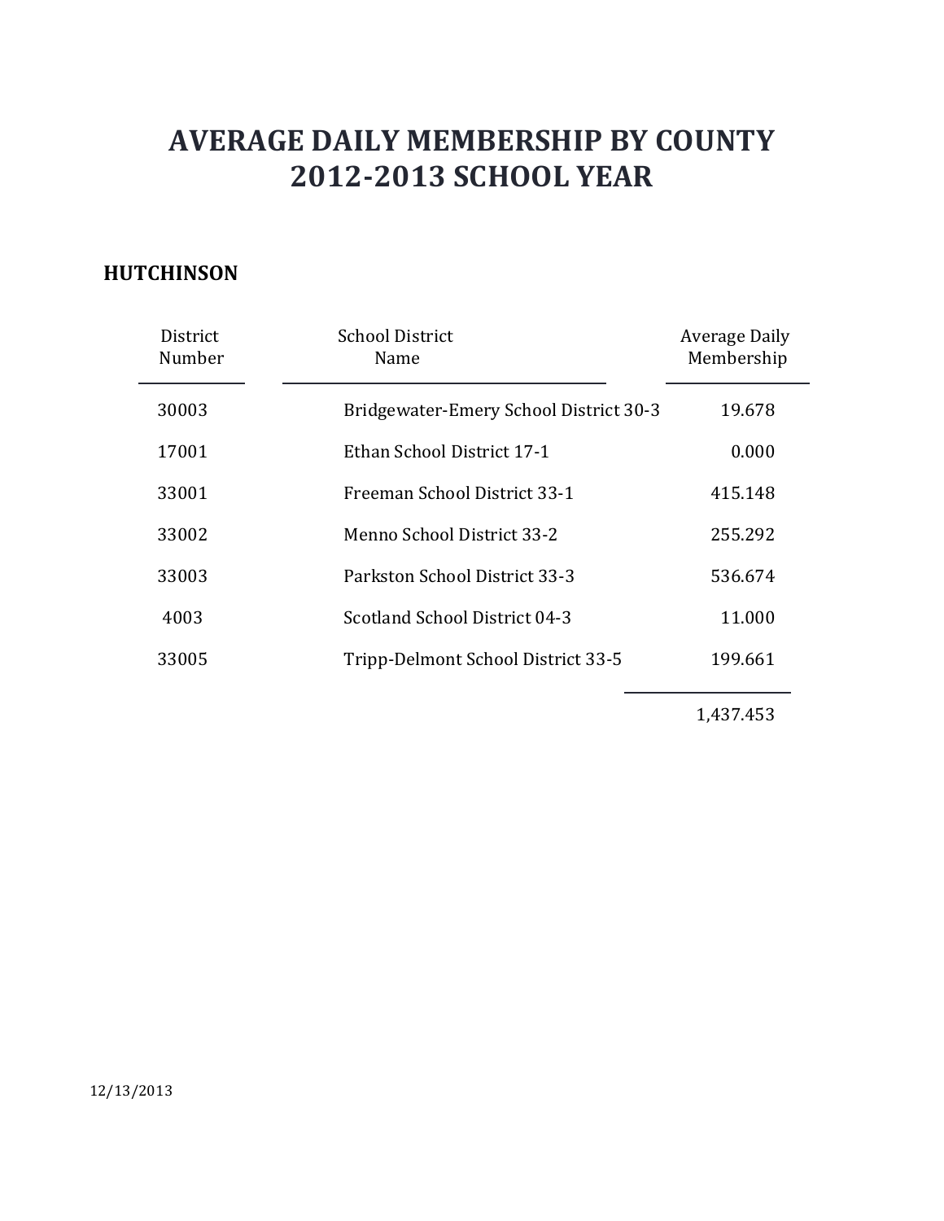# AVERAGE DAILY MEMBERSHIP BY COUNTY
# 2012-2013 SCHOOL YEAR

## HUTCHINSON

| District Number | School District Name | Average Daily Membership |
|---|---|---|
| 30003 | Bridgewater-Emery School District 30-3 | 19.678 |
| 17001 | Ethan School District 17-1 | 0.000 |
| 33001 | Freeman School District 33-1 | 415.148 |
| 33002 | Menno School District 33-2 | 255.292 |
| 33003 | Parkston School District 33-3 | 536.674 |
| 4003 | Scotland School District 04-3 | 11.000 |
| 33005 | Tripp-Delmont School District 33-5 | 199.661 |
| | | 1,437.453 |

12/13/2013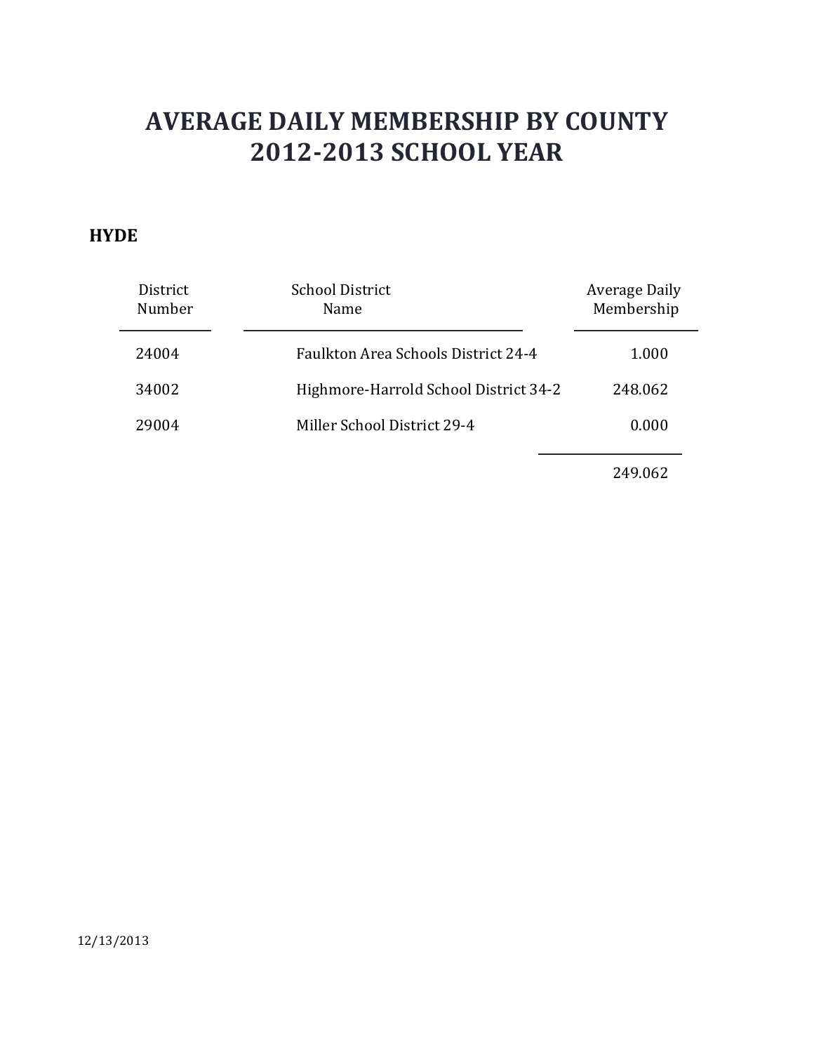# AVERAGE DAILY MEMBERSHIP BY COUNTY
# 2012-2013 SCHOOL YEAR

**HYDE**

| District Number | School District Name | Average Daily Membership |
|---|---|---|
| 24004 | Faulkton Area Schools District 24-4 | 1.000 |
| 34002 | Highmore-Harrold School District 34-2 | 248.062 |
| 29004 | Miller School District 29-4 | 0.000 |
| | | 249.062 |

12/13/2013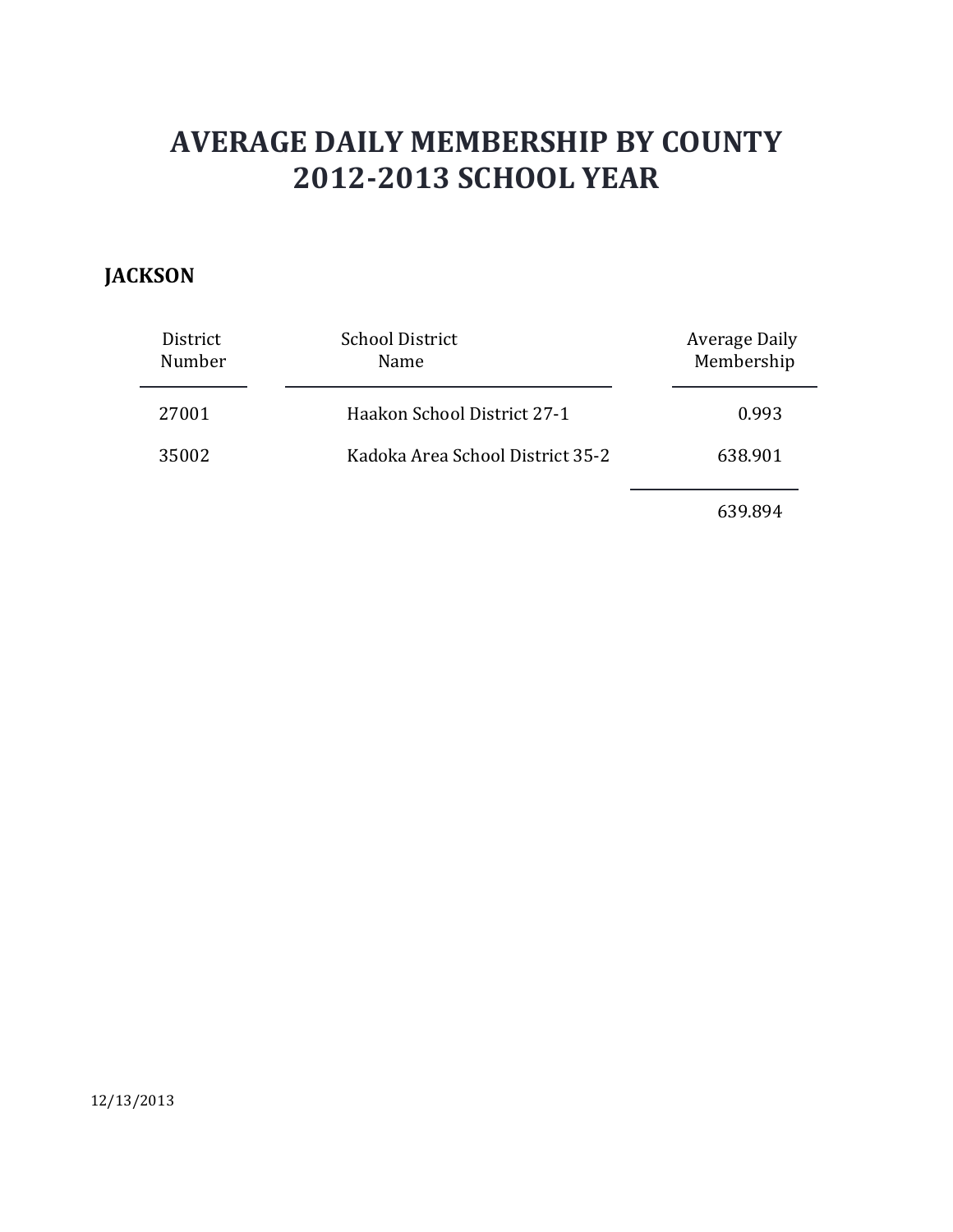# AVERAGE DAILY MEMBERSHIP BY COUNTY
# 2012-2013 SCHOOL YEAR

**JACKSON**

| District Number | School District Name | Average Daily Membership |
|---|---|---|
| 27001 | Haakon School District 27-1 | 0.993 |
| 35002 | Kadoka Area School District 35-2 | 638.901 |
| | | 639.894 |

12/13/2013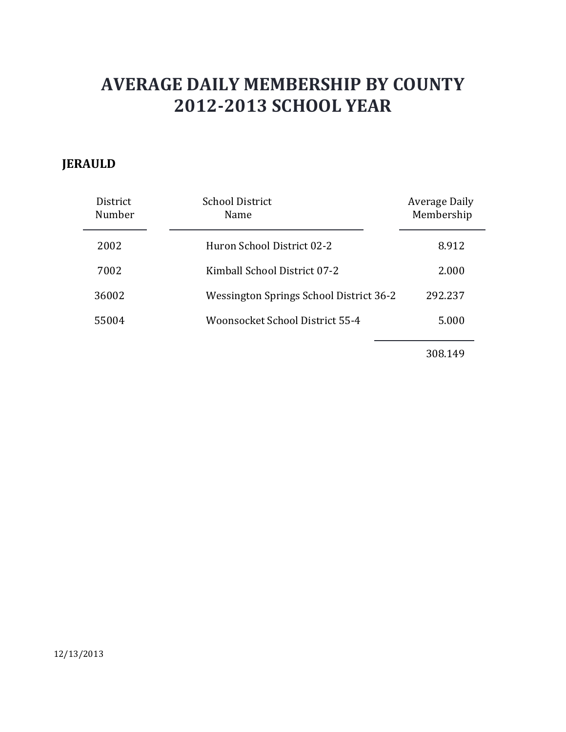# AVERAGE DAILY MEMBERSHIP BY COUNTY
# 2012-2013 SCHOOL YEAR

## JERAULD

| District Number | School District Name | Average Daily Membership |
|---|---|---|
| 2002 | Huron School District 02-2 | 8.912 |
| 7002 | Kimball School District 07-2 | 2.000 |
| 36002 | Wessington Springs School District 36-2 | 292.237 |
| 55004 | Woonsocket School District 55-4 | 5.000 |
| | | 308.149 |

12/13/2013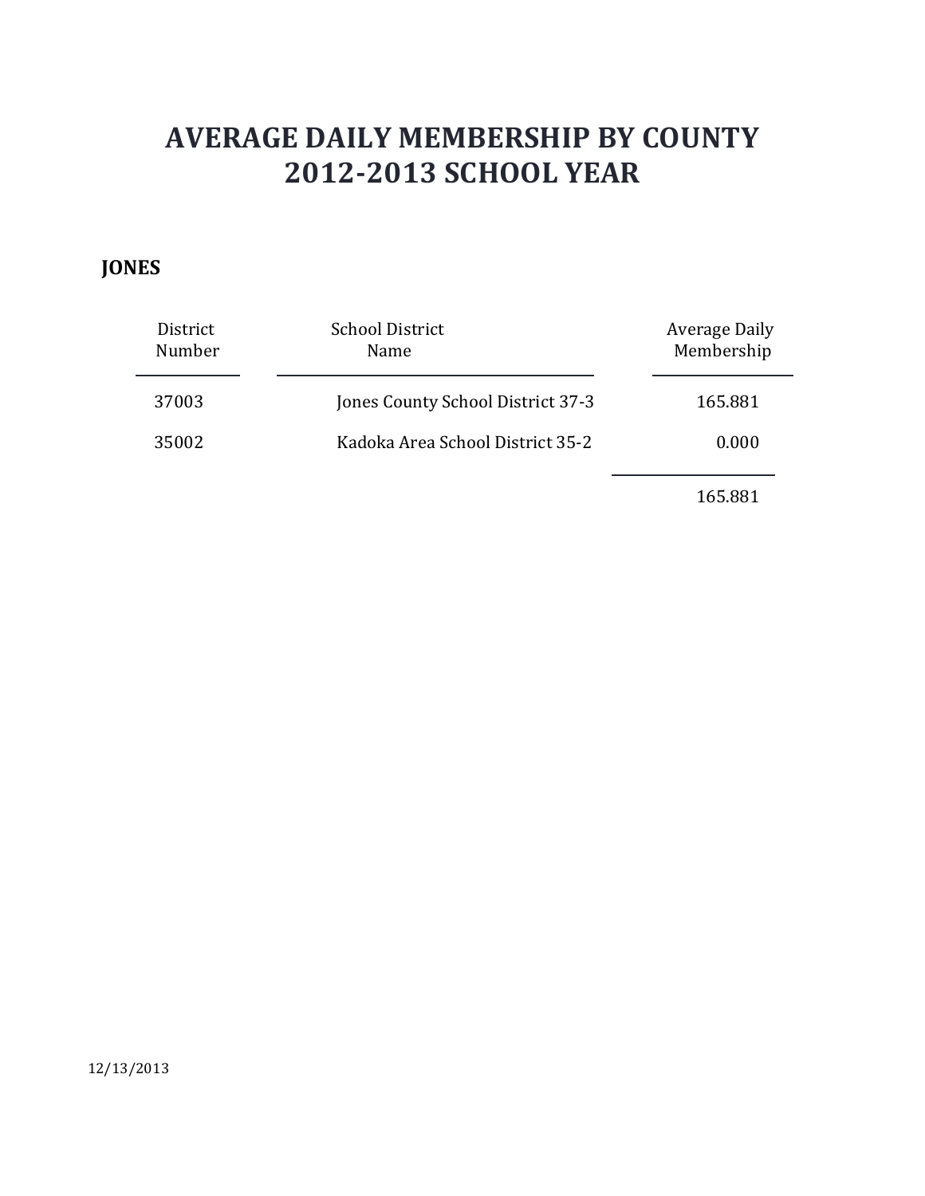# AVERAGE DAILY MEMBERSHIP BY COUNTY
# 2012-2013 SCHOOL YEAR

**JONES**

| District Number | School District Name | Average Daily Membership |
|---|---|---|
| 37003 | Jones County School District 37-3 | 165.881 |
| 35002 | Kadoka Area School District 35-2 | 0.000 |
| | | 165.881 |

12/13/2013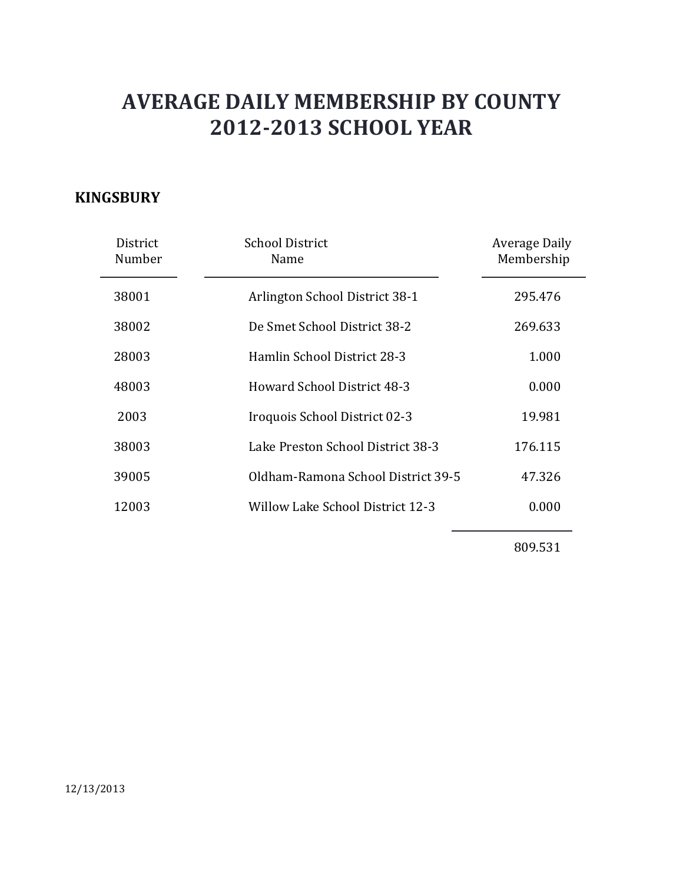# AVERAGE DAILY MEMBERSHIP BY COUNTY
# 2012-2013 SCHOOL YEAR

**KINGSBURY**

| District Number | School District Name | Average Daily Membership |
|---|---|---|
| 38001 | Arlington School District 38-1 | 295.476 |
| 38002 | De Smet School District 38-2 | 269.633 |
| 28003 | Hamlin School District 28-3 | 1.000 |
| 48003 | Howard School District 48-3 | 0.000 |
| 2003 | Iroquois School District 02-3 | 19.981 |
| 38003 | Lake Preston School District 38-3 | 176.115 |
| 39005 | Oldham-Ramona School District 39-5 | 47.326 |
| 12003 | Willow Lake School District 12-3 | 0.000 |
| | | 809.531 |

12/13/2013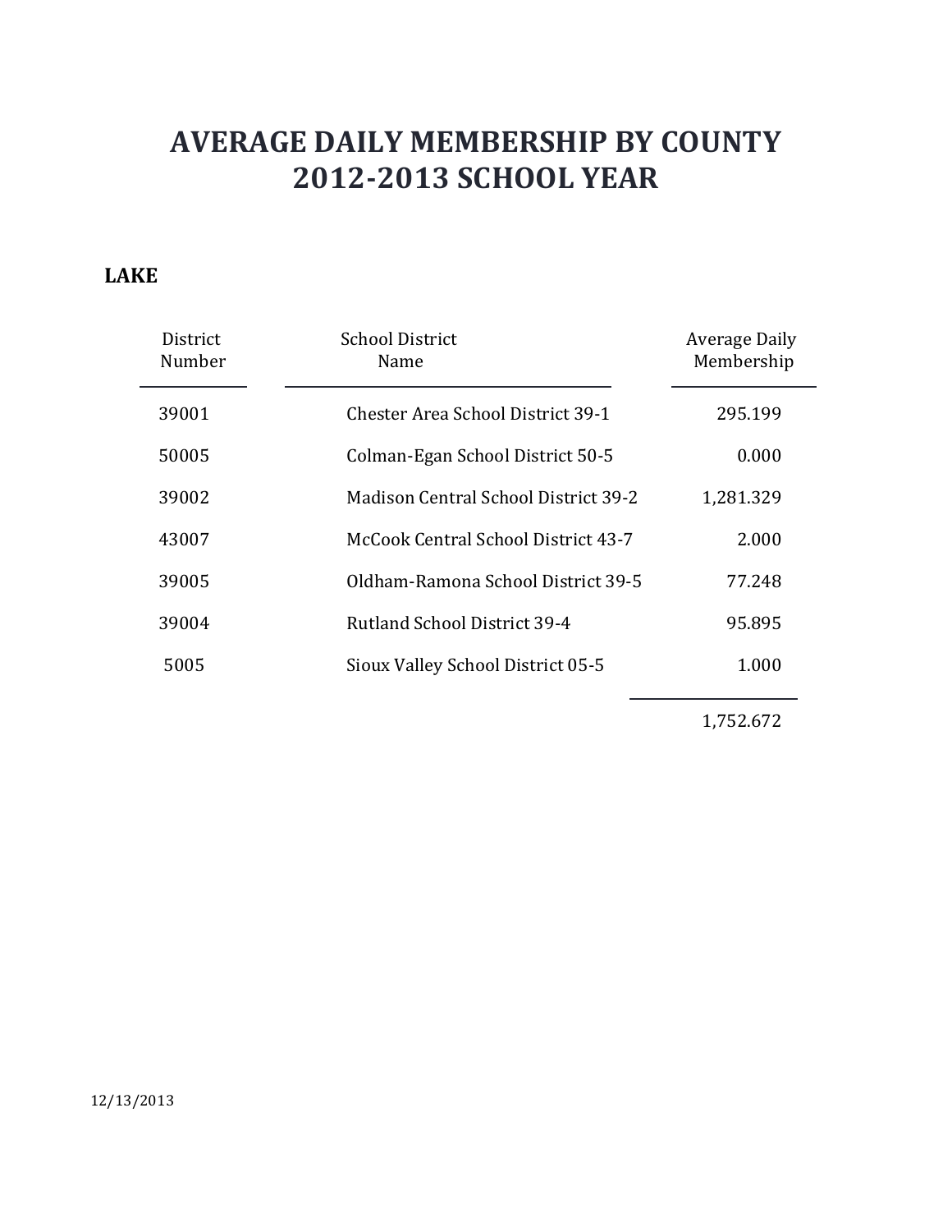# AVERAGE DAILY MEMBERSHIP BY COUNTY
# 2012-2013 SCHOOL YEAR

## LAKE

| District Number | School District Name | Average Daily Membership |
|---|---|---|
| 39001 | Chester Area School District 39-1 | 295.199 |
| 50005 | Colman-Egan School District 50-5 | 0.000 |
| 39002 | Madison Central School District 39-2 | 1,281.329 |
| 43007 | McCook Central School District 43-7 | 2.000 |
| 39005 | Oldham-Ramona School District 39-5 | 77.248 |
| 39004 | Rutland School District 39-4 | 95.895 |
| 5005 | Sioux Valley School District 05-5 | 1.000 |
| | | 1,752.672 |

12/13/2013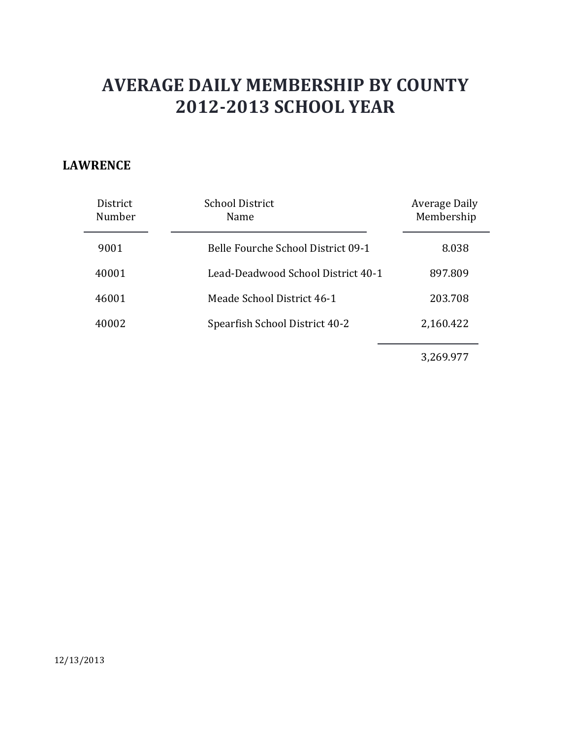# AVERAGE DAILY MEMBERSHIP BY COUNTY
# 2012-2013 SCHOOL YEAR

**LAWRENCE**

| District Number | School District Name | Average Daily Membership |
|---|---|---|
| 9001 | Belle Fourche School District 09-1 | 8.038 |
| 40001 | Lead-Deadwood School District 40-1 | 897.809 |
| 46001 | Meade School District 46-1 | 203.708 |
| 40002 | Spearfish School District 40-2 | 2,160.422 |
| | | 3,269.977 |

12/13/2013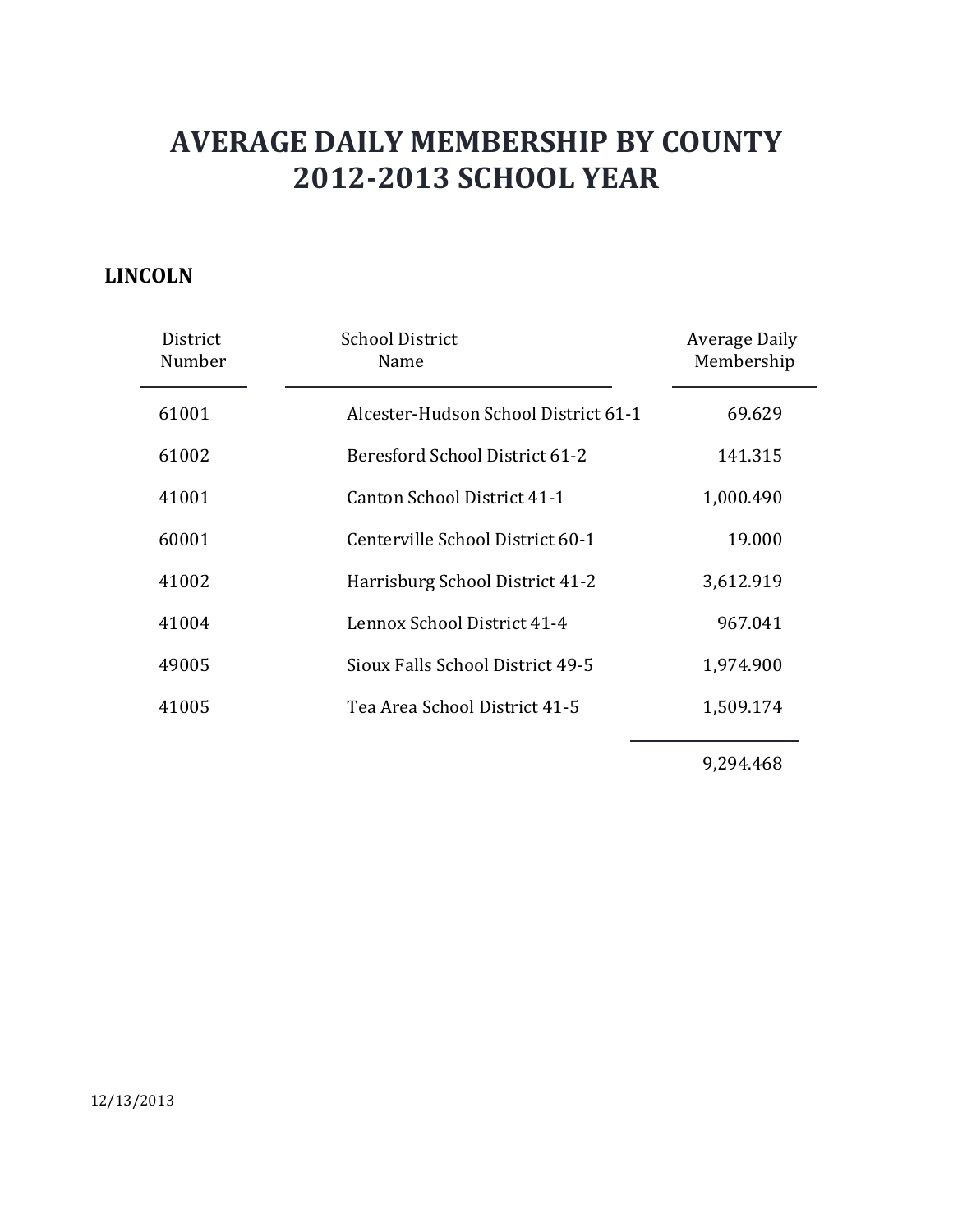# AVERAGE DAILY MEMBERSHIP BY COUNTY
# 2012-2013 SCHOOL YEAR

**LINCOLN**

| District Number | School District Name | Average Daily Membership |
|---|---|---|
| 61001 | Alcester-Hudson School District 61-1 | 69.629 |
| 61002 | Beresford School District 61-2 | 141.315 |
| 41001 | Canton School District 41-1 | 1,000.490 |
| 60001 | Centerville School District 60-1 | 19.000 |
| 41002 | Harrisburg School District 41-2 | 3,612.919 |
| 41004 | Lennox School District 41-4 | 967.041 |
| 49005 | Sioux Falls School District 49-5 | 1,974.900 |
| 41005 | Tea Area School District 41-5 | 1,509.174 |
| | | 9,294.468 |

12/13/2013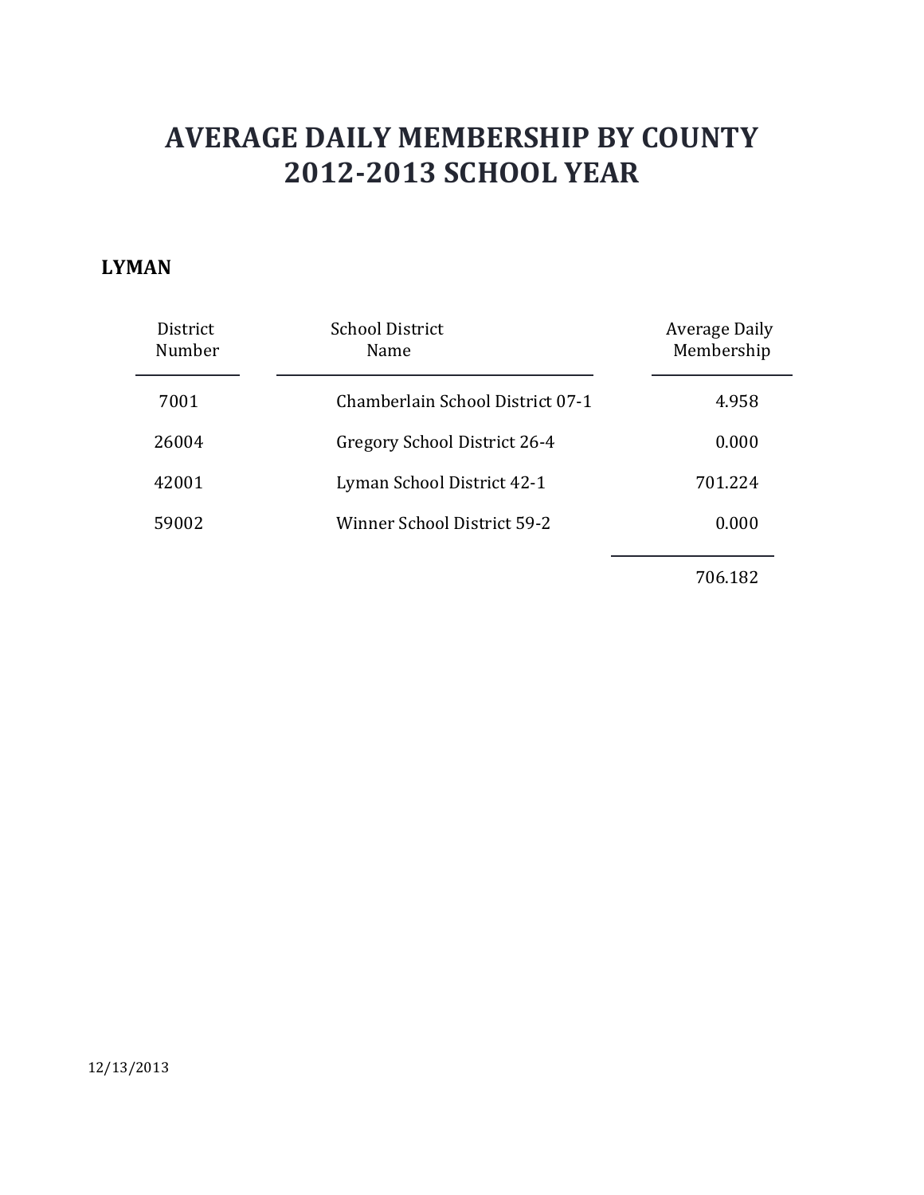# AVERAGE DAILY MEMBERSHIP BY COUNTY
# 2012-2013 SCHOOL YEAR

**LYMAN**

| District Number | School District Name | Average Daily Membership |
|---|---|---|
| 7001 | Chamberlain School District 07-1 | 4.958 |
| 26004 | Gregory School District 26-4 | 0.000 |
| 42001 | Lyman School District 42-1 | 701.224 |
| 59002 | Winner School District 59-2 | 0.000 |
| | | 706.182 |

12/13/2013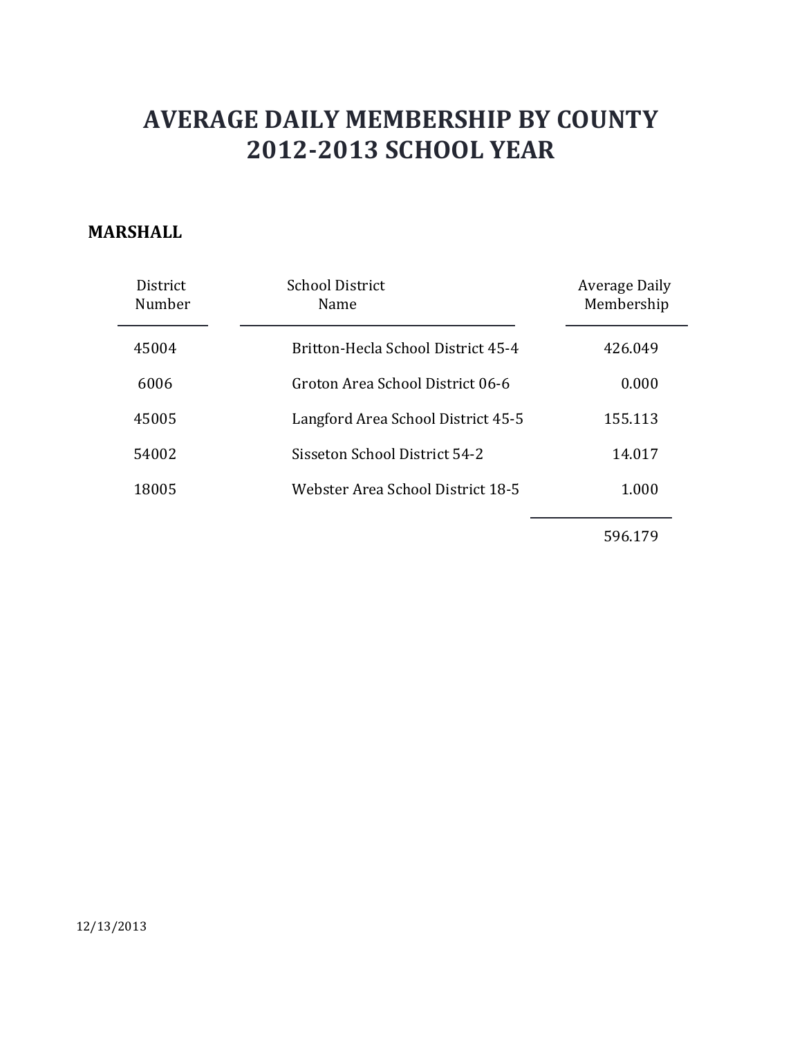# AVERAGE DAILY MEMBERSHIP BY COUNTY
# 2012-2013 SCHOOL YEAR

**MARSHALL**

| District Number | School District Name | Average Daily Membership |
|---|---|---|
| 45004 | Britton-Hecla School District 45-4 | 426.049 |
| 6006 | Groton Area School District 06-6 | 0.000 |
| 45005 | Langford Area School District 45-5 | 155.113 |
| 54002 | Sisseton School District 54-2 | 14.017 |
| 18005 | Webster Area School District 18-5 | 1.000 |
| | | 596.179 |

12/13/2013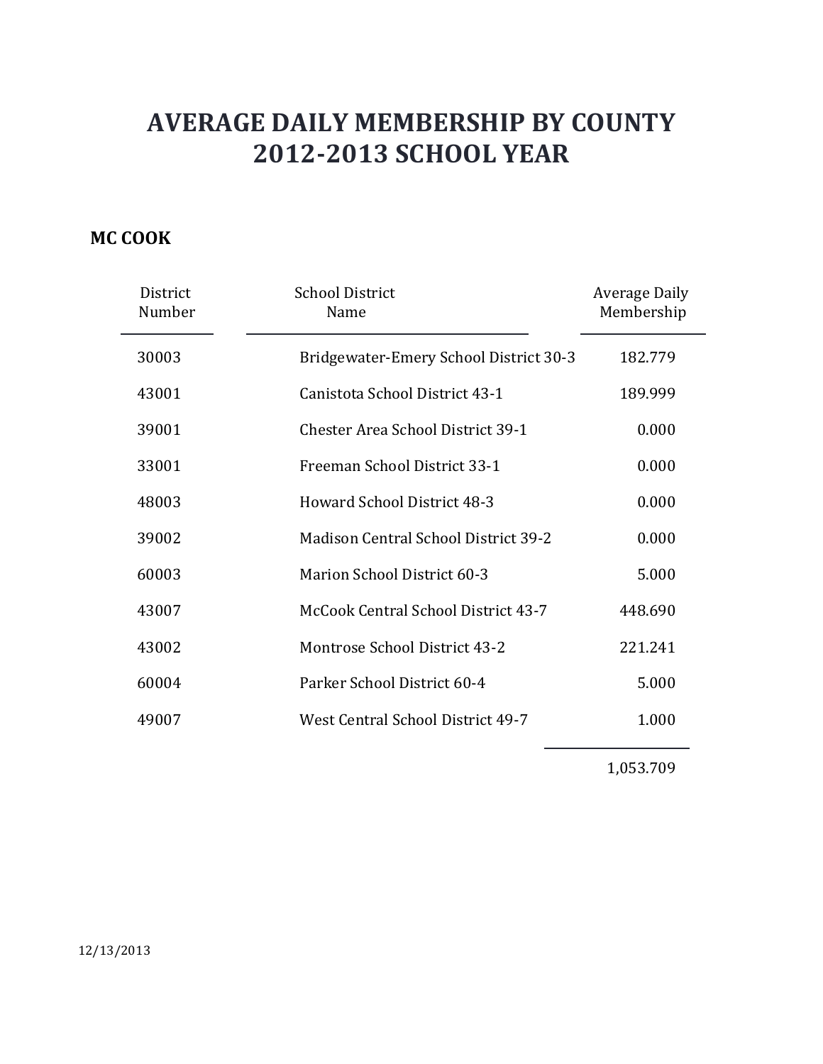# AVERAGE DAILY MEMBERSHIP BY COUNTY
# 2012-2013 SCHOOL YEAR

## MC COOK

| District Number | School District Name | Average Daily Membership |
|---|---|---|
| 30003 | Bridgewater-Emery School District 30-3 | 182.779 |
| 43001 | Canistota School District 43-1 | 189.999 |
| 39001 | Chester Area School District 39-1 | 0.000 |
| 33001 | Freeman School District 33-1 | 0.000 |
| 48003 | Howard School District 48-3 | 0.000 |
| 39002 | Madison Central School District 39-2 | 0.000 |
| 60003 | Marion School District 60-3 | 5.000 |
| 43007 | McCook Central School District 43-7 | 448.690 |
| 43002 | Montrose School District 43-2 | 221.241 |
| 60004 | Parker School District 60-4 | 5.000 |
| 49007 | West Central School District 49-7 | 1.000 |
| | | 1,053.709 |

12/13/2013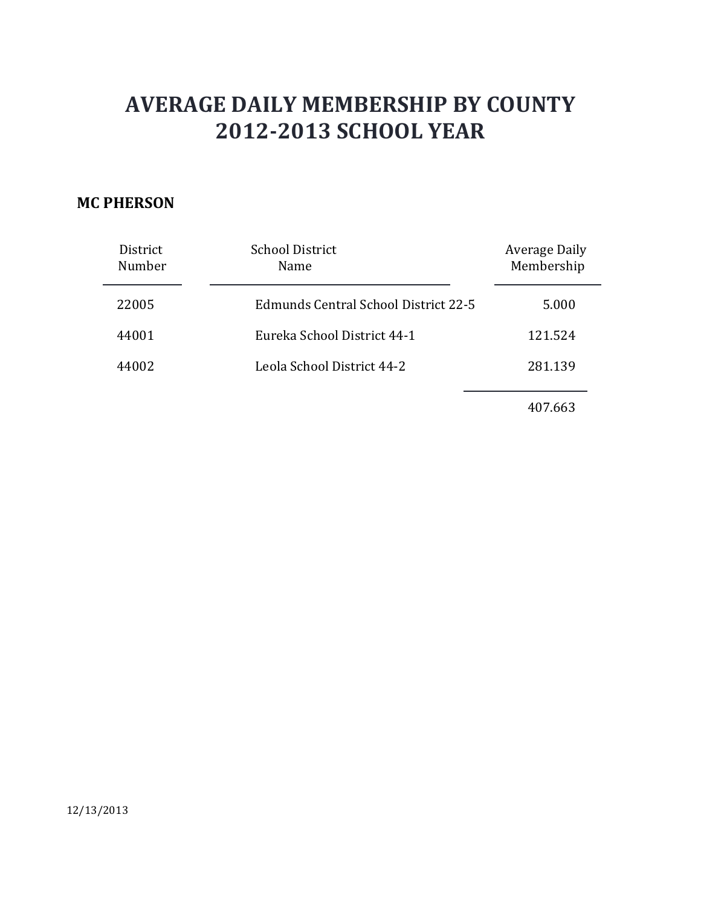# AVERAGE DAILY MEMBERSHIP BY COUNTY
# 2012-2013 SCHOOL YEAR

**MC PHERSON**

| District Number | School District Name | Average Daily Membership |
|---|---|---|
| 22005 | Edmunds Central School District 22-5 | 5.000 |
| 44001 | Eureka School District 44-1 | 121.524 |
| 44002 | Leola School District 44-2 | 281.139 |
| | | 407.663 |

12/13/2013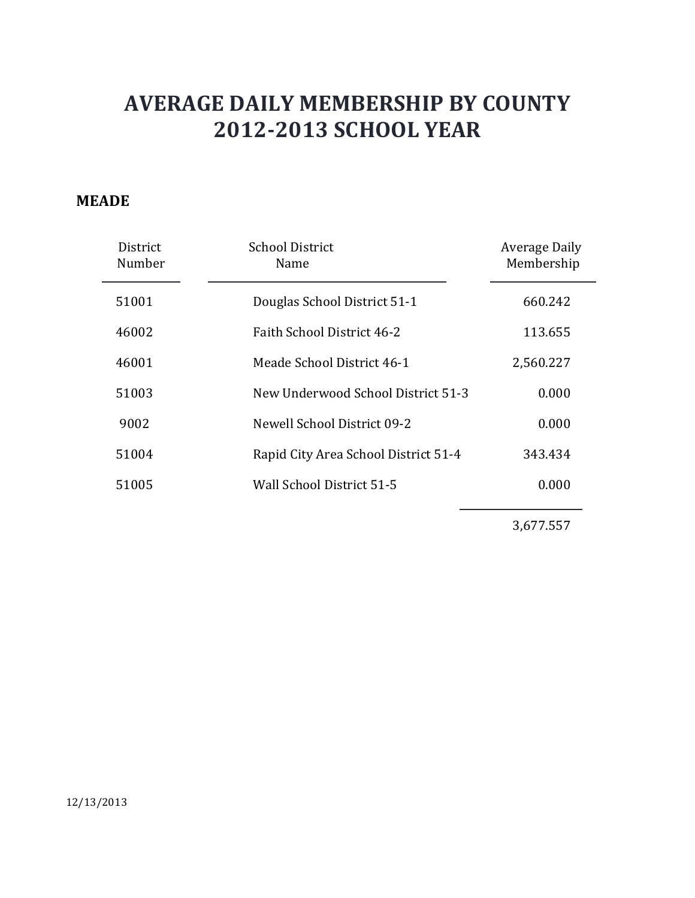# AVERAGE DAILY MEMBERSHIP BY COUNTY
# 2012-2013 SCHOOL YEAR

**MEADE**

| District Number | School District Name | Average Daily Membership |
|---|---|---|
| 51001 | Douglas School District 51-1 | 660.242 |
| 46002 | Faith School District 46-2 | 113.655 |
| 46001 | Meade School District 46-1 | 2,560.227 |
| 51003 | New Underwood School District 51-3 | 0.000 |
| 9002 | Newell School District 09-2 | 0.000 |
| 51004 | Rapid City Area School District 51-4 | 343.434 |
| 51005 | Wall School District 51-5 | 0.000 |
| | | 3,677.557 |

12/13/2013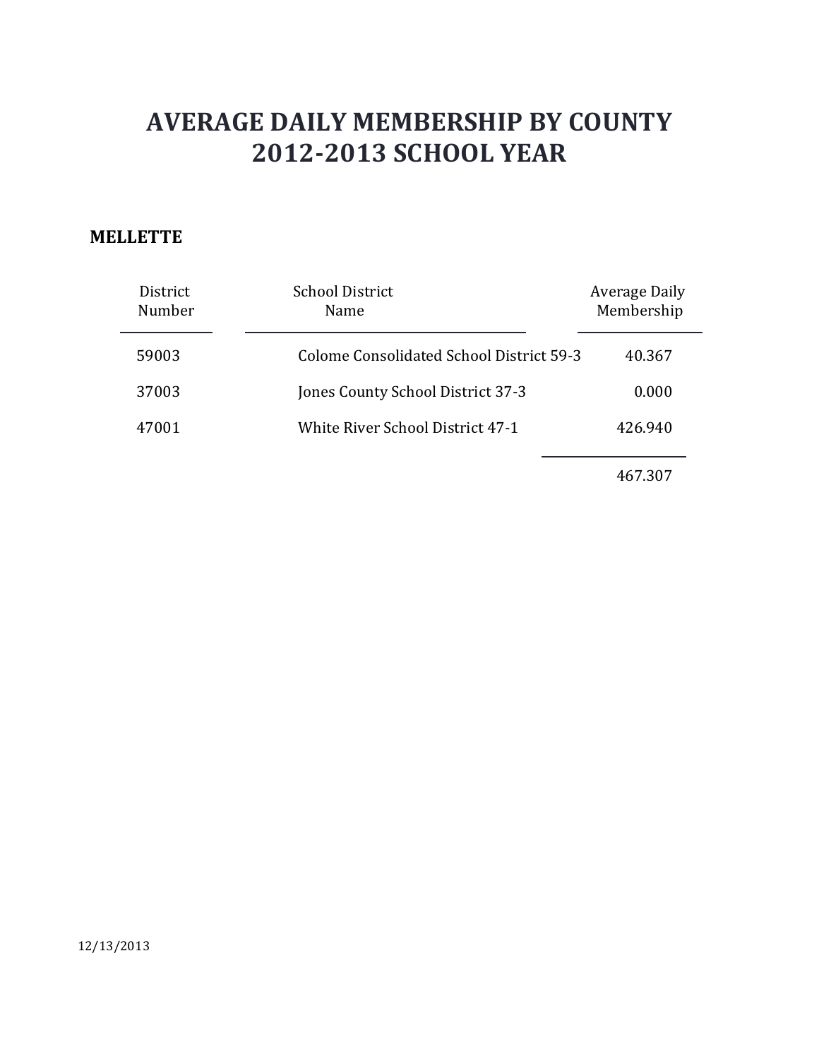# AVERAGE DAILY MEMBERSHIP BY COUNTY
# 2012-2013 SCHOOL YEAR

**MELLETTE**

| District Number | School District Name | Average Daily Membership |
|---|---|---|
| 59003 | Colome Consolidated School District 59-3 | 40.367 |
| 37003 | Jones County School District 37-3 | 0.000 |
| 47001 | White River School District 47-1 | 426.940 |
| | | 467.307 |

12/13/2013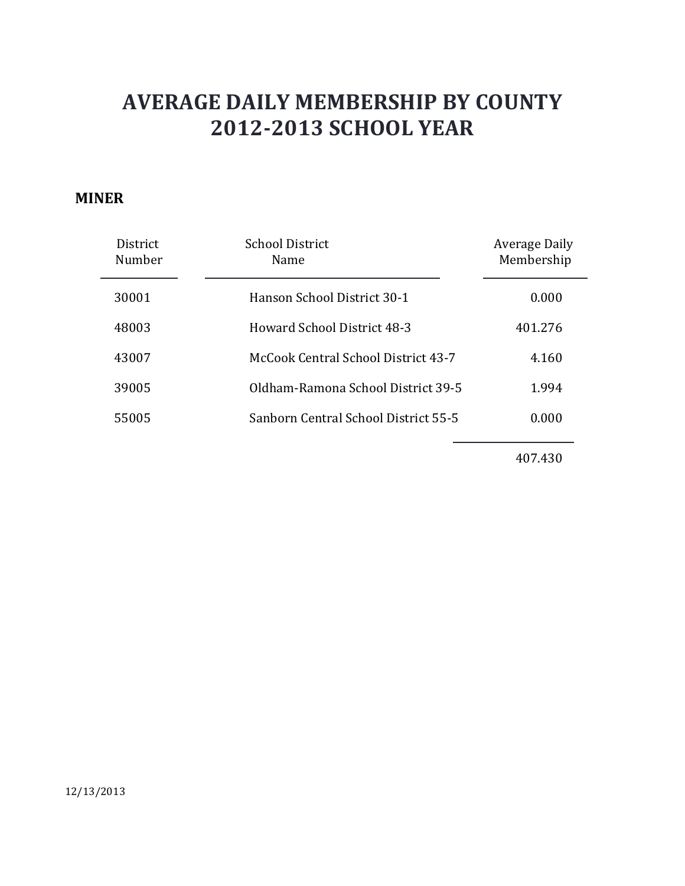# AVERAGE DAILY MEMBERSHIP BY COUNTY
# 2012-2013 SCHOOL YEAR

## MINER

| District Number | School District Name | Average Daily Membership |
|---|---|---|
| 30001 | Hanson School District 30-1 | 0.000 |
| 48003 | Howard School District 48-3 | 401.276 |
| 43007 | McCook Central School District 43-7 | 4.160 |
| 39005 | Oldham-Ramona School District 39-5 | 1.994 |
| 55005 | Sanborn Central School District 55-5 | 0.000 |
| | | 407.430 |

12/13/2013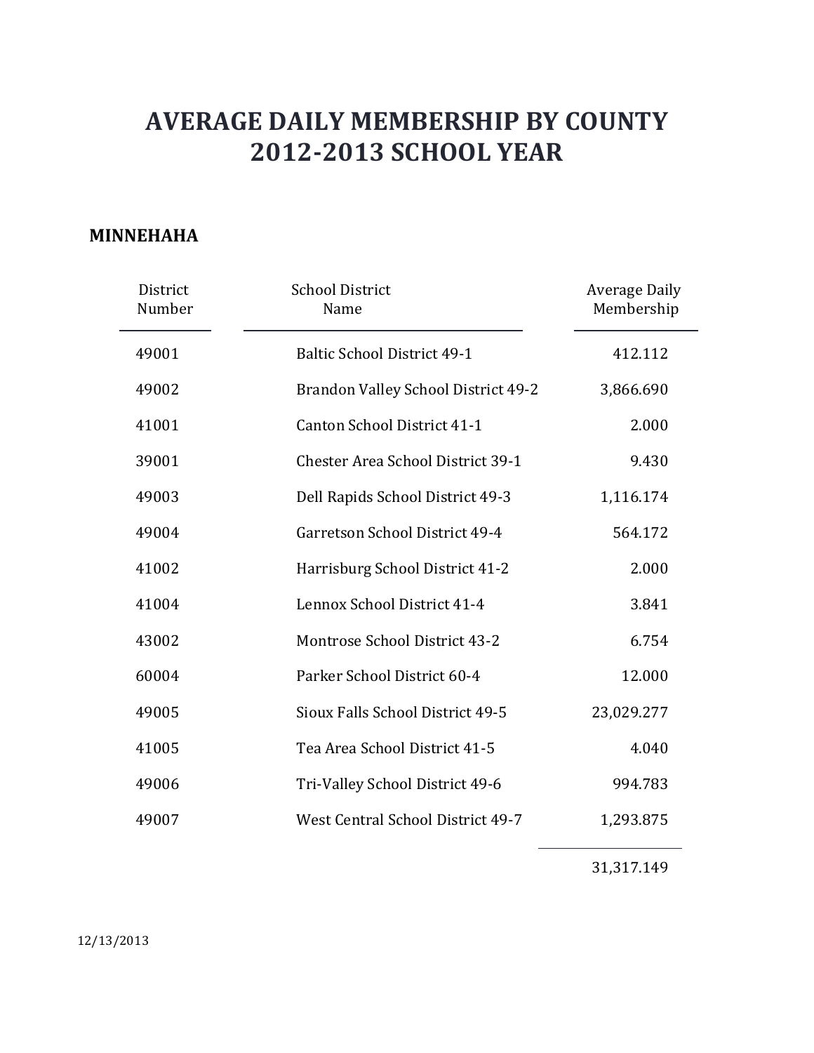# AVERAGE DAILY MEMBERSHIP BY COUNTY
# 2012-2013 SCHOOL YEAR

**MINNEHAHA**

| District Number | School District Name | Average Daily Membership |
|---|---|---|
| 49001 | Baltic School District 49-1 | 412.112 |
| 49002 | Brandon Valley School District 49-2 | 3,866.690 |
| 41001 | Canton School District 41-1 | 2.000 |
| 39001 | Chester Area School District 39-1 | 9.430 |
| 49003 | Dell Rapids School District 49-3 | 1,116.174 |
| 49004 | Garretson School District 49-4 | 564.172 |
| 41002 | Harrisburg School District 41-2 | 2.000 |
| 41004 | Lennox School District 41-4 | 3.841 |
| 43002 | Montrose School District 43-2 | 6.754 |
| 60004 | Parker School District 60-4 | 12.000 |
| 49005 | Sioux Falls School District 49-5 | 23,029.277 |
| 41005 | Tea Area School District 41-5 | 4.040 |
| 49006 | Tri-Valley School District 49-6 | 994.783 |
| 49007 | West Central School District 49-7 | 1,293.875 |
| | | 31,317.149 |

12/13/2013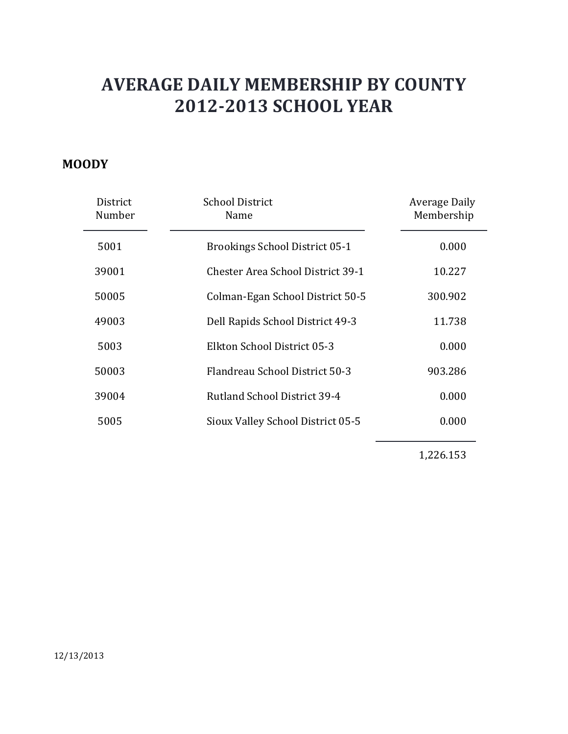# AVERAGE DAILY MEMBERSHIP BY COUNTY
# 2012-2013 SCHOOL YEAR

**MOODY**

| District Number | School District Name | Average Daily Membership |
|---|---|---|
| 5001 | Brookings School District 05-1 | 0.000 |
| 39001 | Chester Area School District 39-1 | 10.227 |
| 50005 | Colman-Egan School District 50-5 | 300.902 |
| 49003 | Dell Rapids School District 49-3 | 11.738 |
| 5003 | Elkton School District 05-3 | 0.000 |
| 50003 | Flandreau School District 50-3 | 903.286 |
| 39004 | Rutland School District 39-4 | 0.000 |
| 5005 | Sioux Valley School District 05-5 | 0.000 |
| | | 1,226.153 |

12/13/2013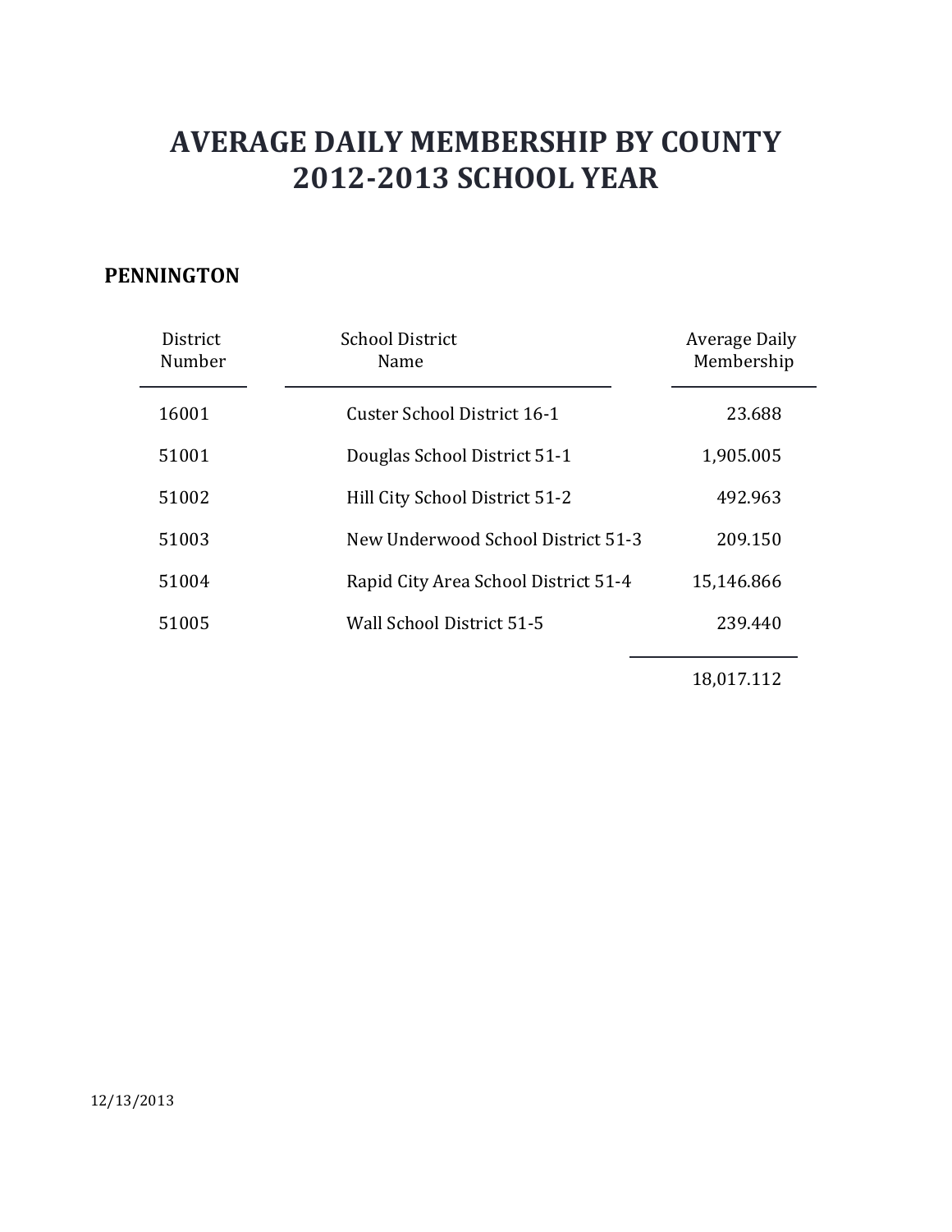# AVERAGE DAILY MEMBERSHIP BY COUNTY
# 2012-2013 SCHOOL YEAR

**PENNINGTON**

| District Number | School District Name | Average Daily Membership |
|---|---|---|
| 16001 | Custer School District 16-1 | 23.688 |
| 51001 | Douglas School District 51-1 | 1,905.005 |
| 51002 | Hill City School District 51-2 | 492.963 |
| 51003 | New Underwood School District 51-3 | 209.150 |
| 51004 | Rapid City Area School District 51-4 | 15,146.866 |
| 51005 | Wall School District 51-5 | 239.440 |
| | | 18,017.112 |

12/13/2013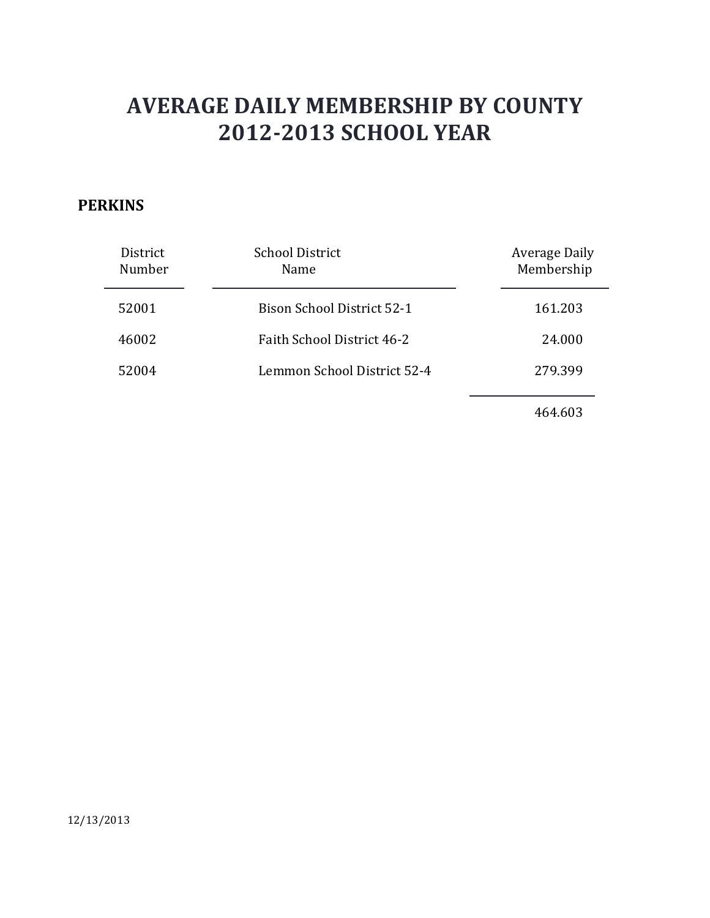# AVERAGE DAILY MEMBERSHIP BY COUNTY
# 2012-2013 SCHOOL YEAR

**PERKINS**

| District Number | School District Name | Average Daily Membership |
|---|---|---|
| 52001 | Bison School District 52-1 | 161.203 |
| 46002 | Faith School District 46-2 | 24.000 |
| 52004 | Lemmon School District 52-4 | 279.399 |
| | | 464.603 |

12/13/2013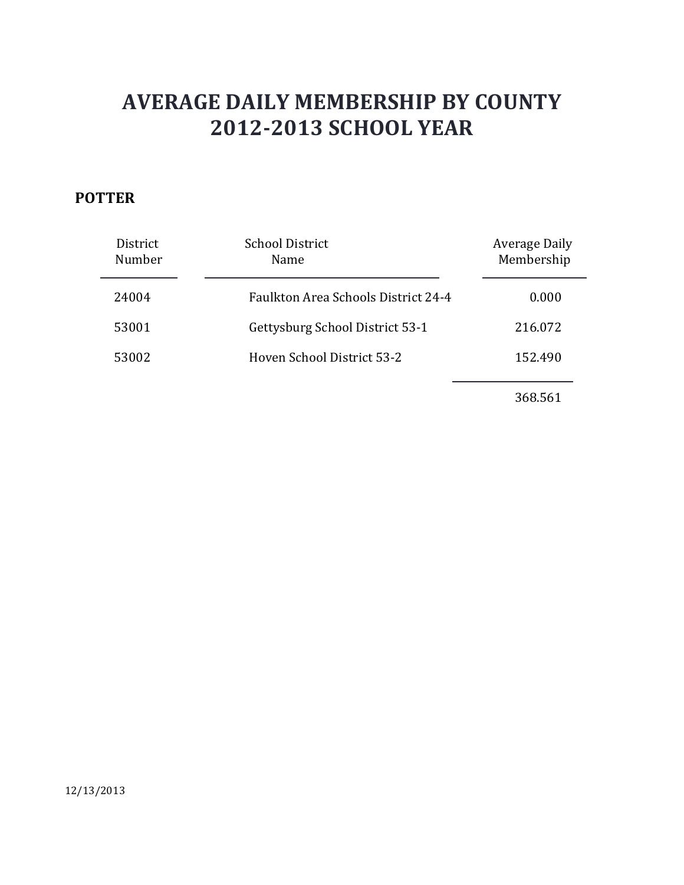# AVERAGE DAILY MEMBERSHIP BY COUNTY
# 2012-2013 SCHOOL YEAR

**POTTER**

| District Number | School District Name | Average Daily Membership |
|---|---|---|
| 24004 | Faulkton Area Schools District 24-4 | 0.000 |
| 53001 | Gettysburg School District 53-1 | 216.072 |
| 53002 | Hoven School District 53-2 | 152.490 |
| | | 368.561 |

12/13/2013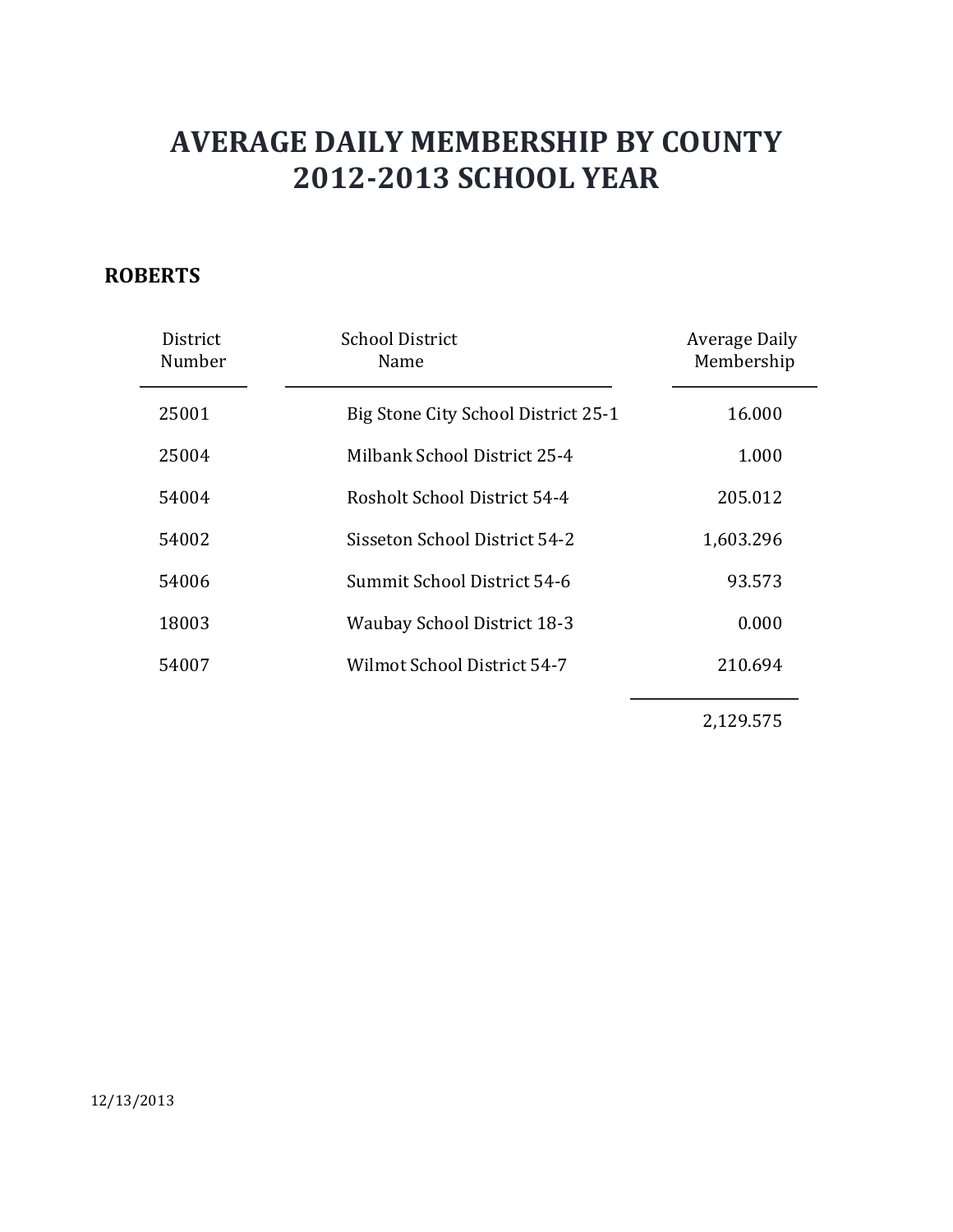# AVERAGE DAILY MEMBERSHIP BY COUNTY
# 2012-2013 SCHOOL YEAR

## ROBERTS

| District Number | School District Name | Average Daily Membership |
|---|---|---|
| 25001 | Big Stone City School District 25-1 | 16.000 |
| 25004 | Milbank School District 25-4 | 1.000 |
| 54004 | Rosholt School District 54-4 | 205.012 |
| 54002 | Sisseton School District 54-2 | 1,603.296 |
| 54006 | Summit School District 54-6 | 93.573 |
| 18003 | Waubay School District 18-3 | 0.000 |
| 54007 | Wilmot School District 54-7 | 210.694 |
| | | 2,129.575 |

12/13/2013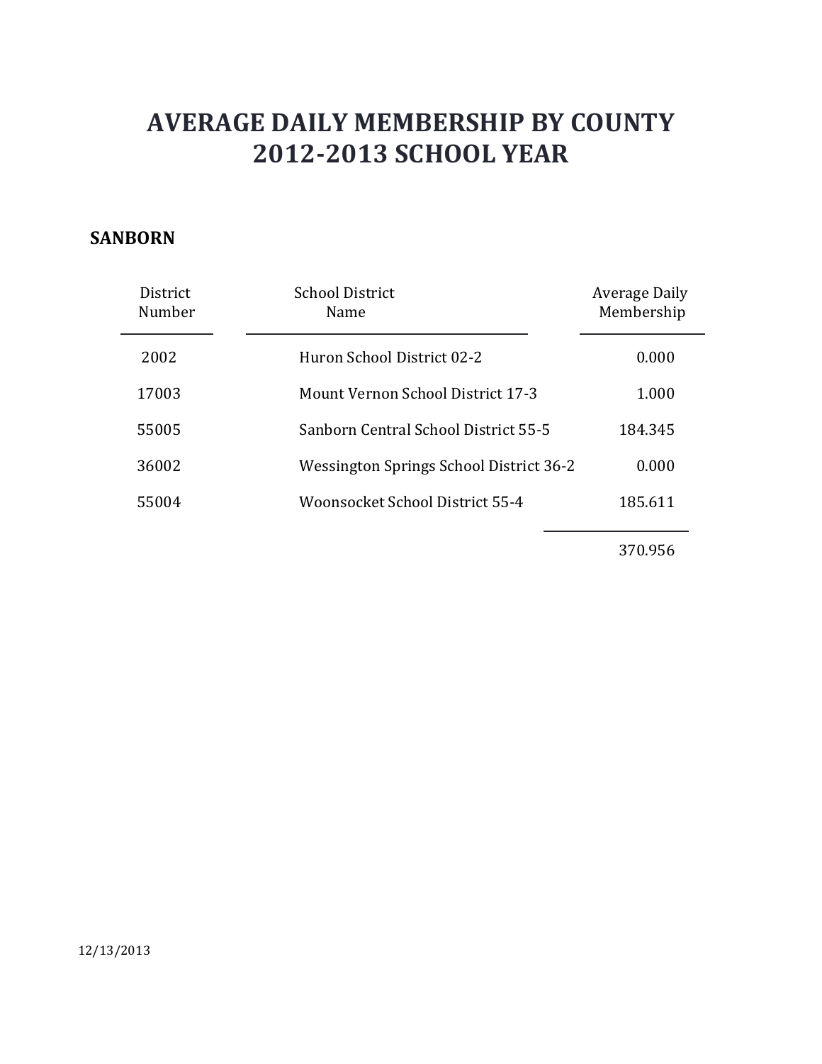# AVERAGE DAILY MEMBERSHIP BY COUNTY
# 2012-2013 SCHOOL YEAR

**SANBORN**

| District Number | School District Name | Average Daily Membership |
|---|---|---|
| 2002 | Huron School District 02-2 | 0.000 |
| 17003 | Mount Vernon School District 17-3 | 1.000 |
| 55005 | Sanborn Central School District 55-5 | 184.345 |
| 36002 | Wessington Springs School District 36-2 | 0.000 |
| 55004 | Woonsocket School District 55-4 | 185.611 |
| | | 370.956 |

12/13/2013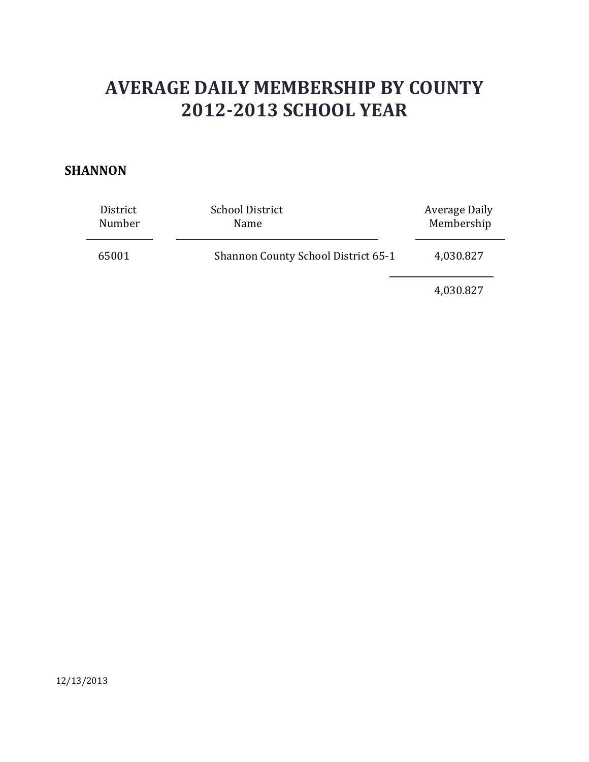# AVERAGE DAILY MEMBERSHIP BY COUNTY
# 2012-2013 SCHOOL YEAR

**SHANNON**

| District Number | School District Name | Average Daily Membership |
|---|---|---|
| 65001 | Shannon County School District 65-1 | 4,030.827 |
| | | 4,030.827 |

12/13/2013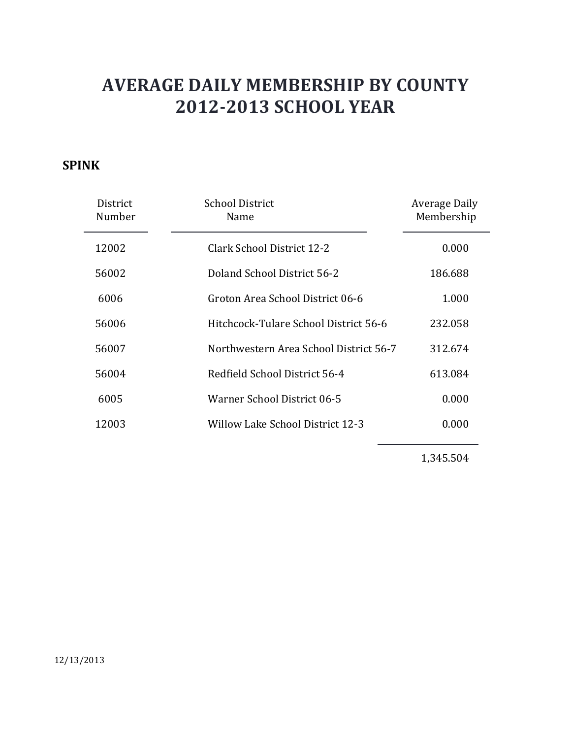# AVERAGE DAILY MEMBERSHIP BY COUNTY
# 2012-2013 SCHOOL YEAR

**SPINK**

| District Number | School District Name | Average Daily Membership |
|---|---|---|
| 12002 | Clark School District 12-2 | 0.000 |
| 56002 | Doland School District 56-2 | 186.688 |
| 6006 | Groton Area School District 06-6 | 1.000 |
| 56006 | Hitchcock-Tulare School District 56-6 | 232.058 |
| 56007 | Northwestern Area School District 56-7 | 312.674 |
| 56004 | Redfield School District 56-4 | 613.084 |
| 6005 | Warner School District 06-5 | 0.000 |
| 12003 | Willow Lake School District 12-3 | 0.000 |
| | | 1,345.504 |

12/13/2013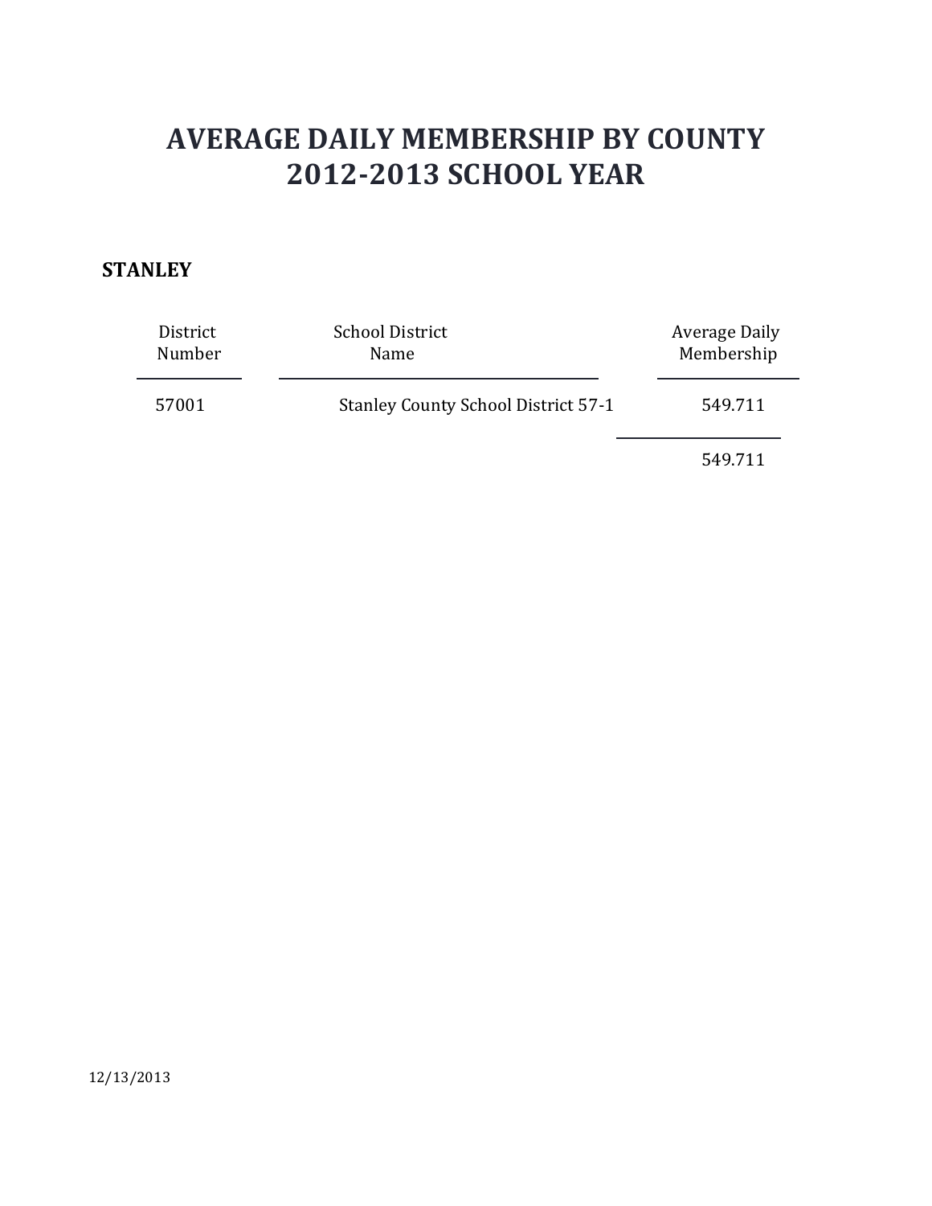# AVERAGE DAILY MEMBERSHIP BY COUNTY
# 2012-2013 SCHOOL YEAR

**STANLEY**

| District Number | School District Name | Average Daily Membership |
|---|---|---|
| 57001 | Stanley County School District 57-1 | 549.711 |
| | | 549.711 |

12/13/2013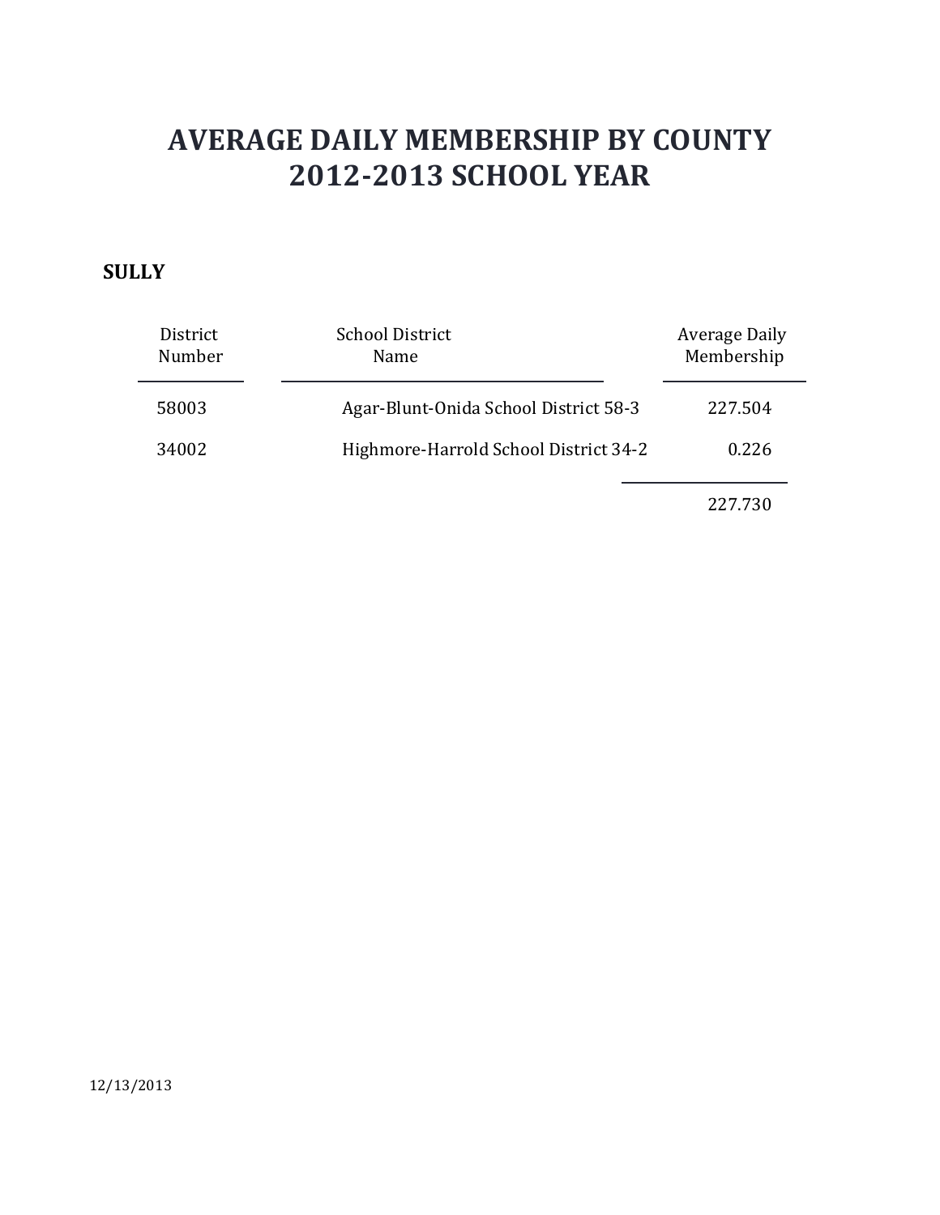# AVERAGE DAILY MEMBERSHIP BY COUNTY
# 2012-2013 SCHOOL YEAR

**SULLY**

| District Number | School District Name | Average Daily Membership |
|---|---|---|
| 58003 | Agar-Blunt-Onida School District 58-3 | 227.504 |
| 34002 | Highmore-Harrold School District 34-2 | 0.226 |
| | | 227.730 |

12/13/2013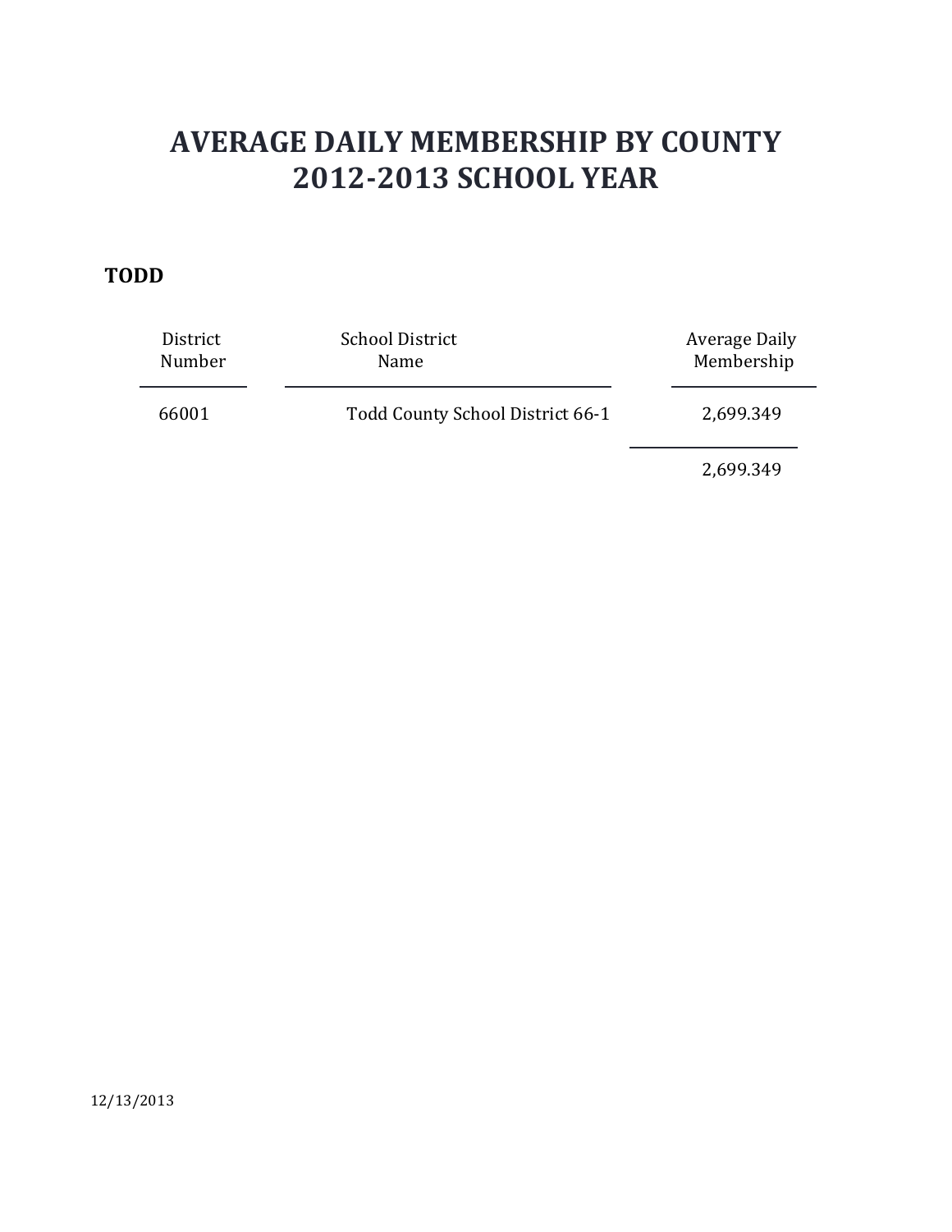# AVERAGE DAILY MEMBERSHIP BY COUNTY
# 2012-2013 SCHOOL YEAR

**TODD**

| District Number | School District Name | Average Daily Membership |
|---|---|---|
| 66001 | Todd County School District 66-1 | 2,699.349 |
| | | 2,699.349 |

12/13/2013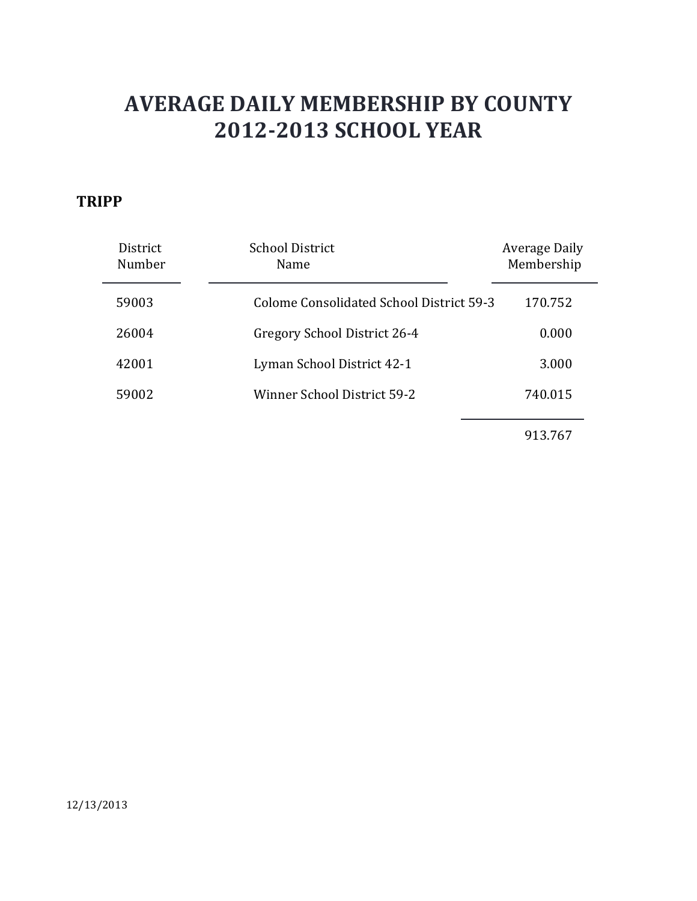# AVERAGE DAILY MEMBERSHIP BY COUNTY
# 2012-2013 SCHOOL YEAR

**TRIPP**

| District Number | School District Name | Average Daily Membership |
|---|---|---|
| 59003 | Colome Consolidated School District 59-3 | 170.752 |
| 26004 | Gregory School District 26-4 | 0.000 |
| 42001 | Lyman School District 42-1 | 3.000 |
| 59002 | Winner School District 59-2 | 740.015 |
| | | 913.767 |

12/13/2013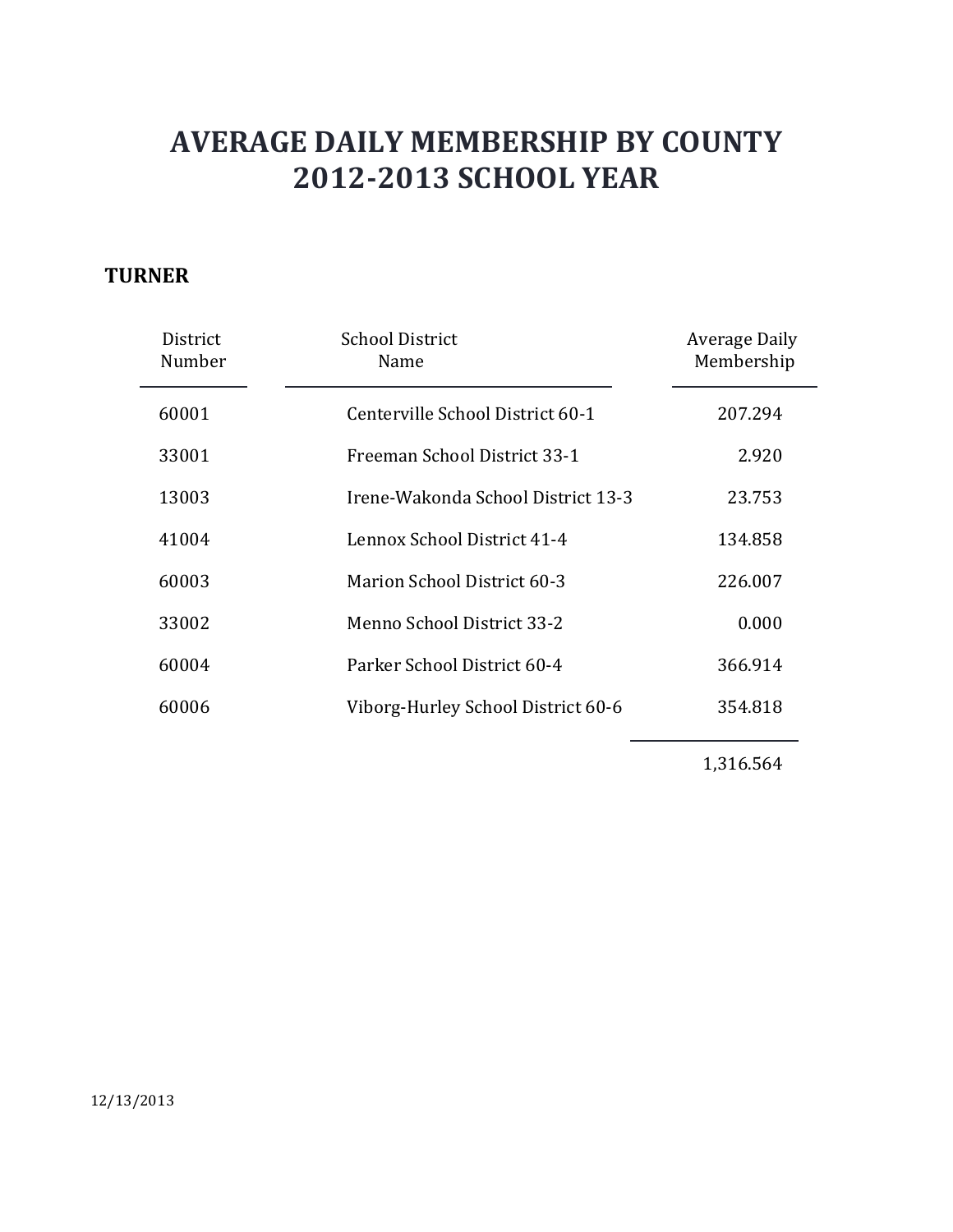# AVERAGE DAILY MEMBERSHIP BY COUNTY
# 2012-2013 SCHOOL YEAR

## TURNER

| District Number | School District Name | Average Daily Membership |
|---|---|---|
| 60001 | Centerville School District 60-1 | 207.294 |
| 33001 | Freeman School District 33-1 | 2.920 |
| 13003 | Irene-Wakonda School District 13-3 | 23.753 |
| 41004 | Lennox School District 41-4 | 134.858 |
| 60003 | Marion School District 60-3 | 226.007 |
| 33002 | Menno School District 33-2 | 0.000 |
| 60004 | Parker School District 60-4 | 366.914 |
| 60006 | Viborg-Hurley School District 60-6 | 354.818 |
| | | 1,316.564 |

12/13/2013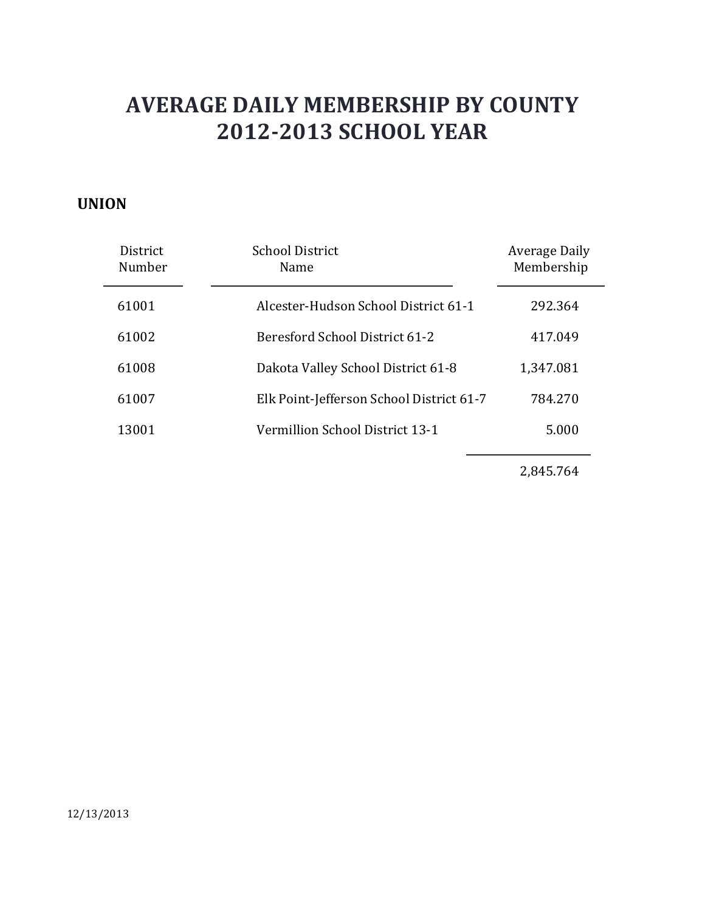# AVERAGE DAILY MEMBERSHIP BY COUNTY
# 2012-2013 SCHOOL YEAR

## UNION

| District Number | School District Name | Average Daily Membership |
|---|---|---|
| 61001 | Alcester-Hudson School District 61-1 | 292.364 |
| 61002 | Beresford School District 61-2 | 417.049 |
| 61008 | Dakota Valley School District 61-8 | 1,347.081 |
| 61007 | Elk Point-Jefferson School District 61-7 | 784.270 |
| 13001 | Vermillion School District 13-1 | 5.000 |
| | | 2,845.764 |

12/13/2013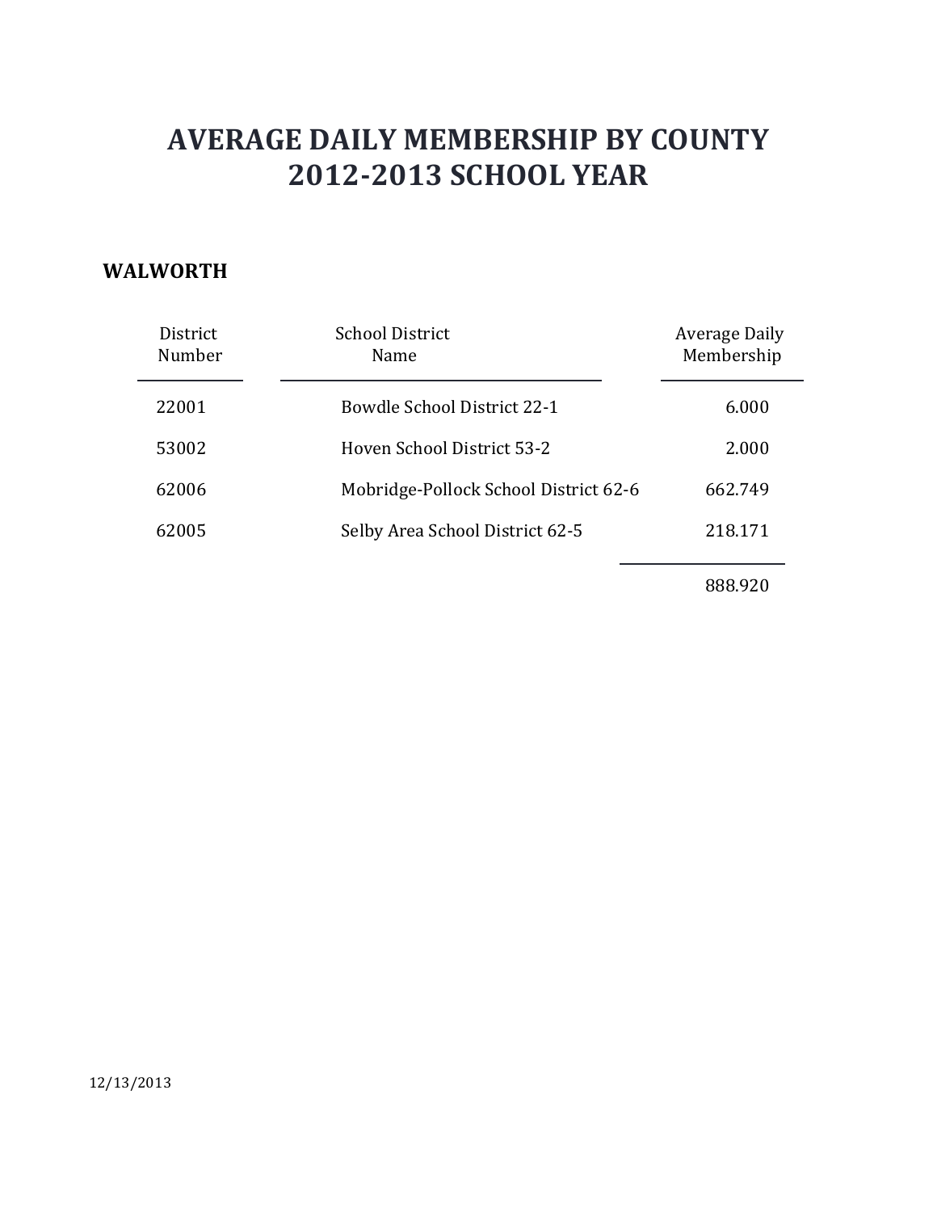# AVERAGE DAILY MEMBERSHIP BY COUNTY
# 2012-2013 SCHOOL YEAR

### WALWORTH

| District Number | School District Name | Average Daily Membership |
|---|---|---|
| 22001 | Bowdle School District 22-1 | 6.000 |
| 53002 | Hoven School District 53-2 | 2.000 |
| 62006 | Mobridge-Pollock School District 62-6 | 662.749 |
| 62005 | Selby Area School District 62-5 | 218.171 |
| | | 888.920 |

12/13/2013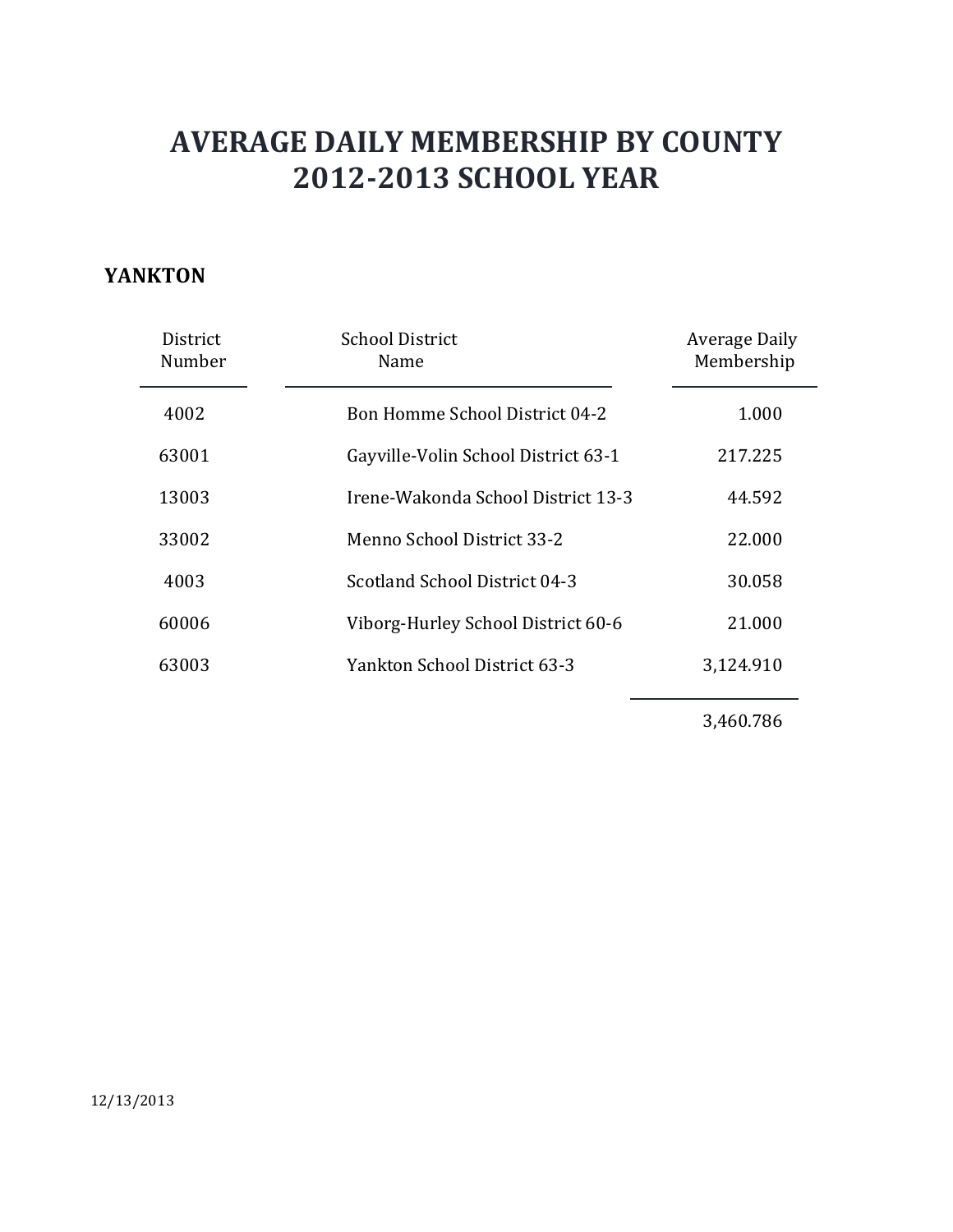# AVERAGE DAILY MEMBERSHIP BY COUNTY
# 2012-2013 SCHOOL YEAR

## YANKTON

| District Number | School District Name | Average Daily Membership |
|---|---|---|
| 4002 | Bon Homme School District 04-2 | 1.000 |
| 63001 | Gayville-Volin School District 63-1 | 217.225 |
| 13003 | Irene-Wakonda School District 13-3 | 44.592 |
| 33002 | Menno School District 33-2 | 22.000 |
| 4003 | Scotland School District 04-3 | 30.058 |
| 60006 | Viborg-Hurley School District 60-6 | 21.000 |
| 63003 | Yankton School District 63-3 | 3,124.910 |
| | | 3,460.786 |

12/13/2013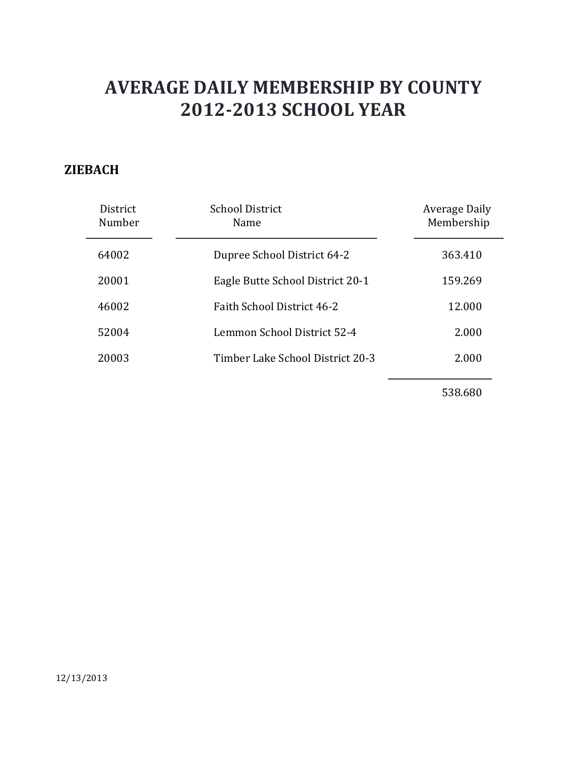# AVERAGE DAILY MEMBERSHIP BY COUNTY
# 2012-2013 SCHOOL YEAR

**ZIEBACH**

| District Number | School District Name | Average Daily Membership |
|---|---|---|
| 64002 | Dupree School District 64-2 | 363.410 |
| 20001 | Eagle Butte School District 20-1 | 159.269 |
| 46002 | Faith School District 46-2 | 12.000 |
| 52004 | Lemmon School District 52-4 | 2.000 |
| 20003 | Timber Lake School District 20-3 | 2.000 |
| | | 538.680 |

12/13/2013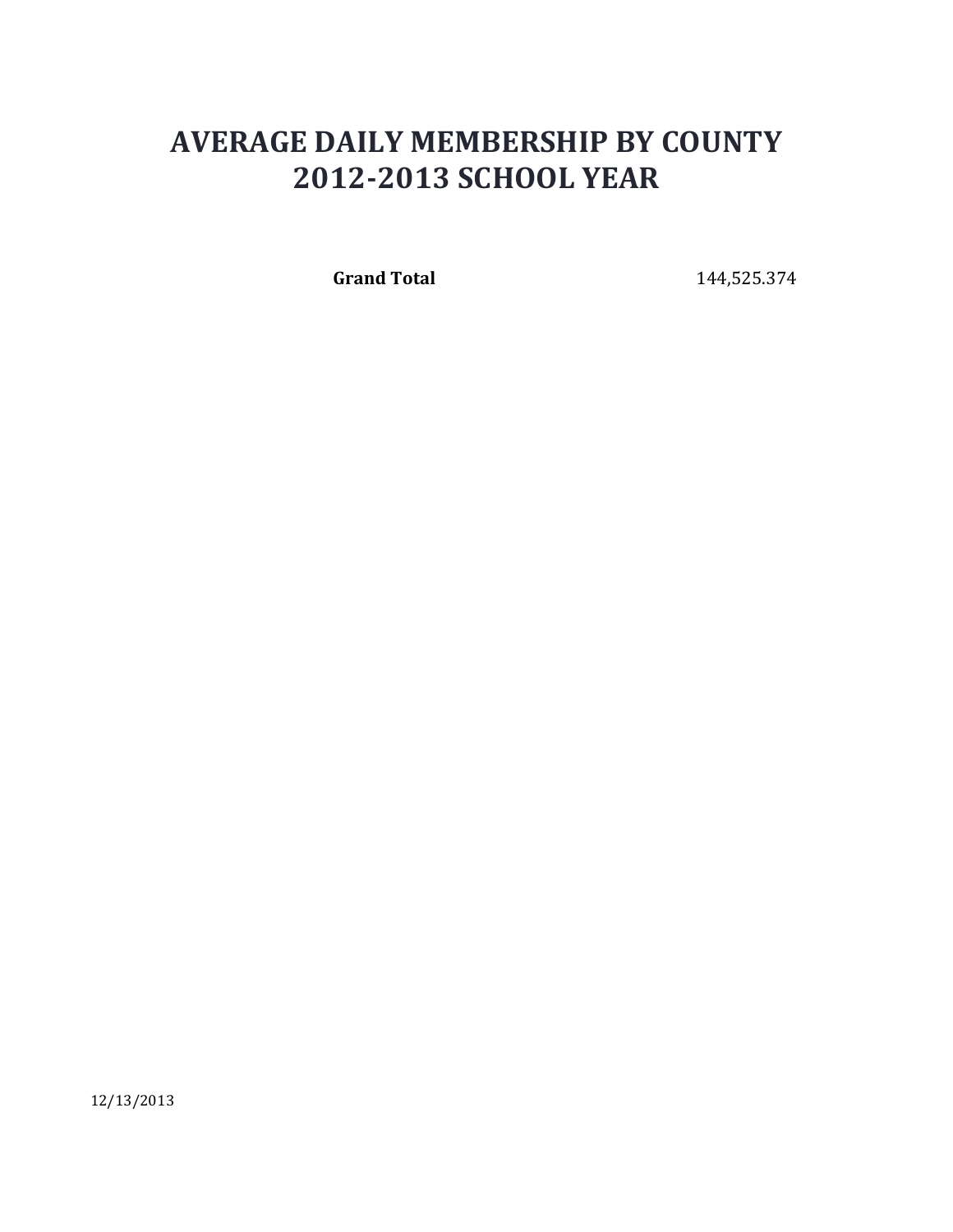# AVERAGE DAILY MEMBERSHIP BY COUNTY
# 2012-2013 SCHOOL YEAR

| | |
|---|---|
| **Grand Total** | 144,525.374 |

12/13/2013